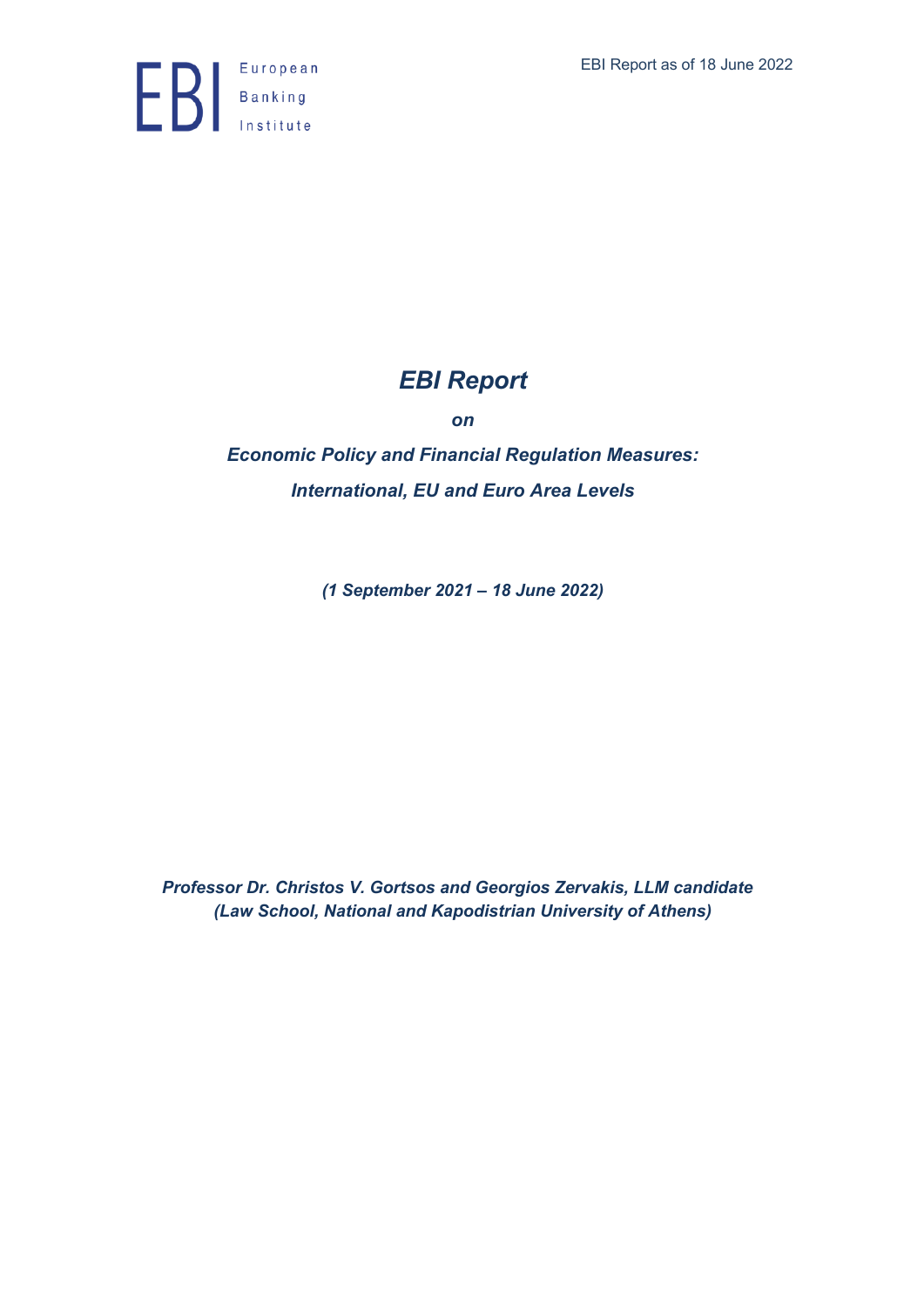European Banking Institute

EBI Report as of 18 June 2022

# *EBI Report*

***on***

## *Economic Policy and Financial Regulation Measures: International, EU and Euro Area Levels*

***(1 September 2021 – 18 June 2022)***

***Professor Dr. Christos V. Gortsos and Georgios Zervakis, LLM candidate (Law School, National and Kapodistrian University of Athens)***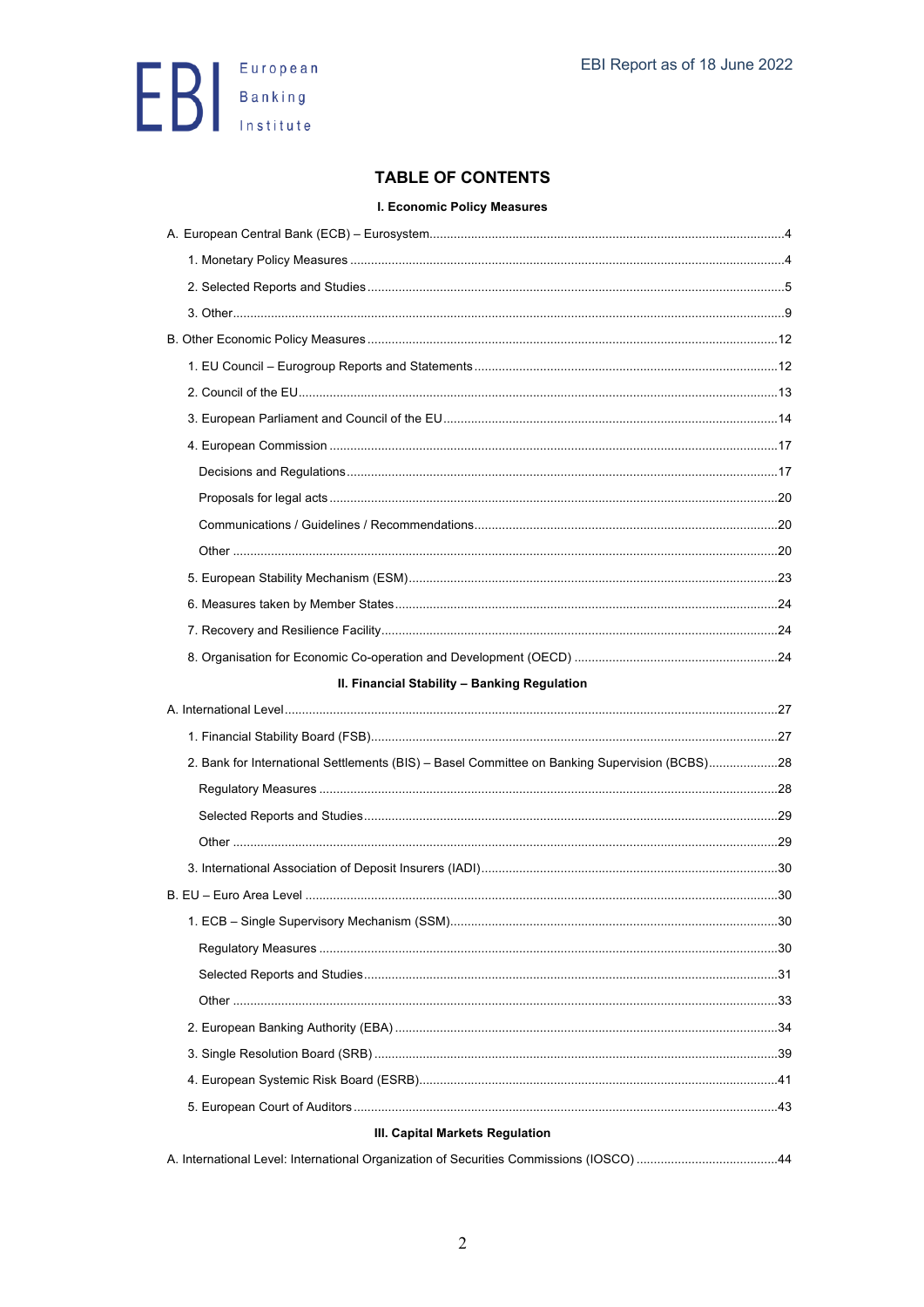# TABLE OF CONTENTS

## I. Economic Policy Measures

A. European Central Bank (ECB) – Eurosystem ..... 4

- 1. Monetary Policy Measures ..... 4
- 2. Selected Reports and Studies ..... 5
- 3. Other ..... 9

B. Other Economic Policy Measures ..... 12

- 1. EU Council – Eurogroup Reports and Statements ..... 12
- 2. Council of the EU ..... 13
- 3. European Parliament and Council of the EU ..... 14
- 4. European Commission ..... 17
  - Decisions and Regulations ..... 17
  - Proposals for legal acts ..... 20
  - Communications / Guidelines / Recommendations ..... 20
  - Other ..... 20
- 5. European Stability Mechanism (ESM) ..... 23
- 6. Measures taken by Member States ..... 24
- 7. Recovery and Resilience Facility ..... 24
- 8. Organisation for Economic Co-operation and Development (OECD) ..... 24

## II. Financial Stability – Banking Regulation

A. International Level ..... 27

- 1. Financial Stability Board (FSB) ..... 27
- 2. Bank for International Settlements (BIS) – Basel Committee on Banking Supervision (BCBS) ..... 28
  - Regulatory Measures ..... 28
  - Selected Reports and Studies ..... 29
  - Other ..... 29
- 3. International Association of Deposit Insurers (IADI) ..... 30

B. EU – Euro Area Level ..... 30

- 1. ECB – Single Supervisory Mechanism (SSM) ..... 30
  - Regulatory Measures ..... 30
  - Selected Reports and Studies ..... 31
  - Other ..... 33
- 2. European Banking Authority (EBA) ..... 34
- 3. Single Resolution Board (SRB) ..... 39
- 4. European Systemic Risk Board (ESRB) ..... 41
- 5. European Court of Auditors ..... 43

## III. Capital Markets Regulation

A. International Level: International Organization of Securities Commissions (IOSCO) ..... 44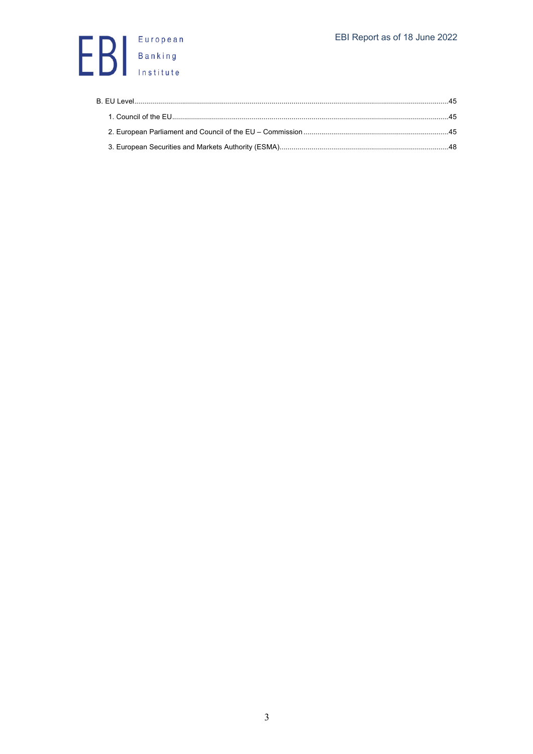B. EU Level ........................................................................................................................................45

1. Council of the EU .........................................................................................................................45

2. European Parliament and Council of the EU – Commission .......................................................45

3. European Securities and Markets Authority (ESMA) ...................................................................48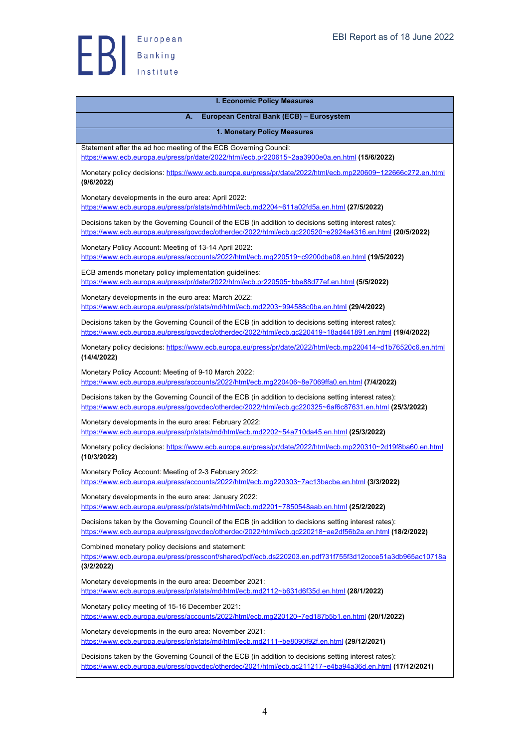# I. Economic Policy Measures

## A. European Central Bank (ECB) – Eurosystem

### 1. Monetary Policy Measures

Statement after the ad hoc meeting of the ECB Governing Council:
https://www.ecb.europa.eu/press/pr/date/2022/html/ecb.pr220615~2aa3900e0a.en.html **(15/6/2022)**

Monetary policy decisions: https://www.ecb.europa.eu/press/pr/date/2022/html/ecb.mp220609~122666c272.en.html **(9/6/2022)**

Monetary developments in the euro area: April 2022:
https://www.ecb.europa.eu/press/pr/stats/md/html/ecb.md2204~611a02fd5a.en.html **(27/5/2022)**

Decisions taken by the Governing Council of the ECB (in addition to decisions setting interest rates):
https://www.ecb.europa.eu/press/govcdec/otherdec/2022/html/ecb.gc220520~e2924a4316.en.html **(20/5/2022)**

Monetary Policy Account: Meeting of 13-14 April 2022:
https://www.ecb.europa.eu/press/accounts/2022/html/ecb.mg220519~c9200dba08.en.html **(19/5/2022)**

ECB amends monetary policy implementation guidelines:
https://www.ecb.europa.eu/press/pr/date/2022/html/ecb.pr220505~bbe88d77ef.en.html **(5/5/2022)**

Monetary developments in the euro area: March 2022:
https://www.ecb.europa.eu/press/pr/stats/md/html/ecb.md2203~994588c0ba.en.html **(29/4/2022)**

Decisions taken by the Governing Council of the ECB (in addition to decisions setting interest rates):
https://www.ecb.europa.eu/press/govcdec/otherdec/2022/html/ecb.gc220419~18ad441891.en.html **(19/4/2022)**

Monetary policy decisions: https://www.ecb.europa.eu/press/pr/date/2022/html/ecb.mp220414~d1b76520c6.en.html **(14/4/2022)**

Monetary Policy Account: Meeting of 9-10 March 2022:
https://www.ecb.europa.eu/press/accounts/2022/html/ecb.mg220406~8e7069ffa0.en.html **(7/4/2022)**

Decisions taken by the Governing Council of the ECB (in addition to decisions setting interest rates):
https://www.ecb.europa.eu/press/govcdec/otherdec/2022/html/ecb.gc220325~6af6c87631.en.html **(25/3/2022)**

Monetary developments in the euro area: February 2022:
https://www.ecb.europa.eu/press/pr/stats/md/html/ecb.md2202~54a710da45.en.html **(25/3/2022)**

Monetary policy decisions: https://www.ecb.europa.eu/press/pr/date/2022/html/ecb.mp220310~2d19f8ba60.en.html **(10/3/2022)**

Monetary Policy Account: Meeting of 2-3 February 2022:
https://www.ecb.europa.eu/press/accounts/2022/html/ecb.mg220303~7ac13bacbe.en.html **(3/3/2022)**

Monetary developments in the euro area: January 2022:
https://www.ecb.europa.eu/press/pr/stats/md/html/ecb.md2201~7850548aab.en.html **(25/2/2022)**

Decisions taken by the Governing Council of the ECB (in addition to decisions setting interest rates):
https://www.ecb.europa.eu/press/govcdec/otherdec/2022/html/ecb.gc220218~ae2df56b2a.en.html **(18/2/2022)**

Combined monetary policy decisions and statement:
https://www.ecb.europa.eu/press/pressconf/shared/pdf/ecb.ds220203.en.pdf?31f755f3d12ccce51a3db965ac10718a **(3/2/2022)**

Monetary developments in the euro area: December 2021:
https://www.ecb.europa.eu/press/pr/stats/md/html/ecb.md2112~b631d6f35d.en.html **(28/1/2022)**

Monetary policy meeting of 15-16 December 2021:
https://www.ecb.europa.eu/press/accounts/2022/html/ecb.mg220120~7ed187b5b1.en.html **(20/1/2022)**

Monetary developments in the euro area: November 2021:
https://www.ecb.europa.eu/press/pr/stats/md/html/ecb.md2111~be8090f92f.en.html **(29/12/2021)**

Decisions taken by the Governing Council of the ECB (in addition to decisions setting interest rates):
https://www.ecb.europa.eu/press/govcdec/otherdec/2021/html/ecb.gc211217~e4ba94a36d.en.html **(17/12/2021)**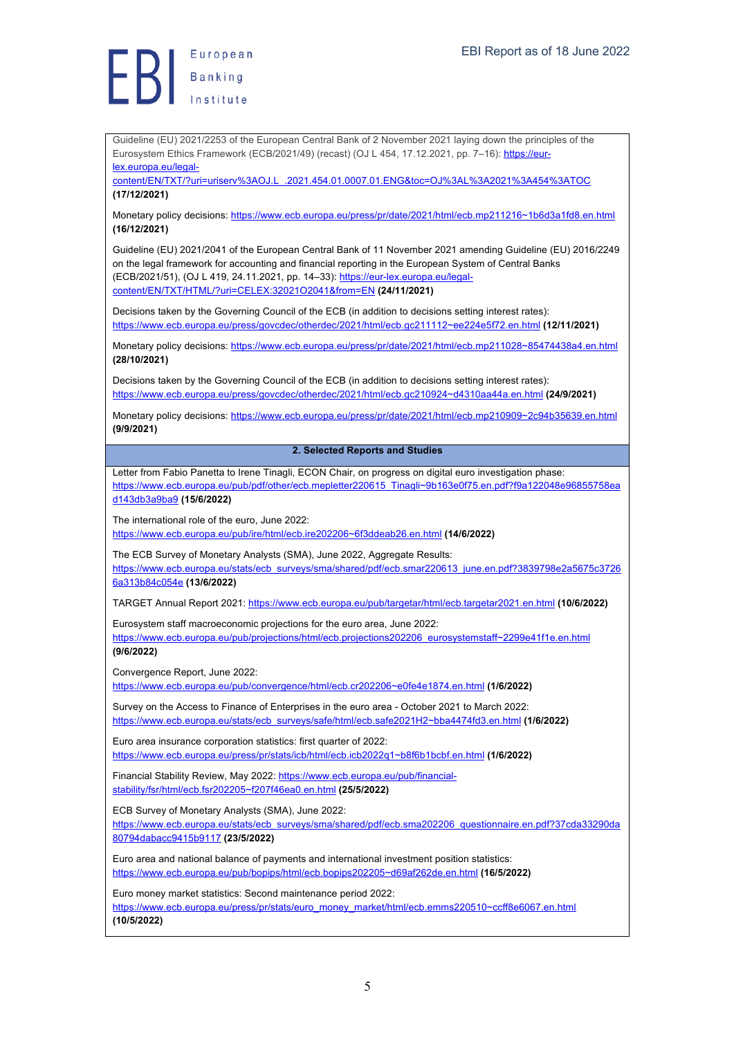Guideline (EU) 2021/2253 of the European Central Bank of 2 November 2021 laying down the principles of the Eurosystem Ethics Framework (ECB/2021/49) (recast) (OJ L 454, 17.12.2021, pp. 7–16): https://eur-lex.europa.eu/legal-content/EN/TXT/?uri=uriserv%3AOJ.L_.2021.454.01.0007.01.ENG&toc=OJ%3AL%3A2021%3A454%3ATOC **(17/12/2021)**

Monetary policy decisions: https://www.ecb.europa.eu/press/pr/date/2021/html/ecb.mp211216~1b6d3a1fd8.en.html **(16/12/2021)**

Guideline (EU) 2021/2041 of the European Central Bank of 11 November 2021 amending Guideline (EU) 2016/2249 on the legal framework for accounting and financial reporting in the European System of Central Banks (ECB/2021/51), (OJ L 419, 24.11.2021, pp. 14–33): https://eur-lex.europa.eu/legal-content/EN/TXT/HTML/?uri=CELEX:32021O2041&from=EN **(24/11/2021)**

Decisions taken by the Governing Council of the ECB (in addition to decisions setting interest rates): https://www.ecb.europa.eu/press/govcdec/otherdec/2021/html/ecb.gc211112~ee224e5f72.en.html **(12/11/2021)**

Monetary policy decisions: https://www.ecb.europa.eu/press/pr/date/2021/html/ecb.mp211028~85474438a4.en.html **(28/10/2021)**

Decisions taken by the Governing Council of the ECB (in addition to decisions setting interest rates): https://www.ecb.europa.eu/press/govcdec/otherdec/2021/html/ecb.gc210924~d4310aa44a.en.html **(24/9/2021)**

Monetary policy decisions: https://www.ecb.europa.eu/press/pr/date/2021/html/ecb.mp210909~2c94b35639.en.html **(9/9/2021)**

## 2. Selected Reports and Studies

Letter from Fabio Panetta to Irene Tinagli, ECON Chair, on progress on digital euro investigation phase: https://www.ecb.europa.eu/pub/pdf/other/ecb.mepletter220615_Tinagli~9b163e0f75.en.pdf?f9a122048e96855758ead143db3a9ba9 **(15/6/2022)**

The international role of the euro, June 2022: https://www.ecb.europa.eu/pub/ire/html/ecb.ire202206~6f3ddeab26.en.html **(14/6/2022)**

The ECB Survey of Monetary Analysts (SMA), June 2022, Aggregate Results: https://www.ecb.europa.eu/stats/ecb_surveys/sma/shared/pdf/ecb.smar220613_june.en.pdf?3839798e2a5675c37266a313b84c054e **(13/6/2022)**

TARGET Annual Report 2021: https://www.ecb.europa.eu/pub/targetar/html/ecb.targetar2021.en.html **(10/6/2022)**

Eurosystem staff macroeconomic projections for the euro area, June 2022: https://www.ecb.europa.eu/pub/projections/html/ecb.projections202206_eurosystemstaff~2299e41f1e.en.html **(9/6/2022)**

Convergence Report, June 2022: https://www.ecb.europa.eu/pub/convergence/html/ecb.cr202206~e0fe4e1874.en.html **(1/6/2022)**

Survey on the Access to Finance of Enterprises in the euro area - October 2021 to March 2022: https://www.ecb.europa.eu/stats/ecb_surveys/safe/html/ecb.safe2021H2~bba4474fd3.en.html **(1/6/2022)**

Euro area insurance corporation statistics: first quarter of 2022: https://www.ecb.europa.eu/press/pr/stats/icb/html/ecb.icb2022q1~b8f6b1bcbf.en.html **(1/6/2022)**

Financial Stability Review, May 2022: https://www.ecb.europa.eu/pub/financial-stability/fsr/html/ecb.fsr202205~f207f46ea0.en.html **(25/5/2022)**

ECB Survey of Monetary Analysts (SMA), June 2022: https://www.ecb.europa.eu/stats/ecb_surveys/sma/shared/pdf/ecb.sma202206_questionnaire.en.pdf?37cda33290da80794dabacc9415b9117 **(23/5/2022)**

Euro area and national balance of payments and international investment position statistics: https://www.ecb.europa.eu/pub/bopips/html/ecb.bopips202205~d69af262de.en.html **(16/5/2022)**

Euro money market statistics: Second maintenance period 2022: https://www.ecb.europa.eu/press/pr/stats/euro_money_market/html/ecb.emms220510~ccff8e6067.en.html **(10/5/2022)**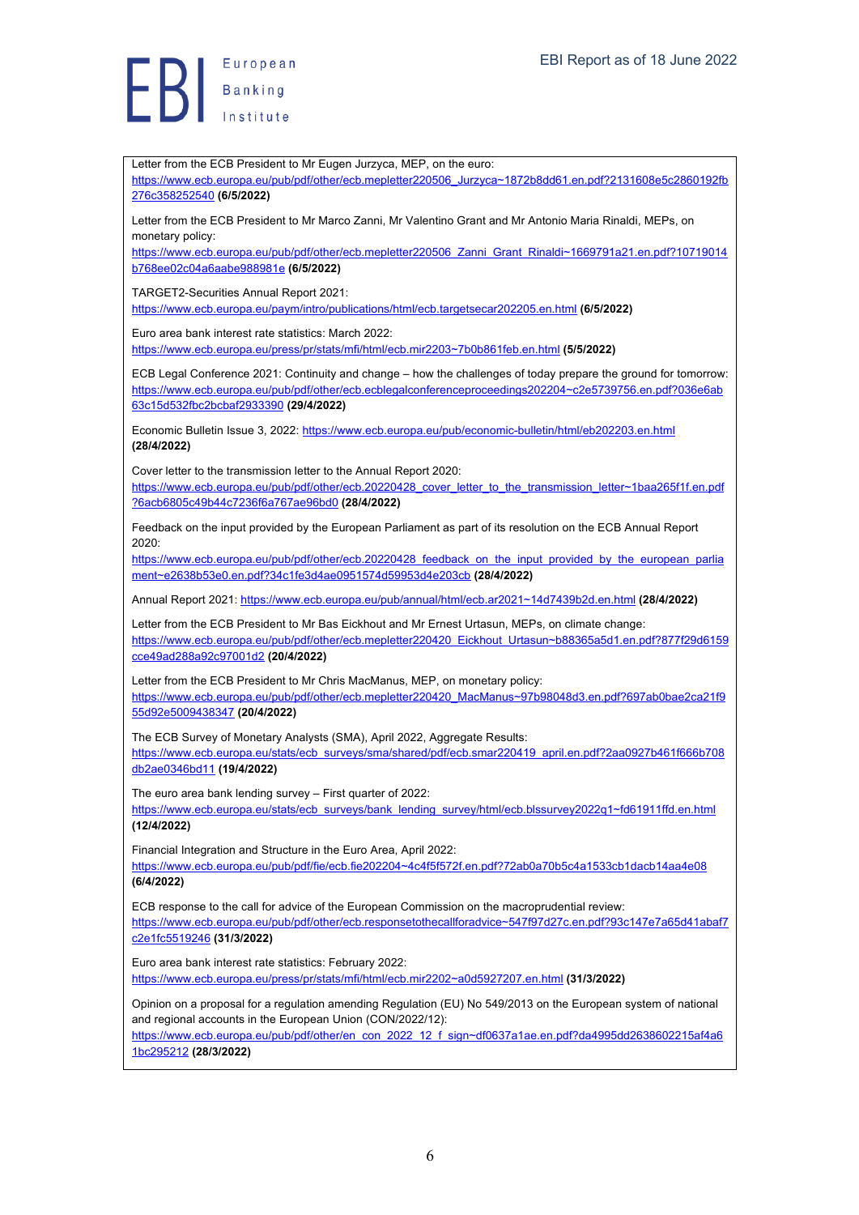Letter from the ECB President to Mr Eugen Jurzyca, MEP, on the euro: https://www.ecb.europa.eu/pub/pdf/other/ecb.mepletter220506_Jurzyca~1872b8dd61.en.pdf?2131608e5c2860192fb276c358252540 **(6/5/2022)**

Letter from the ECB President to Mr Marco Zanni, Mr Valentino Grant and Mr Antonio Maria Rinaldi, MEPs, on monetary policy: https://www.ecb.europa.eu/pub/pdf/other/ecb.mepletter220506_Zanni_Grant_Rinaldi~1669791a21.en.pdf?10719014b768ee02c04a6aabe988981e **(6/5/2022)**

TARGET2-Securities Annual Report 2021: https://www.ecb.europa.eu/paym/intro/publications/html/ecb.targetsecar202205.en.html **(6/5/2022)**

Euro area bank interest rate statistics: March 2022: https://www.ecb.europa.eu/press/pr/stats/mfi/html/ecb.mir2203~7b0b861feb.en.html **(5/5/2022)**

ECB Legal Conference 2021: Continuity and change – how the challenges of today prepare the ground for tomorrow: https://www.ecb.europa.eu/pub/pdf/other/ecb.ecblegalconferenceproceedings202204~c2e5739756.en.pdf?036e6ab63c15d532fbc2bcbaf2933390 **(29/4/2022)**

Economic Bulletin Issue 3, 2022: https://www.ecb.europa.eu/pub/economic-bulletin/html/eb202203.en.html **(28/4/2022)**

Cover letter to the transmission letter to the Annual Report 2020: https://www.ecb.europa.eu/pub/pdf/other/ecb.20220428_cover_letter_to_the_transmission_letter~1baa265f1f.en.pdf?6acb6805c49b44c7236f6a767ae96bd0 **(28/4/2022)**

Feedback on the input provided by the European Parliament as part of its resolution on the ECB Annual Report 2020: https://www.ecb.europa.eu/pub/pdf/other/ecb.20220428_feedback_on_the_input_provided_by_the_european_parliament~e2638b53e0.en.pdf?34c1fe3d4ae0951574d59953d4e203cb **(28/4/2022)**

Annual Report 2021: https://www.ecb.europa.eu/pub/annual/html/ecb.ar2021~14d7439b2d.en.html **(28/4/2022)**

Letter from the ECB President to Mr Bas Eickhout and Mr Ernest Urtasun, MEPs, on climate change: https://www.ecb.europa.eu/pub/pdf/other/ecb.mepletter220420_Eickhout_Urtasun~b88365a5d1.en.pdf?877f29d6159cce49ad288a92c97001d2 **(20/4/2022)**

Letter from the ECB President to Mr Chris MacManus, MEP, on monetary policy: https://www.ecb.europa.eu/pub/pdf/other/ecb.mepletter220420_MacManus~97b98048d3.en.pdf?697ab0bae2ca21f955d92e5009438347 **(20/4/2022)**

The ECB Survey of Monetary Analysts (SMA), April 2022, Aggregate Results: https://www.ecb.europa.eu/stats/ecb_surveys/sma/shared/pdf/ecb.smar220419_april.en.pdf?2aa0927b461f666b708db2ae0346bd11 **(19/4/2022)**

The euro area bank lending survey – First quarter of 2022: https://www.ecb.europa.eu/stats/ecb_surveys/bank_lending_survey/html/ecb.blssurvey2022q1~fd61911ffd.en.html **(12/4/2022)**

Financial Integration and Structure in the Euro Area, April 2022: https://www.ecb.europa.eu/pub/pdf/fie/ecb.fie202204~4c4f5f572f.en.pdf?72ab0a70b5c4a1533cb1dacb14aa4e08 **(6/4/2022)**

ECB response to the call for advice of the European Commission on the macroprudential review: https://www.ecb.europa.eu/pub/pdf/other/ecb.responsetothecallforadvice~547f97d27c.en.pdf?93c147e7a65d41abaf7c2e1fc5519246 **(31/3/2022)**

Euro area bank interest rate statistics: February 2022: https://www.ecb.europa.eu/press/pr/stats/mfi/html/ecb.mir2202~a0d5927207.en.html **(31/3/2022)**

Opinion on a proposal for a regulation amending Regulation (EU) No 549/2013 on the European system of national and regional accounts in the European Union (CON/2022/12): https://www.ecb.europa.eu/pub/pdf/other/en_con_2022_12_f_sign~df0637a1ae.en.pdf?da4995dd2638602215af4a61bc295212 **(28/3/2022)**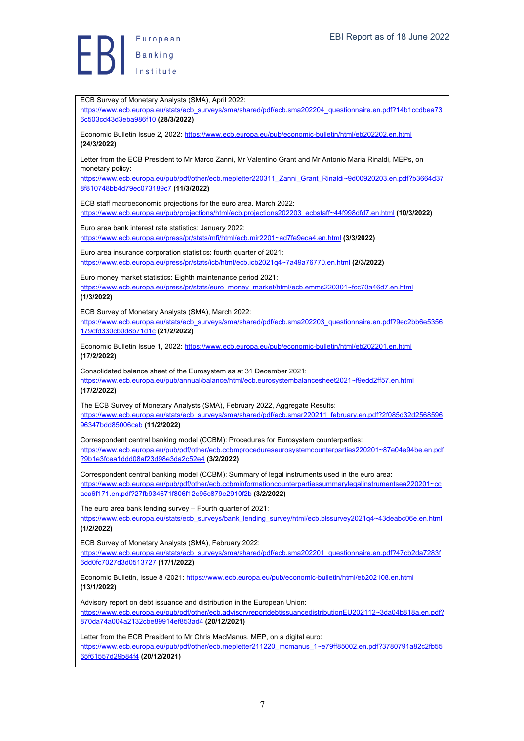ECB Survey of Monetary Analysts (SMA), April 2022: https://www.ecb.europa.eu/stats/ecb_surveys/sma/shared/pdf/ecb.sma202204_questionnaire.en.pdf?14b1ccdbea736c503cd43d3eba986f10 **(28/3/2022)**

Economic Bulletin Issue 2, 2022: https://www.ecb.europa.eu/pub/economic-bulletin/html/eb202202.en.html **(24/3/2022)**

Letter from the ECB President to Mr Marco Zanni, Mr Valentino Grant and Mr Antonio Maria Rinaldi, MEPs, on monetary policy: https://www.ecb.europa.eu/pub/pdf/other/ecb.mepletter220311_Zanni_Grant_Rinaldi~9d00920203.en.pdf?b3664d378f810748bb4d79ec073189c7 **(11/3/2022)**

ECB staff macroeconomic projections for the euro area, March 2022: https://www.ecb.europa.eu/pub/projections/html/ecb.projections202203_ecbstaff~44f998dfd7.en.html **(10/3/2022)**

Euro area bank interest rate statistics: January 2022: https://www.ecb.europa.eu/press/pr/stats/mfi/html/ecb.mir2201~ad7fe9eca4.en.html **(3/3/2022)**

Euro area insurance corporation statistics: fourth quarter of 2021: https://www.ecb.europa.eu/press/pr/stats/icb/html/ecb.icb2021q4~7a49a76770.en.html **(2/3/2022)**

Euro money market statistics: Eighth maintenance period 2021: https://www.ecb.europa.eu/press/pr/stats/euro_money_market/html/ecb.emms220301~fcc70a46d7.en.html **(1/3/2022)**

ECB Survey of Monetary Analysts (SMA), March 2022: https://www.ecb.europa.eu/stats/ecb_surveys/sma/shared/pdf/ecb.sma202203_questionnaire.en.pdf?9ec2bb6e5356179cfd330cb0d8b71d1c **(21/2/2022)**

Economic Bulletin Issue 1, 2022: https://www.ecb.europa.eu/pub/economic-bulletin/html/eb202201.en.html **(17/2/2022)**

Consolidated balance sheet of the Eurosystem as at 31 December 2021: https://www.ecb.europa.eu/pub/annual/balance/html/ecb.eurosystembalancesheet2021~f9edd2ff57.en.html **(17/2/2022)**

The ECB Survey of Monetary Analysts (SMA), February 2022, Aggregate Results: https://www.ecb.europa.eu/stats/ecb_surveys/sma/shared/pdf/ecb.smar220211_february.en.pdf?2f085d32d256859696347bdd85006ceb **(11/2/2022)**

Correspondent central banking model (CCBM): Procedures for Eurosystem counterparties: https://www.ecb.europa.eu/pub/pdf/other/ecb.ccbmprocedureseurosystemcounterparties220201~87e04e94be.en.pdf?9b1e3fcea1ddd08af23d98e3da2c52e4 **(3/2/2022)**

Correspondent central banking model (CCBM): Summary of legal instruments used in the euro area: https://www.ecb.europa.eu/pub/pdf/other/ecb.ccbminformationcounterpartiessummarylegalinstrumentsea220201~ccaca6f171.en.pdf?27fb934671f806f12e95c879e2910f2b **(3/2/2022)**

The euro area bank lending survey – Fourth quarter of 2021: https://www.ecb.europa.eu/stats/ecb_surveys/bank_lending_survey/html/ecb.blssurvey2021q4~43deabc06e.en.html **(1/2/2022)**

ECB Survey of Monetary Analysts (SMA), February 2022: https://www.ecb.europa.eu/stats/ecb_surveys/sma/shared/pdf/ecb.sma202201_questionnaire.en.pdf?47cb2da7283f6dd0fc7027d3d0513727 **(17/1/2022)**

Economic Bulletin, Issue 8 /2021: https://www.ecb.europa.eu/pub/economic-bulletin/html/eb202108.en.html **(13/1/2022)**

Advisory report on debt issuance and distribution in the European Union: https://www.ecb.europa.eu/pub/pdf/other/ecb.advisoryreportdebtissuancedistributionEU202112~3da04b818a.en.pdf?870da74a004a2132cbe89914ef853ad4 **(20/12/2021)**

Letter from the ECB President to Mr Chris MacManus, MEP, on a digital euro: https://www.ecb.europa.eu/pub/pdf/other/ecb.mepletter211220_mcmanus_1~e79ff85002.en.pdf?3780791a82c2fb5565f61557d29b84f4 **(20/12/2021)**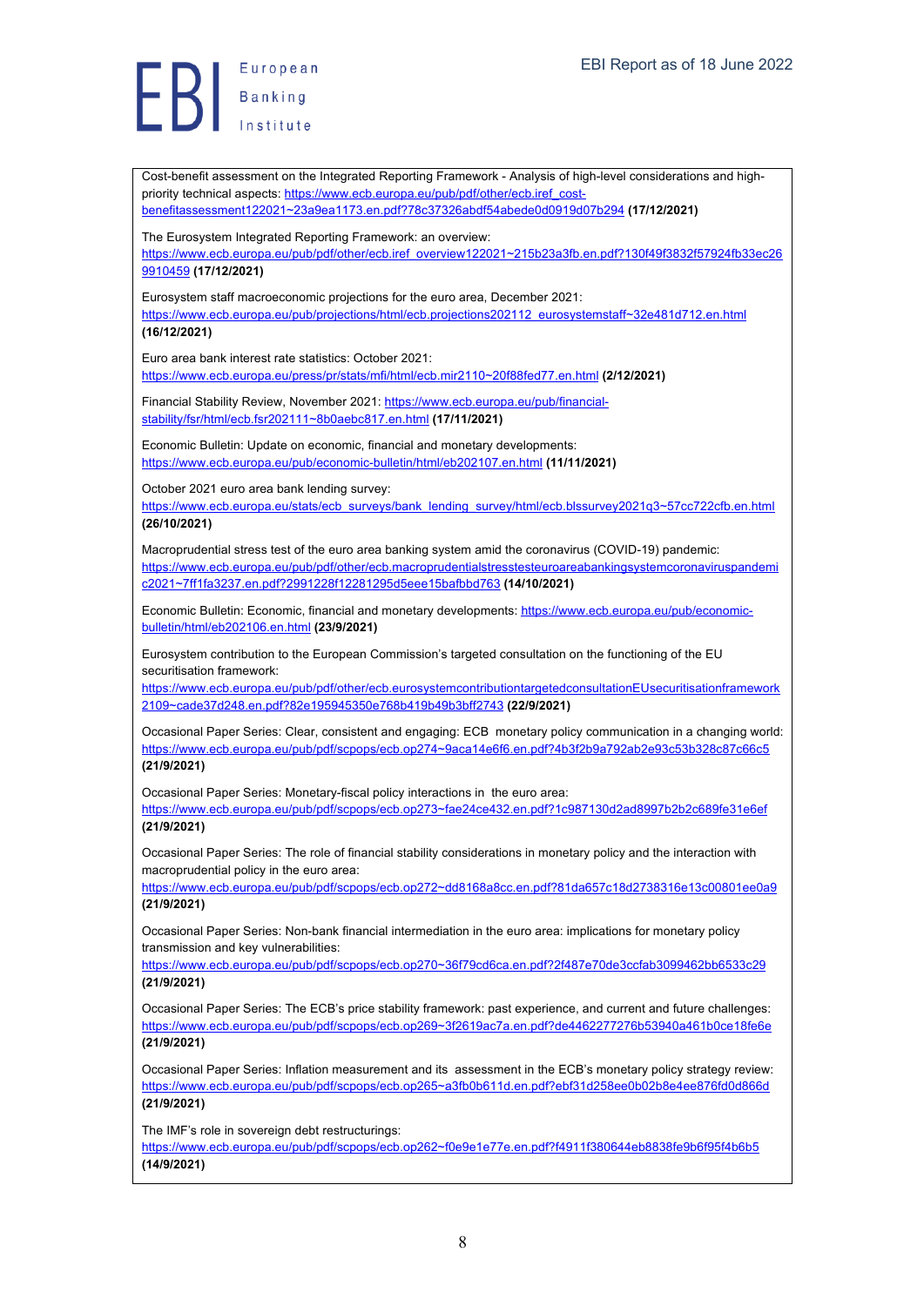Cost-benefit assessment on the Integrated Reporting Framework - Analysis of high-level considerations and high-priority technical aspects: https://www.ecb.europa.eu/pub/pdf/other/ecb.iref_cost-benefitassessment122021~23a9ea1173.en.pdf?78c37326abdf54abede0d0919d07b294 **(17/12/2021)**

The Eurosystem Integrated Reporting Framework: an overview: https://www.ecb.europa.eu/pub/pdf/other/ecb.iref_overview122021~215b23a3fb.en.pdf?130f49f3832f57924fb33ec269910459 **(17/12/2021)**

Eurosystem staff macroeconomic projections for the euro area, December 2021: https://www.ecb.europa.eu/pub/projections/html/ecb.projections202112_eurosystemstaff~32e481d712.en.html **(16/12/2021)**

Euro area bank interest rate statistics: October 2021: https://www.ecb.europa.eu/press/pr/stats/mfi/html/ecb.mir2110~20f88fed77.en.html **(2/12/2021)**

Financial Stability Review, November 2021: https://www.ecb.europa.eu/pub/financial-stability/fsr/html/ecb.fsr202111~8b0aebc817.en.html **(17/11/2021)**

Economic Bulletin: Update on economic, financial and monetary developments: https://www.ecb.europa.eu/pub/economic-bulletin/html/eb202107.en.html **(11/11/2021)**

October 2021 euro area bank lending survey: https://www.ecb.europa.eu/stats/ecb_surveys/bank_lending_survey/html/ecb.blssurvey2021q3~57cc722cfb.en.html **(26/10/2021)**

Macroprudential stress test of the euro area banking system amid the coronavirus (COVID-19) pandemic: https://www.ecb.europa.eu/pub/pdf/other/ecb.macroprudentialstresstesteuroareabankingsystemcoronaviruspandemic2021~7ff1fa3237.en.pdf?2991228f12281295d5eee15bafbbd763 **(14/10/2021)**

Economic Bulletin: Economic, financial and monetary developments: https://www.ecb.europa.eu/pub/economic-bulletin/html/eb202106.en.html **(23/9/2021)**

Eurosystem contribution to the European Commission's targeted consultation on the functioning of the EU securitisation framework: https://www.ecb.europa.eu/pub/pdf/other/ecb.eurosystemcontributiontargetedconsultationEUsecuritisationframework2109~cade37d248.en.pdf?82e195945350e768b419b49b3bff2743 **(22/9/2021)**

Occasional Paper Series: Clear, consistent and engaging: ECB monetary policy communication in a changing world: https://www.ecb.europa.eu/pub/pdf/scpops/ecb.op274~9aca14e6f6.en.pdf?4b3f2b9a792ab2e93c53b328c87c66c5 **(21/9/2021)**

Occasional Paper Series: Monetary-fiscal policy interactions in the euro area: https://www.ecb.europa.eu/pub/pdf/scpops/ecb.op273~fae24ce432.en.pdf?1c987130d2ad8997b2b2c689fe31e6ef **(21/9/2021)**

Occasional Paper Series: The role of financial stability considerations in monetary policy and the interaction with macroprudential policy in the euro area: https://www.ecb.europa.eu/pub/pdf/scpops/ecb.op272~dd8168a8cc.en.pdf?81da657c18d2738316e13c00801ee0a9 **(21/9/2021)**

Occasional Paper Series: Non-bank financial intermediation in the euro area: implications for monetary policy transmission and key vulnerabilities: https://www.ecb.europa.eu/pub/pdf/scpops/ecb.op270~36f79cd6ca.en.pdf?2f487e70de3ccfab3099462bb6533c29 **(21/9/2021)**

Occasional Paper Series: The ECB's price stability framework: past experience, and current and future challenges: https://www.ecb.europa.eu/pub/pdf/scpops/ecb.op269~3f2619ac7a.en.pdf?de4462277276b53940a461b0ce18fe6e **(21/9/2021)**

Occasional Paper Series: Inflation measurement and its assessment in the ECB's monetary policy strategy review: https://www.ecb.europa.eu/pub/pdf/scpops/ecb.op265~a3fb0b611d.en.pdf?ebf31d258ee0b02b8e4ee876fd0d866d **(21/9/2021)**

The IMF's role in sovereign debt restructurings: https://www.ecb.europa.eu/pub/pdf/scpops/ecb.op262~f0e9e1e77e.en.pdf?f4911f380644eb8838fe9b6f95f4b6b5 **(14/9/2021)**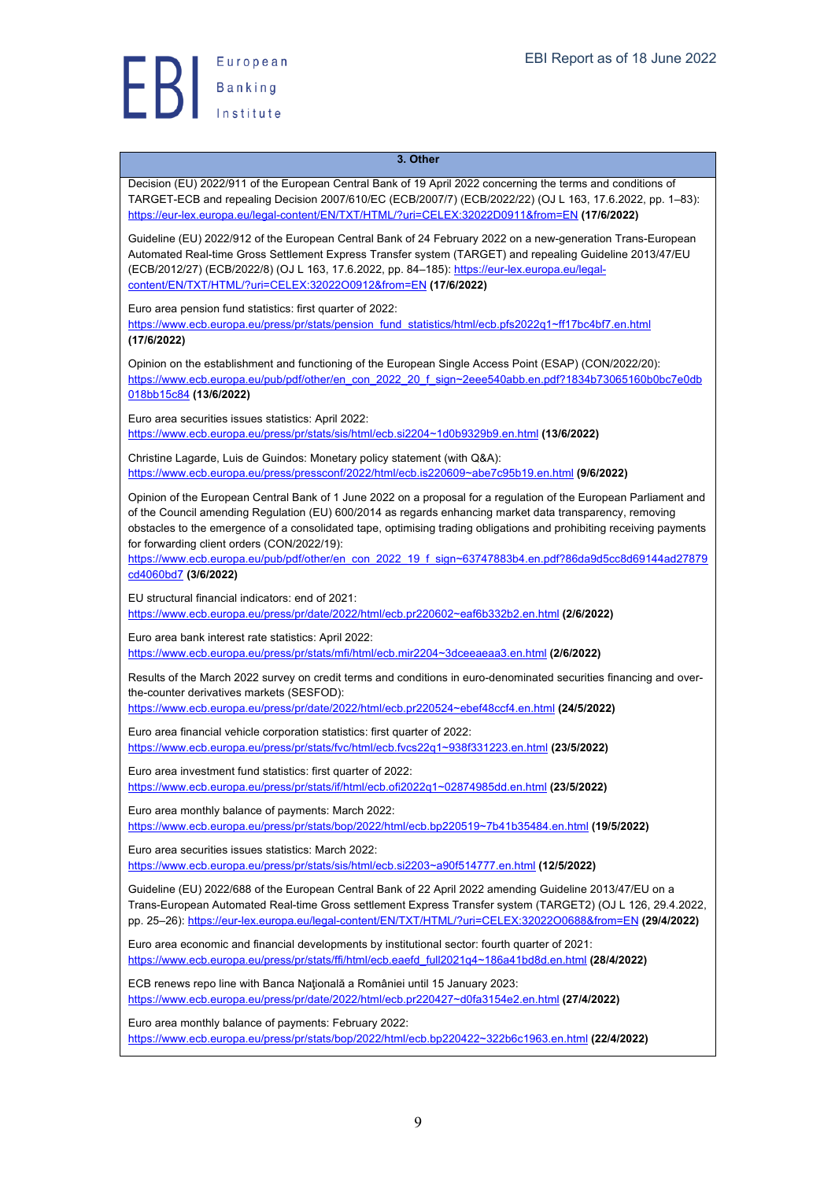### 3. Other

Decision (EU) 2022/911 of the European Central Bank of 19 April 2022 concerning the terms and conditions of TARGET-ECB and repealing Decision 2007/610/EC (ECB/2007/7) (ECB/2022/22) (OJ L 163, 17.6.2022, pp. 1–83): https://eur-lex.europa.eu/legal-content/EN/TXT/HTML/?uri=CELEX:32022D0911&from=EN **(17/6/2022)**

Guideline (EU) 2022/912 of the European Central Bank of 24 February 2022 on a new-generation Trans-European Automated Real-time Gross Settlement Express Transfer system (TARGET) and repealing Guideline 2013/47/EU (ECB/2012/27) (ECB/2022/8) (OJ L 163, 17.6.2022, pp. 84–185): https://eur-lex.europa.eu/legal-content/EN/TXT/HTML/?uri=CELEX:32022O0912&from=EN **(17/6/2022)**

Euro area pension fund statistics: first quarter of 2022: https://www.ecb.europa.eu/press/pr/stats/pension_fund_statistics/html/ecb.pfs2022q1~ff17bc4bf7.en.html **(17/6/2022)**

Opinion on the establishment and functioning of the European Single Access Point (ESAP) (CON/2022/20): https://www.ecb.europa.eu/pub/pdf/other/en_con_2022_20_f_sign~2eee540abb.en.pdf?1834b73065160b0bc7e0db018bb15c84 **(13/6/2022)**

Euro area securities issues statistics: April 2022: https://www.ecb.europa.eu/press/pr/stats/sis/html/ecb.si2204~1d0b9329b9.en.html **(13/6/2022)**

Christine Lagarde, Luis de Guindos: Monetary policy statement (with Q&A): https://www.ecb.europa.eu/press/pressconf/2022/html/ecb.is220609~abe7c95b19.en.html **(9/6/2022)**

Opinion of the European Central Bank of 1 June 2022 on a proposal for a regulation of the European Parliament and of the Council amending Regulation (EU) 600/2014 as regards enhancing market data transparency, removing obstacles to the emergence of a consolidated tape, optimising trading obligations and prohibiting receiving payments for forwarding client orders (CON/2022/19): https://www.ecb.europa.eu/pub/pdf/other/en_con_2022_19_f_sign~63747883b4.en.pdf?86da9d5cc8d69144ad27879cd4060bd7 **(3/6/2022)**

EU structural financial indicators: end of 2021: https://www.ecb.europa.eu/press/pr/date/2022/html/ecb.pr220602~eaf6b332b2.en.html **(2/6/2022)**

Euro area bank interest rate statistics: April 2022: https://www.ecb.europa.eu/press/pr/stats/mfi/html/ecb.mir2204~3dceeaeaa3.en.html **(2/6/2022)**

Results of the March 2022 survey on credit terms and conditions in euro-denominated securities financing and over-the-counter derivatives markets (SESFOD): https://www.ecb.europa.eu/press/pr/date/2022/html/ecb.pr220524~ebef48ccf4.en.html **(24/5/2022)**

Euro area financial vehicle corporation statistics: first quarter of 2022: https://www.ecb.europa.eu/press/pr/stats/fvc/html/ecb.fvcs22q1~938f331223.en.html **(23/5/2022)**

Euro area investment fund statistics: first quarter of 2022: https://www.ecb.europa.eu/press/pr/stats/if/html/ecb.ofi2022q1~02874985dd.en.html **(23/5/2022)**

Euro area monthly balance of payments: March 2022: https://www.ecb.europa.eu/press/pr/stats/bop/2022/html/ecb.bp220519~7b41b35484.en.html **(19/5/2022)**

Euro area securities issues statistics: March 2022: https://www.ecb.europa.eu/press/pr/stats/sis/html/ecb.si2203~a90f514777.en.html **(12/5/2022)**

Guideline (EU) 2022/688 of the European Central Bank of 22 April 2022 amending Guideline 2013/47/EU on a Trans-European Automated Real-time Gross settlement Express Transfer system (TARGET2) (OJ L 126, 29.4.2022, pp. 25–26): https://eur-lex.europa.eu/legal-content/EN/TXT/HTML/?uri=CELEX:32022O0688&from=EN **(29/4/2022)**

Euro area economic and financial developments by institutional sector: fourth quarter of 2021: https://www.ecb.europa.eu/press/pr/stats/ffi/html/ecb.eaefd_full2021q4~186a41bd8d.en.html **(28/4/2022)**

ECB renews repo line with Banca Naţională a României until 15 January 2023: https://www.ecb.europa.eu/press/pr/date/2022/html/ecb.pr220427~d0fa3154e2.en.html **(27/4/2022)**

Euro area monthly balance of payments: February 2022: https://www.ecb.europa.eu/press/pr/stats/bop/2022/html/ecb.bp220422~322b6c1963.en.html **(22/4/2022)**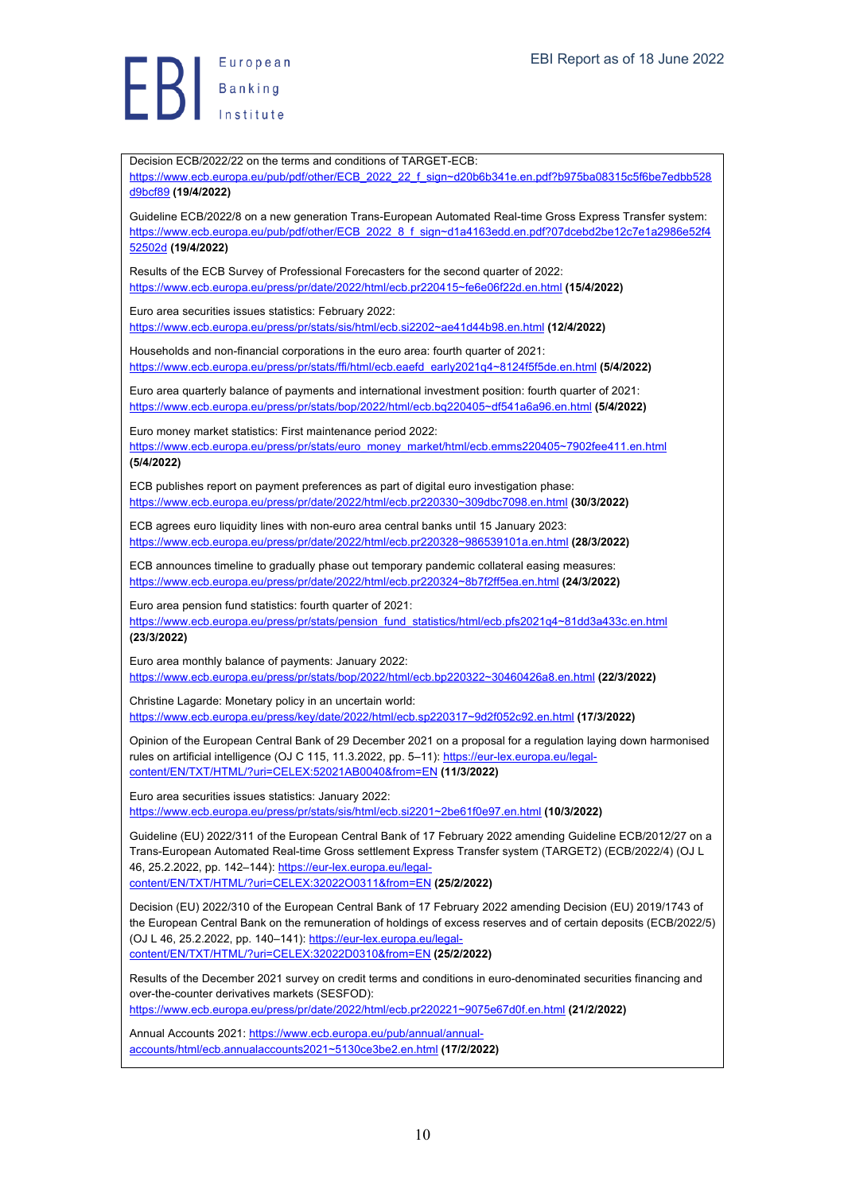Decision ECB/2022/22 on the terms and conditions of TARGET-ECB: https://www.ecb.europa.eu/pub/pdf/other/ECB_2022_22_f_sign~d20b6b341e.en.pdf?b975ba08315c5f6be7edbb528d9bcf89 **(19/4/2022)**

Guideline ECB/2022/8 on a new generation Trans-European Automated Real-time Gross Express Transfer system: https://www.ecb.europa.eu/pub/pdf/other/ECB_2022_8_f_sign~d1a4163edd.en.pdf?07dcebd2be12c7e1a2986e52f452502d **(19/4/2022)**

Results of the ECB Survey of Professional Forecasters for the second quarter of 2022: https://www.ecb.europa.eu/press/pr/date/2022/html/ecb.pr220415~fe6e06f22d.en.html **(15/4/2022)**

Euro area securities issues statistics: February 2022: https://www.ecb.europa.eu/press/pr/stats/sis/html/ecb.si2202~ae41d44b98.en.html **(12/4/2022)**

Households and non-financial corporations in the euro area: fourth quarter of 2021: https://www.ecb.europa.eu/press/pr/stats/ffi/html/ecb.eaefd_early2021q4~8124f5f5de.en.html **(5/4/2022)**

Euro area quarterly balance of payments and international investment position: fourth quarter of 2021: https://www.ecb.europa.eu/press/pr/stats/bop/2022/html/ecb.bq220405~df541a6a96.en.html **(5/4/2022)**

Euro money market statistics: First maintenance period 2022: https://www.ecb.europa.eu/press/pr/stats/euro_money_market/html/ecb.emms220405~7902fee411.en.html **(5/4/2022)**

ECB publishes report on payment preferences as part of digital euro investigation phase: https://www.ecb.europa.eu/press/pr/date/2022/html/ecb.pr220330~309dbc7098.en.html **(30/3/2022)**

ECB agrees euro liquidity lines with non-euro area central banks until 15 January 2023: https://www.ecb.europa.eu/press/pr/date/2022/html/ecb.pr220328~986539101a.en.html **(28/3/2022)**

ECB announces timeline to gradually phase out temporary pandemic collateral easing measures: https://www.ecb.europa.eu/press/pr/date/2022/html/ecb.pr220324~8b7f2ff5ea.en.html **(24/3/2022)**

Euro area pension fund statistics: fourth quarter of 2021: https://www.ecb.europa.eu/press/pr/stats/pension_fund_statistics/html/ecb.pfs2021q4~81dd3a433c.en.html **(23/3/2022)**

Euro area monthly balance of payments: January 2022: https://www.ecb.europa.eu/press/pr/stats/bop/2022/html/ecb.bp220322~30460426a8.en.html **(22/3/2022)**

Christine Lagarde: Monetary policy in an uncertain world: https://www.ecb.europa.eu/press/key/date/2022/html/ecb.sp220317~9d2f052c92.en.html **(17/3/2022)**

Opinion of the European Central Bank of 29 December 2021 on a proposal for a regulation laying down harmonised rules on artificial intelligence (OJ C 115, 11.3.2022, pp. 5–11): https://eur-lex.europa.eu/legal-content/EN/TXT/HTML/?uri=CELEX:52021AB0040&from=EN **(11/3/2022)**

Euro area securities issues statistics: January 2022: https://www.ecb.europa.eu/press/pr/stats/sis/html/ecb.si2201~2be61f0e97.en.html **(10/3/2022)**

Guideline (EU) 2022/311 of the European Central Bank of 17 February 2022 amending Guideline ECB/2012/27 on a Trans-European Automated Real-time Gross settlement Express Transfer system (TARGET2) (ECB/2022/4) (OJ L 46, 25.2.2022, pp. 142–144): https://eur-lex.europa.eu/legal-content/EN/TXT/HTML/?uri=CELEX:32022O0311&from=EN **(25/2/2022)**

Decision (EU) 2022/310 of the European Central Bank of 17 February 2022 amending Decision (EU) 2019/1743 of the European Central Bank on the remuneration of holdings of excess reserves and of certain deposits (ECB/2022/5) (OJ L 46, 25.2.2022, pp. 140–141): https://eur-lex.europa.eu/legal-content/EN/TXT/HTML/?uri=CELEX:32022D0310&from=EN **(25/2/2022)**

Results of the December 2021 survey on credit terms and conditions in euro-denominated securities financing and over-the-counter derivatives markets (SESFOD): https://www.ecb.europa.eu/press/pr/date/2022/html/ecb.pr220221~9075e67d0f.en.html **(21/2/2022)**

Annual Accounts 2021: https://www.ecb.europa.eu/pub/annual/annual-accounts/html/ecb.annualaccounts2021~5130ce3be2.en.html **(17/2/2022)**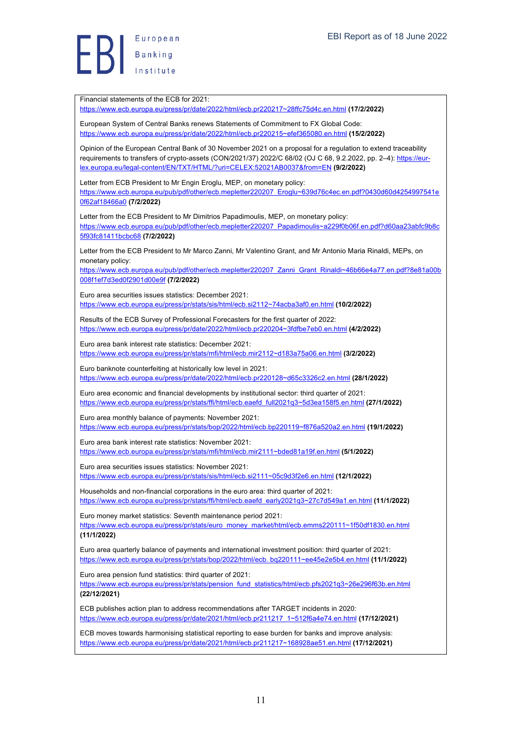Financial statements of the ECB for 2021:
https://www.ecb.europa.eu/press/pr/date/2022/html/ecb.pr220217~28ffc75d4c.en.html **(17/2/2022)**

European System of Central Banks renews Statements of Commitment to FX Global Code:
https://www.ecb.europa.eu/press/pr/date/2022/html/ecb.pr220215~efef365080.en.html **(15/2/2022)**

Opinion of the European Central Bank of 30 November 2021 on a proposal for a regulation to extend traceability requirements to transfers of crypto-assets (CON/2021/37) 2022/C 68/02 (OJ C 68, 9.2.2022, pp. 2–4): https://eur-lex.europa.eu/legal-content/EN/TXT/HTML/?uri=CELEX:52021AB0037&from=EN **(9/2/2022)**

Letter from ECB President to Mr Engin Eroglu, MEP, on monetary policy:
https://www.ecb.europa.eu/pub/pdf/other/ecb.mepletter220207_Eroglu~639d76c4ec.en.pdf?0430d60d4254997541e0f62af18466a0 **(7/2/2022)**

Letter from the ECB President to Mr Dimitrios Papadimoulis, MEP, on monetary policy:
https://www.ecb.europa.eu/pub/pdf/other/ecb.mepletter220207_Papadimoulis~a229f0b06f.en.pdf?d60aa23abfc9b8c5f93fc81411bcbc68 **(7/2/2022)**

Letter from the ECB President to Mr Marco Zanni, Mr Valentino Grant, and Mr Antonio Maria Rinaldi, MEPs, on monetary policy:
https://www.ecb.europa.eu/pub/pdf/other/ecb.mepletter220207_Zanni_Grant_Rinaldi~46b66e4a77.en.pdf?8e81a00b008f1ef7d3ed0f2901d00e9f **(7/2/2022)**

Euro area securities issues statistics: December 2021:
https://www.ecb.europa.eu/press/pr/stats/sis/html/ecb.si2112~74acba3af0.en.html **(10/2/2022)**

Results of the ECB Survey of Professional Forecasters for the first quarter of 2022:
https://www.ecb.europa.eu/press/pr/date/2022/html/ecb.pr220204~3fdfbe7eb0.en.html **(4/2/2022)**

Euro area bank interest rate statistics: December 2021:
https://www.ecb.europa.eu/press/pr/stats/mfi/html/ecb.mir2112~d183a75a06.en.html **(3/2/2022)**

Euro banknote counterfeiting at historically low level in 2021:
https://www.ecb.europa.eu/press/pr/date/2022/html/ecb.pr220128~d65c3326c2.en.html **(28/1/2022)**

Euro area economic and financial developments by institutional sector: third quarter of 2021:
https://www.ecb.europa.eu/press/pr/stats/ffi/html/ecb.eaefd_full2021q3~5d3ea158f5.en.html **(27/1/2022)**

Euro area monthly balance of payments: November 2021:
https://www.ecb.europa.eu/press/pr/stats/bop/2022/html/ecb.bp220119~f876a520a2.en.html **(19/1/2022)**

Euro area bank interest rate statistics: November 2021:
https://www.ecb.europa.eu/press/pr/stats/mfi/html/ecb.mir2111~bded81a19f.en.html **(5/1/2022)**

Euro area securities issues statistics: November 2021:
https://www.ecb.europa.eu/press/pr/stats/sis/html/ecb.si2111~05c9d3f2e6.en.html **(12/1/2022)**

Households and non-financial corporations in the euro area: third quarter of 2021:
https://www.ecb.europa.eu/press/pr/stats/ffi/html/ecb.eaefd_early2021q3~27c7d549a1.en.html **(11/1/2022)**

Euro money market statistics: Seventh maintenance period 2021:
https://www.ecb.europa.eu/press/pr/stats/euro_money_market/html/ecb.emms220111~1f50df1830.en.html **(11/1/2022)**

Euro area quarterly balance of payments and international investment position: third quarter of 2021:
https://www.ecb.europa.eu/press/pr/stats/bop/2022/html/ecb. bq220111~ee45e2e5b4.en.html **(11/1/2022)**

Euro area pension fund statistics: third quarter of 2021:
https://www.ecb.europa.eu/press/pr/stats/pension_fund_statistics/html/ecb.pfs2021q3~26e296f63b.en.html **(22/12/2021)**

ECB publishes action plan to address recommendations after TARGET incidents in 2020:
https://www.ecb.europa.eu/press/pr/date/2021/html/ecb.pr211217_1~512f6a4e74.en.html **(17/12/2021)**

ECB moves towards harmonising statistical reporting to ease burden for banks and improve analysis:
https://www.ecb.europa.eu/press/pr/date/2021/html/ecb.pr211217~168928ae51.en.html **(17/12/2021)**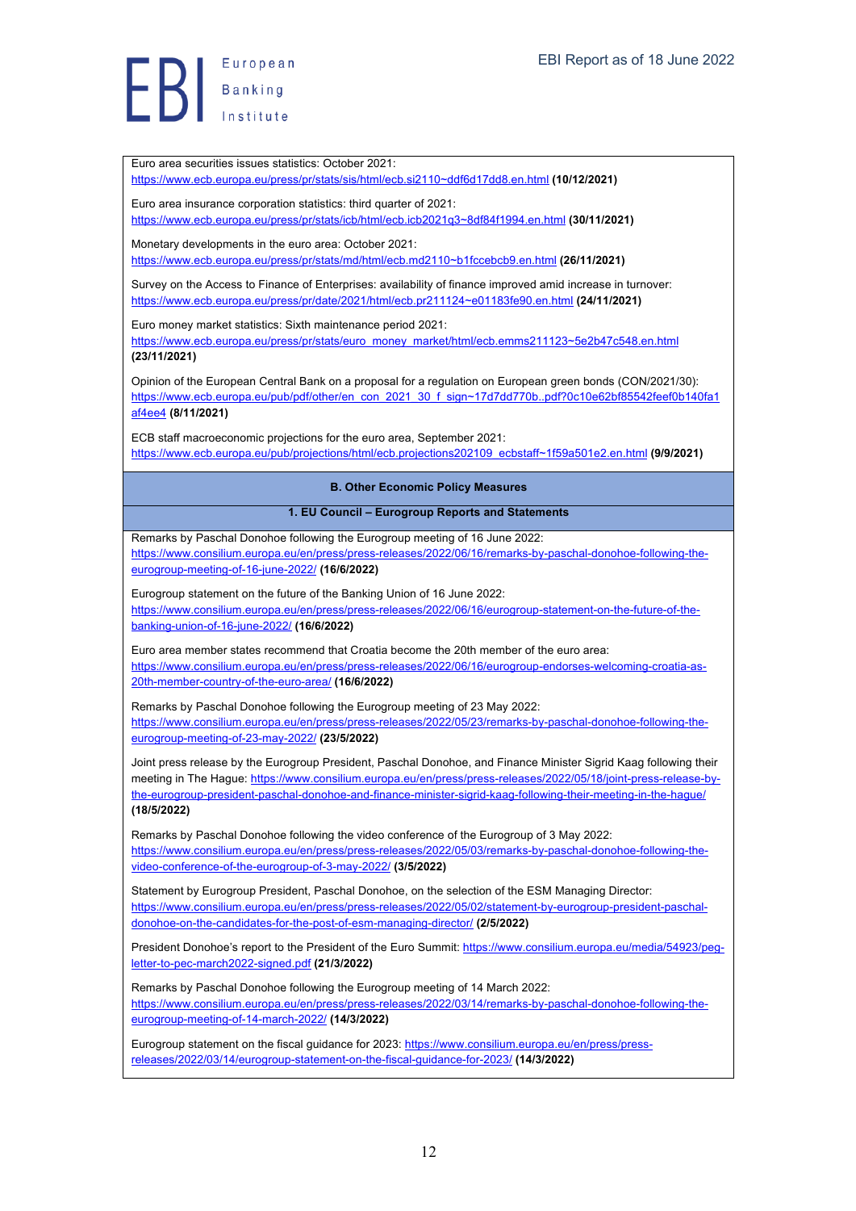Euro area securities issues statistics: October 2021: https://www.ecb.europa.eu/press/pr/stats/sis/html/ecb.si2110~ddf6d17dd8.en.html **(10/12/2021)**

Euro area insurance corporation statistics: third quarter of 2021: https://www.ecb.europa.eu/press/pr/stats/icb/html/ecb.icb2021q3~8df84f1994.en.html **(30/11/2021)**

Monetary developments in the euro area: October 2021: https://www.ecb.europa.eu/press/pr/stats/md/html/ecb.md2110~b1fccebcb9.en.html **(26/11/2021)**

Survey on the Access to Finance of Enterprises: availability of finance improved amid increase in turnover: https://www.ecb.europa.eu/press/pr/date/2021/html/ecb.pr211124~e01183fe90.en.html **(24/11/2021)**

Euro money market statistics: Sixth maintenance period 2021: https://www.ecb.europa.eu/press/pr/stats/euro_money_market/html/ecb.emms211123~5e2b47c548.en.html **(23/11/2021)**

Opinion of the European Central Bank on a proposal for a regulation on European green bonds (CON/2021/30): https://www.ecb.europa.eu/pub/pdf/other/en_con_2021_30_f_sign~17d7dd770b..pdf?0c10e62bf85542feef0b140fa1af4ee4 **(8/11/2021)**

ECB staff macroeconomic projections for the euro area, September 2021: https://www.ecb.europa.eu/pub/projections/html/ecb.projections202109_ecbstaff~1f59a501e2.en.html **(9/9/2021)**

## B. Other Economic Policy Measures

### 1. EU Council – Eurogroup Reports and Statements

Remarks by Paschal Donohoe following the Eurogroup meeting of 16 June 2022: https://www.consilium.europa.eu/en/press/press-releases/2022/06/16/remarks-by-paschal-donohoe-following-the-eurogroup-meeting-of-16-june-2022/ **(16/6/2022)**

Eurogroup statement on the future of the Banking Union of 16 June 2022: https://www.consilium.europa.eu/en/press/press-releases/2022/06/16/eurogroup-statement-on-the-future-of-the-banking-union-of-16-june-2022/ **(16/6/2022)**

Euro area member states recommend that Croatia become the 20th member of the euro area: https://www.consilium.europa.eu/en/press/press-releases/2022/06/16/eurogroup-endorses-welcoming-croatia-as-20th-member-country-of-the-euro-area/ **(16/6/2022)**

Remarks by Paschal Donohoe following the Eurogroup meeting of 23 May 2022: https://www.consilium.europa.eu/en/press/press-releases/2022/05/23/remarks-by-paschal-donohoe-following-the-eurogroup-meeting-of-23-may-2022/ **(23/5/2022)**

Joint press release by the Eurogroup President, Paschal Donohoe, and Finance Minister Sigrid Kaag following their meeting in The Hague: https://www.consilium.europa.eu/en/press/press-releases/2022/05/18/joint-press-release-by-the-eurogroup-president-paschal-donohoe-and-finance-minister-sigrid-kaag-following-their-meeting-in-the-hague/ **(18/5/2022)**

Remarks by Paschal Donohoe following the video conference of the Eurogroup of 3 May 2022: https://www.consilium.europa.eu/en/press/press-releases/2022/05/03/remarks-by-paschal-donohoe-following-the-video-conference-of-the-eurogroup-of-3-may-2022/ **(3/5/2022)**

Statement by Eurogroup President, Paschal Donohoe, on the selection of the ESM Managing Director: https://www.consilium.europa.eu/en/press/press-releases/2022/05/02/statement-by-eurogroup-president-paschal-donohoe-on-the-candidates-for-the-post-of-esm-managing-director/ **(2/5/2022)**

President Donohoe's report to the President of the Euro Summit: https://www.consilium.europa.eu/media/54923/peg-letter-to-pec-march2022-signed.pdf **(21/3/2022)**

Remarks by Paschal Donohoe following the Eurogroup meeting of 14 March 2022: https://www.consilium.europa.eu/en/press/press-releases/2022/03/14/remarks-by-paschal-donohoe-following-the-eurogroup-meeting-of-14-march-2022/ **(14/3/2022)**

Eurogroup statement on the fiscal guidance for 2023: https://www.consilium.europa.eu/en/press/press-releases/2022/03/14/eurogroup-statement-on-the-fiscal-guidance-for-2023/ **(14/3/2022)**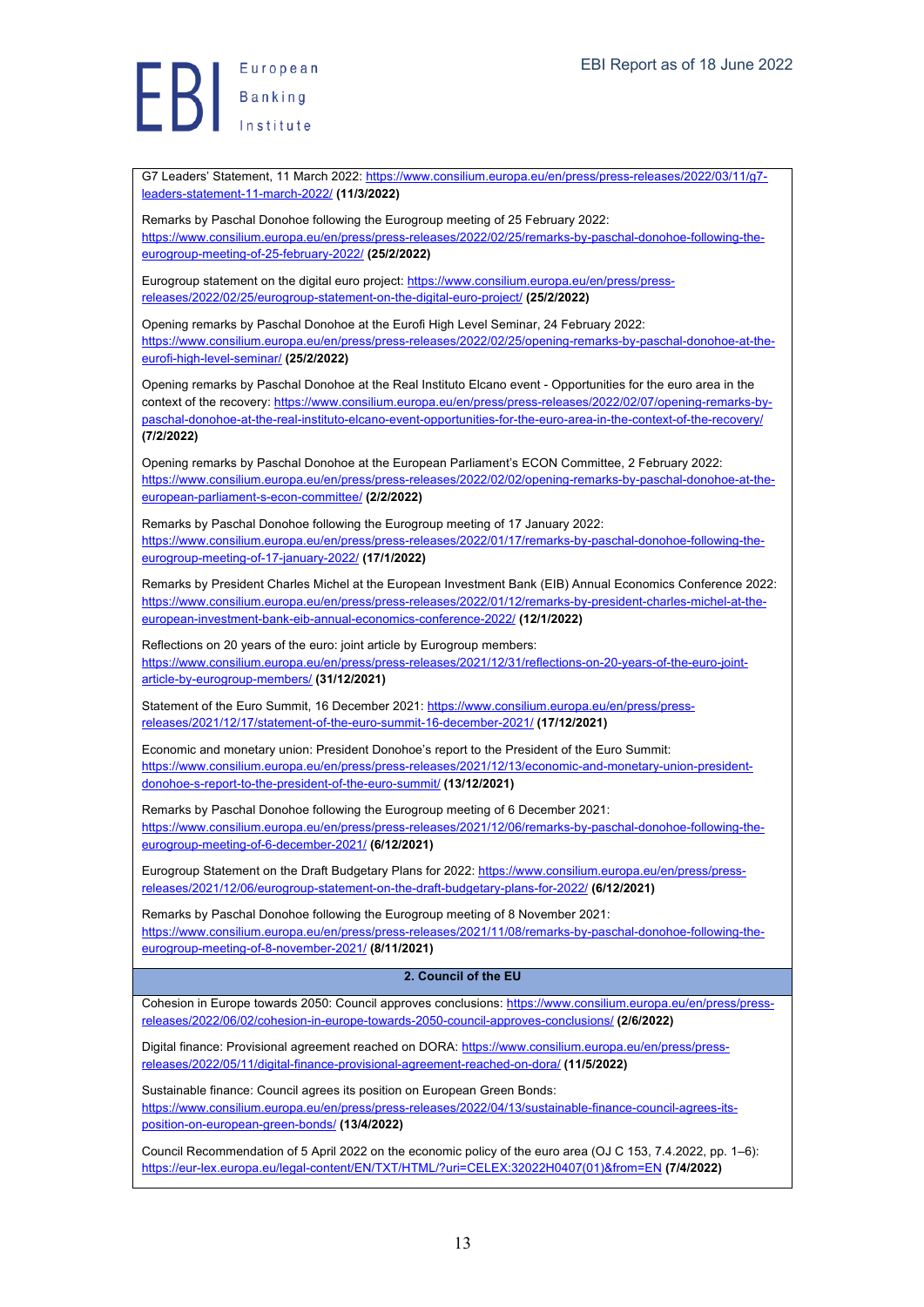G7 Leaders' Statement, 11 March 2022: https://www.consilium.europa.eu/en/press/press-releases/2022/03/11/g7-leaders-statement-11-march-2022/ **(11/3/2022)**

Remarks by Paschal Donohoe following the Eurogroup meeting of 25 February 2022: https://www.consilium.europa.eu/en/press/press-releases/2022/02/25/remarks-by-paschal-donohoe-following-the-eurogroup-meeting-of-25-february-2022/ **(25/2/2022)**

Eurogroup statement on the digital euro project: https://www.consilium.europa.eu/en/press/press-releases/2022/02/25/eurogroup-statement-on-the-digital-euro-project/ **(25/2/2022)**

Opening remarks by Paschal Donohoe at the Eurofi High Level Seminar, 24 February 2022: https://www.consilium.europa.eu/en/press/press-releases/2022/02/25/opening-remarks-by-paschal-donohoe-at-the-eurofi-high-level-seminar/ **(25/2/2022)**

Opening remarks by Paschal Donohoe at the Real Instituto Elcano event - Opportunities for the euro area in the context of the recovery: https://www.consilium.europa.eu/en/press/press-releases/2022/02/07/opening-remarks-by-paschal-donohoe-at-the-real-instituto-elcano-event-opportunities-for-the-euro-area-in-the-context-of-the-recovery/ **(7/2/2022)**

Opening remarks by Paschal Donohoe at the European Parliament's ECON Committee, 2 February 2022: https://www.consilium.europa.eu/en/press/press-releases/2022/02/02/opening-remarks-by-paschal-donohoe-at-the-european-parliament-s-econ-committee/ **(2/2/2022)**

Remarks by Paschal Donohoe following the Eurogroup meeting of 17 January 2022: https://www.consilium.europa.eu/en/press/press-releases/2022/01/17/remarks-by-paschal-donohoe-following-the-eurogroup-meeting-of-17-january-2022/ **(17/1/2022)**

Remarks by President Charles Michel at the European Investment Bank (EIB) Annual Economics Conference 2022: https://www.consilium.europa.eu/en/press/press-releases/2022/01/12/remarks-by-president-charles-michel-at-the-european-investment-bank-eib-annual-economics-conference-2022/ **(12/1/2022)**

Reflections on 20 years of the euro: joint article by Eurogroup members: https://www.consilium.europa.eu/en/press/press-releases/2021/12/31/reflections-on-20-years-of-the-euro-joint-article-by-eurogroup-members/ **(31/12/2021)**

Statement of the Euro Summit, 16 December 2021: https://www.consilium.europa.eu/en/press/press-releases/2021/12/17/statement-of-the-euro-summit-16-december-2021/ **(17/12/2021)**

Economic and monetary union: President Donohoe's report to the President of the Euro Summit: https://www.consilium.europa.eu/en/press/press-releases/2021/12/13/economic-and-monetary-union-president-donohoe-s-report-to-the-president-of-the-euro-summit/ **(13/12/2021)**

Remarks by Paschal Donohoe following the Eurogroup meeting of 6 December 2021: https://www.consilium.europa.eu/en/press/press-releases/2021/12/06/remarks-by-paschal-donohoe-following-the-eurogroup-meeting-of-6-december-2021/ **(6/12/2021)**

Eurogroup Statement on the Draft Budgetary Plans for 2022: https://www.consilium.europa.eu/en/press/press-releases/2021/12/06/eurogroup-statement-on-the-draft-budgetary-plans-for-2022/ **(6/12/2021)**

Remarks by Paschal Donohoe following the Eurogroup meeting of 8 November 2021: https://www.consilium.europa.eu/en/press/press-releases/2021/11/08/remarks-by-paschal-donohoe-following-the-eurogroup-meeting-of-8-november-2021/ **(8/11/2021)**

## 2. Council of the EU

Cohesion in Europe towards 2050: Council approves conclusions: https://www.consilium.europa.eu/en/press/press-releases/2022/06/02/cohesion-in-europe-towards-2050-council-approves-conclusions/ **(2/6/2022)**

Digital finance: Provisional agreement reached on DORA: https://www.consilium.europa.eu/en/press/press-releases/2022/05/11/digital-finance-provisional-agreement-reached-on-dora/ **(11/5/2022)**

Sustainable finance: Council agrees its position on European Green Bonds: https://www.consilium.europa.eu/en/press/press-releases/2022/04/13/sustainable-finance-council-agrees-its-position-on-european-green-bonds/ **(13/4/2022)**

Council Recommendation of 5 April 2022 on the economic policy of the euro area (OJ C 153, 7.4.2022, pp. 1–6): https://eur-lex.europa.eu/legal-content/EN/TXT/HTML/?uri=CELEX:32022H0407(01)&from=EN **(7/4/2022)**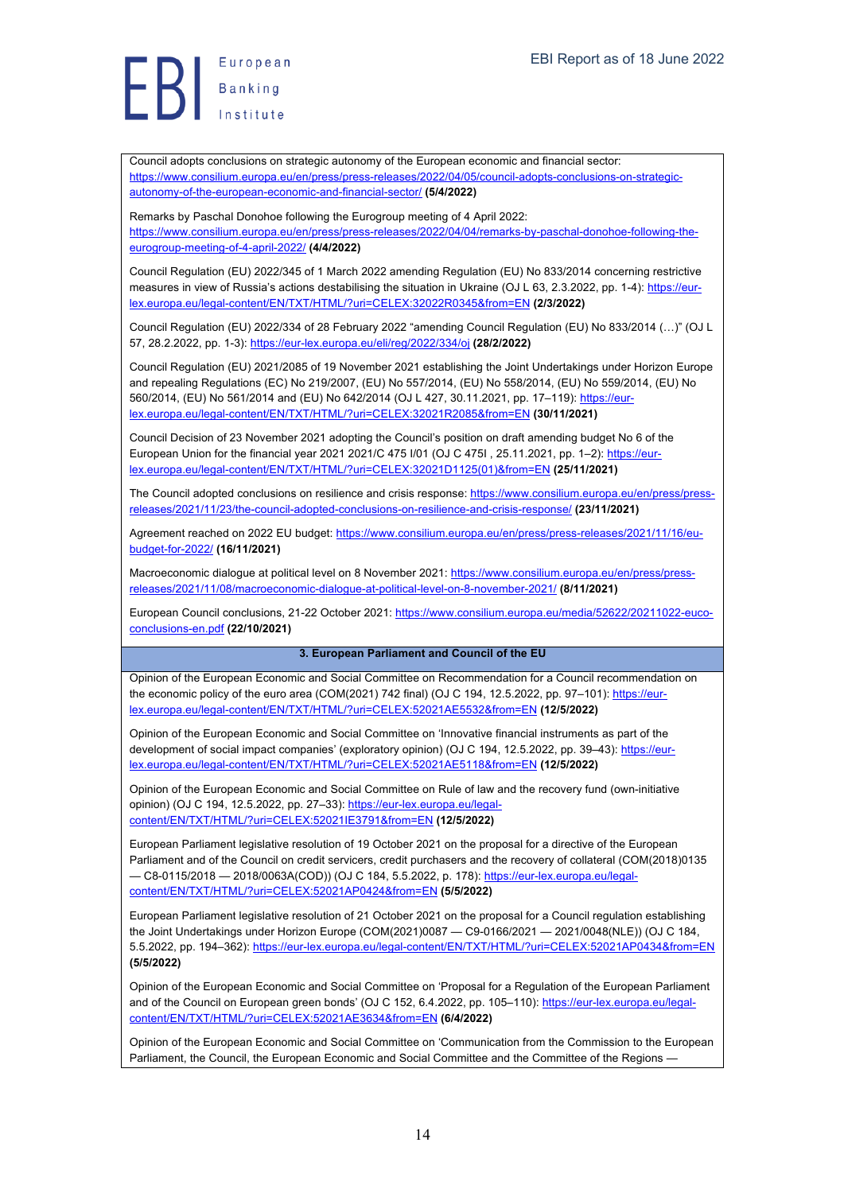Council adopts conclusions on strategic autonomy of the European economic and financial sector: https://www.consilium.europa.eu/en/press/press-releases/2022/04/05/council-adopts-conclusions-on-strategic-autonomy-of-the-european-economic-and-financial-sector/ **(5/4/2022)**

Remarks by Paschal Donohoe following the Eurogroup meeting of 4 April 2022: https://www.consilium.europa.eu/en/press/press-releases/2022/04/04/remarks-by-paschal-donohoe-following-the-eurogroup-meeting-of-4-april-2022/ **(4/4/2022)**

Council Regulation (EU) 2022/345 of 1 March 2022 amending Regulation (EU) No 833/2014 concerning restrictive measures in view of Russia's actions destabilising the situation in Ukraine (OJ L 63, 2.3.2022, pp. 1-4): https://eur-lex.europa.eu/legal-content/EN/TXT/HTML/?uri=CELEX:32022R0345&from=EN **(2/3/2022)**

Council Regulation (EU) 2022/334 of 28 February 2022 "amending Council Regulation (EU) No 833/2014 (…)" (OJ L 57, 28.2.2022, pp. 1-3): https://eur-lex.europa.eu/eli/reg/2022/334/oj **(28/2/2022)**

Council Regulation (EU) 2021/2085 of 19 November 2021 establishing the Joint Undertakings under Horizon Europe and repealing Regulations (EC) No 219/2007, (EU) No 557/2014, (EU) No 558/2014, (EU) No 559/2014, (EU) No 560/2014, (EU) No 561/2014 and (EU) No 642/2014 (OJ L 427, 30.11.2021, pp. 17–119): https://eur-lex.europa.eu/legal-content/EN/TXT/HTML/?uri=CELEX:32021R2085&from=EN **(30/11/2021)**

Council Decision of 23 November 2021 adopting the Council's position on draft amending budget No 6 of the European Union for the financial year 2021 2021/C 475 I/01 (OJ C 475I , 25.11.2021, pp. 1–2): https://eur-lex.europa.eu/legal-content/EN/TXT/HTML/?uri=CELEX:32021D1125(01)&from=EN **(25/11/2021)**

The Council adopted conclusions on resilience and crisis response: https://www.consilium.europa.eu/en/press/press-releases/2021/11/23/the-council-adopted-conclusions-on-resilience-and-crisis-response/ **(23/11/2021)**

Agreement reached on 2022 EU budget: https://www.consilium.europa.eu/en/press/press-releases/2021/11/16/eu-budget-for-2022/ **(16/11/2021)**

Macroeconomic dialogue at political level on 8 November 2021: https://www.consilium.europa.eu/en/press/press-releases/2021/11/08/macroeconomic-dialogue-at-political-level-on-8-november-2021/ **(8/11/2021)**

European Council conclusions, 21-22 October 2021: https://www.consilium.europa.eu/media/52622/20211022-euco-conclusions-en.pdf **(22/10/2021)**

**3. European Parliament and Council of the EU**

Opinion of the European Economic and Social Committee on Recommendation for a Council recommendation on the economic policy of the euro area (COM(2021) 742 final) (OJ C 194, 12.5.2022, pp. 97–101): https://eur-lex.europa.eu/legal-content/EN/TXT/HTML/?uri=CELEX:52021AE5532&from=EN **(12/5/2022)**

Opinion of the European Economic and Social Committee on 'Innovative financial instruments as part of the development of social impact companies' (exploratory opinion) (OJ C 194, 12.5.2022, pp. 39–43): https://eur-lex.europa.eu/legal-content/EN/TXT/HTML/?uri=CELEX:52021AE5118&from=EN **(12/5/2022)**

Opinion of the European Economic and Social Committee on Rule of law and the recovery fund (own-initiative opinion) (OJ C 194, 12.5.2022, pp. 27–33): https://eur-lex.europa.eu/legal-content/EN/TXT/HTML/?uri=CELEX:52021IE3791&from=EN **(12/5/2022)**

European Parliament legislative resolution of 19 October 2021 on the proposal for a directive of the European Parliament and of the Council on credit servicers, credit purchasers and the recovery of collateral (COM(2018)0135 — C8-0115/2018 — 2018/0063A(COD)) (OJ C 184, 5.5.2022, p. 178): https://eur-lex.europa.eu/legal-content/EN/TXT/HTML/?uri=CELEX:52021AP0424&from=EN **(5/5/2022)**

European Parliament legislative resolution of 21 October 2021 on the proposal for a Council regulation establishing the Joint Undertakings under Horizon Europe (COM(2021)0087 — C9-0166/2021 — 2021/0048(NLE)) (OJ C 184, 5.5.2022, pp. 194–362): https://eur-lex.europa.eu/legal-content/EN/TXT/HTML/?uri=CELEX:52021AP0434&from=EN **(5/5/2022)**

Opinion of the European Economic and Social Committee on 'Proposal for a Regulation of the European Parliament and of the Council on European green bonds' (OJ C 152, 6.4.2022, pp. 105–110): https://eur-lex.europa.eu/legal-content/EN/TXT/HTML/?uri=CELEX:52021AE3634&from=EN **(6/4/2022)**

Opinion of the European Economic and Social Committee on 'Communication from the Commission to the European Parliament, the Council, the European Economic and Social Committee and the Committee of the Regions —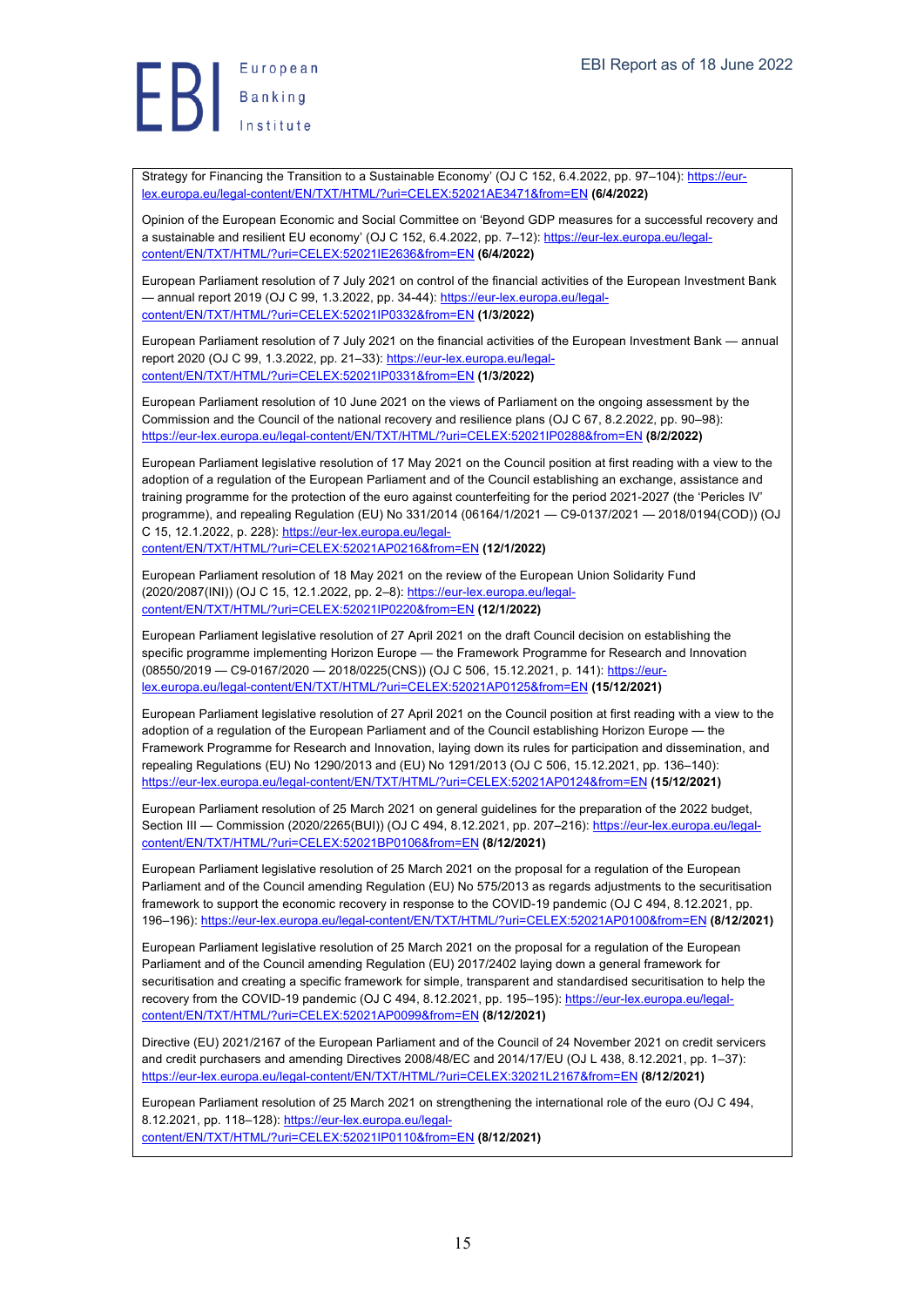Strategy for Financing the Transition to a Sustainable Economy' (OJ C 152, 6.4.2022, pp. 97–104): https://eur-lex.europa.eu/legal-content/EN/TXT/HTML/?uri=CELEX:52021AE3471&from=EN **(6/4/2022)**

Opinion of the European Economic and Social Committee on 'Beyond GDP measures for a successful recovery and a sustainable and resilient EU economy' (OJ C 152, 6.4.2022, pp. 7–12): https://eur-lex.europa.eu/legal-content/EN/TXT/HTML/?uri=CELEX:52021IE2636&from=EN **(6/4/2022)**

European Parliament resolution of 7 July 2021 on control of the financial activities of the European Investment Bank — annual report 2019 (OJ C 99, 1.3.2022, pp. 34-44): https://eur-lex.europa.eu/legal-content/EN/TXT/HTML/?uri=CELEX:52021IP0332&from=EN **(1/3/2022)**

European Parliament resolution of 7 July 2021 on the financial activities of the European Investment Bank — annual report 2020 (OJ C 99, 1.3.2022, pp. 21–33): https://eur-lex.europa.eu/legal-content/EN/TXT/HTML/?uri=CELEX:52021IP0331&from=EN **(1/3/2022)**

European Parliament resolution of 10 June 2021 on the views of Parliament on the ongoing assessment by the Commission and the Council of the national recovery and resilience plans (OJ C 67, 8.2.2022, pp. 90–98): https://eur-lex.europa.eu/legal-content/EN/TXT/HTML/?uri=CELEX:52021IP0288&from=EN **(8/2/2022)**

European Parliament legislative resolution of 17 May 2021 on the Council position at first reading with a view to the adoption of a regulation of the European Parliament and of the Council establishing an exchange, assistance and training programme for the protection of the euro against counterfeiting for the period 2021-2027 (the 'Pericles IV' programme), and repealing Regulation (EU) No 331/2014 (06164/1/2021 — C9-0137/2021 — 2018/0194(COD)) (OJ C 15, 12.1.2022, p. 228): https://eur-lex.europa.eu/legal-content/EN/TXT/HTML/?uri=CELEX:52021AP0216&from=EN **(12/1/2022)**

European Parliament resolution of 18 May 2021 on the review of the European Union Solidarity Fund (2020/2087(INI)) (OJ C 15, 12.1.2022, pp. 2–8): https://eur-lex.europa.eu/legal-content/EN/TXT/HTML/?uri=CELEX:52021IP0220&from=EN **(12/1/2022)**

European Parliament legislative resolution of 27 April 2021 on the draft Council decision on establishing the specific programme implementing Horizon Europe — the Framework Programme for Research and Innovation (08550/2019 — C9-0167/2020 — 2018/0225(CNS)) (OJ C 506, 15.12.2021, p. 141): https://eur-lex.europa.eu/legal-content/EN/TXT/HTML/?uri=CELEX:52021AP0125&from=EN **(15/12/2021)**

European Parliament legislative resolution of 27 April 2021 on the Council position at first reading with a view to the adoption of a regulation of the European Parliament and of the Council establishing Horizon Europe — the Framework Programme for Research and Innovation, laying down its rules for participation and dissemination, and repealing Regulations (EU) No 1290/2013 and (EU) No 1291/2013 (OJ C 506, 15.12.2021, pp. 136–140): https://eur-lex.europa.eu/legal-content/EN/TXT/HTML/?uri=CELEX:52021AP0124&from=EN **(15/12/2021)**

European Parliament resolution of 25 March 2021 on general guidelines for the preparation of the 2022 budget, Section III — Commission (2020/2265(BUI)) (OJ C 494, 8.12.2021, pp. 207–216): https://eur-lex.europa.eu/legal-content/EN/TXT/HTML/?uri=CELEX:52021BP0106&from=EN **(8/12/2021)**

European Parliament legislative resolution of 25 March 2021 on the proposal for a regulation of the European Parliament and of the Council amending Regulation (EU) No 575/2013 as regards adjustments to the securitisation framework to support the economic recovery in response to the COVID-19 pandemic (OJ C 494, 8.12.2021, pp. 196–196): https://eur-lex.europa.eu/legal-content/EN/TXT/HTML/?uri=CELEX:52021AP0100&from=EN **(8/12/2021)**

European Parliament legislative resolution of 25 March 2021 on the proposal for a regulation of the European Parliament and of the Council amending Regulation (EU) 2017/2402 laying down a general framework for securitisation and creating a specific framework for simple, transparent and standardised securitisation to help the recovery from the COVID-19 pandemic (OJ C 494, 8.12.2021, pp. 195–195): https://eur-lex.europa.eu/legal-content/EN/TXT/HTML/?uri=CELEX:52021AP0099&from=EN **(8/12/2021)**

Directive (EU) 2021/2167 of the European Parliament and of the Council of 24 November 2021 on credit servicers and credit purchasers and amending Directives 2008/48/EC and 2014/17/EU (OJ L 438, 8.12.2021, pp. 1–37): https://eur-lex.europa.eu/legal-content/EN/TXT/HTML/?uri=CELEX:32021L2167&from=EN **(8/12/2021)**

European Parliament resolution of 25 March 2021 on strengthening the international role of the euro (OJ C 494, 8.12.2021, pp. 118–128): https://eur-lex.europa.eu/legal-content/EN/TXT/HTML/?uri=CELEX:52021IP0110&from=EN **(8/12/2021)**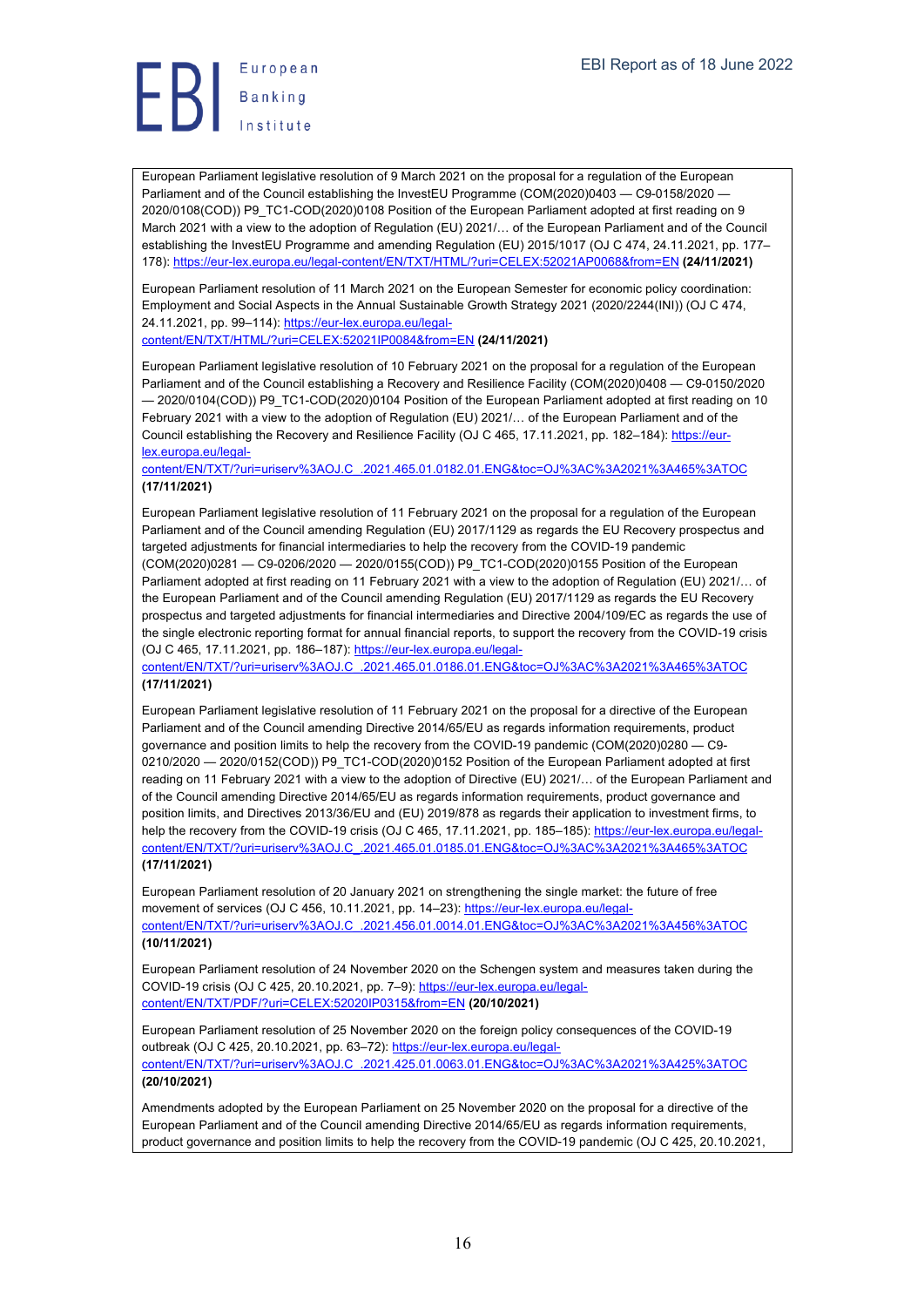European Parliament legislative resolution of 9 March 2021 on the proposal for a regulation of the European Parliament and of the Council establishing the InvestEU Programme (COM(2020)0403 — C9-0158/2020 — 2020/0108(COD)) P9_TC1-COD(2020)0108 Position of the European Parliament adopted at first reading on 9 March 2021 with a view to the adoption of Regulation (EU) 2021/… of the European Parliament and of the Council establishing the InvestEU Programme and amending Regulation (EU) 2015/1017 (OJ C 474, 24.11.2021, pp. 177–178): https://eur-lex.europa.eu/legal-content/EN/TXT/HTML/?uri=CELEX:52021AP0068&from=EN **(24/11/2021)**

European Parliament resolution of 11 March 2021 on the European Semester for economic policy coordination: Employment and Social Aspects in the Annual Sustainable Growth Strategy 2021 (2020/2244(INI)) (OJ C 474, 24.11.2021, pp. 99–114): https://eur-lex.europa.eu/legal-content/EN/TXT/HTML/?uri=CELEX:52021IP0084&from=EN **(24/11/2021)**

European Parliament legislative resolution of 10 February 2021 on the proposal for a regulation of the European Parliament and of the Council establishing a Recovery and Resilience Facility (COM(2020)0408 — C9-0150/2020 — 2020/0104(COD)) P9_TC1-COD(2020)0104 Position of the European Parliament adopted at first reading on 10 February 2021 with a view to the adoption of Regulation (EU) 2021/… of the European Parliament and of the Council establishing the Recovery and Resilience Facility (OJ C 465, 17.11.2021, pp. 182–184): https://eur-lex.europa.eu/legal-content/EN/TXT/?uri=uriserv%3AOJ.C_.2021.465.01.0182.01.ENG&toc=OJ%3AC%3A2021%3A465%3ATOC **(17/11/2021)**

European Parliament legislative resolution of 11 February 2021 on the proposal for a regulation of the European Parliament and of the Council amending Regulation (EU) 2017/1129 as regards the EU Recovery prospectus and targeted adjustments for financial intermediaries to help the recovery from the COVID-19 pandemic (COM(2020)0281 — C9-0206/2020 — 2020/0155(COD)) P9_TC1-COD(2020)0155 Position of the European Parliament adopted at first reading on 11 February 2021 with a view to the adoption of Regulation (EU) 2021/… of the European Parliament and of the Council amending Regulation (EU) 2017/1129 as regards the EU Recovery prospectus and targeted adjustments for financial intermediaries and Directive 2004/109/EC as regards the use of the single electronic reporting format for annual financial reports, to support the recovery from the COVID-19 crisis (OJ C 465, 17.11.2021, pp. 186–187): https://eur-lex.europa.eu/legal-content/EN/TXT/?uri=uriserv%3AOJ.C_.2021.465.01.0186.01.ENG&toc=OJ%3AC%3A2021%3A465%3ATOC **(17/11/2021)**

European Parliament legislative resolution of 11 February 2021 on the proposal for a directive of the European Parliament and of the Council amending Directive 2014/65/EU as regards information requirements, product governance and position limits to help the recovery from the COVID-19 pandemic (COM(2020)0280 — C9-0210/2020 — 2020/0152(COD)) P9_TC1-COD(2020)0152 Position of the European Parliament adopted at first reading on 11 February 2021 with a view to the adoption of Directive (EU) 2021/… of the European Parliament and of the Council amending Directive 2014/65/EU as regards information requirements, product governance and position limits, and Directives 2013/36/EU and (EU) 2019/878 as regards their application to investment firms, to help the recovery from the COVID-19 crisis (OJ C 465, 17.11.2021, pp. 185–185): https://eur-lex.europa.eu/legal-content/EN/TXT/?uri=uriserv%3AOJ.C_.2021.465.01.0185.01.ENG&toc=OJ%3AC%3A2021%3A465%3ATOC **(17/11/2021)**

European Parliament resolution of 20 January 2021 on strengthening the single market: the future of free movement of services (OJ C 456, 10.11.2021, pp. 14–23): https://eur-lex.europa.eu/legal-content/EN/TXT/?uri=uriserv%3AOJ.C_.2021.456.01.0014.01.ENG&toc=OJ%3AC%3A2021%3A456%3ATOC **(10/11/2021)**

European Parliament resolution of 24 November 2020 on the Schengen system and measures taken during the COVID-19 crisis (OJ C 425, 20.10.2021, pp. 7–9): https://eur-lex.europa.eu/legal-content/EN/TXT/PDF/?uri=CELEX:52020IP0315&from=EN **(20/10/2021)**

European Parliament resolution of 25 November 2020 on the foreign policy consequences of the COVID-19 outbreak (OJ C 425, 20.10.2021, pp. 63–72): https://eur-lex.europa.eu/legal-content/EN/TXT/?uri=uriserv%3AOJ.C_.2021.425.01.0063.01.ENG&toc=OJ%3AC%3A2021%3A425%3ATOC **(20/10/2021)**

Amendments adopted by the European Parliament on 25 November 2020 on the proposal for a directive of the European Parliament and of the Council amending Directive 2014/65/EU as regards information requirements, product governance and position limits to help the recovery from the COVID-19 pandemic (OJ C 425, 20.10.2021,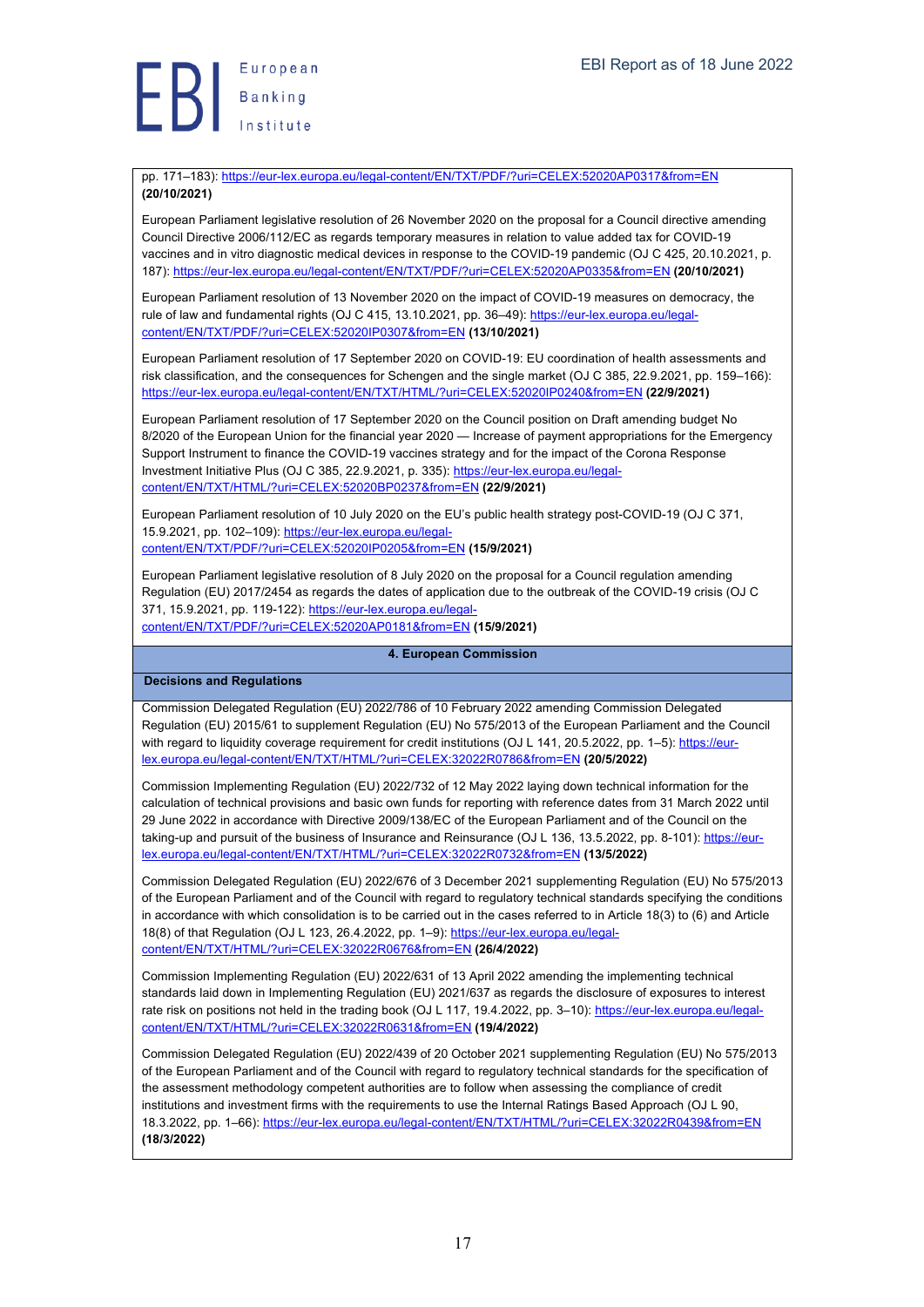pp. 171–183): https://eur-lex.europa.eu/legal-content/EN/TXT/PDF/?uri=CELEX:52020AP0317&from=EN **(20/10/2021)**

European Parliament legislative resolution of 26 November 2020 on the proposal for a Council directive amending Council Directive 2006/112/EC as regards temporary measures in relation to value added tax for COVID-19 vaccines and in vitro diagnostic medical devices in response to the COVID-19 pandemic (OJ C 425, 20.10.2021, p. 187): https://eur-lex.europa.eu/legal-content/EN/TXT/PDF/?uri=CELEX:52020AP0335&from=EN **(20/10/2021)**

European Parliament resolution of 13 November 2020 on the impact of COVID-19 measures on democracy, the rule of law and fundamental rights (OJ C 415, 13.10.2021, pp. 36–49): https://eur-lex.europa.eu/legal-content/EN/TXT/PDF/?uri=CELEX:52020IP0307&from=EN **(13/10/2021)**

European Parliament resolution of 17 September 2020 on COVID-19: EU coordination of health assessments and risk classification, and the consequences for Schengen and the single market (OJ C 385, 22.9.2021, pp. 159–166): https://eur-lex.europa.eu/legal-content/EN/TXT/HTML/?uri=CELEX:52020IP0240&from=EN **(22/9/2021)**

European Parliament resolution of 17 September 2020 on the Council position on Draft amending budget No 8/2020 of the European Union for the financial year 2020 — Increase of payment appropriations for the Emergency Support Instrument to finance the COVID-19 vaccines strategy and for the impact of the Corona Response Investment Initiative Plus (OJ C 385, 22.9.2021, p. 335): https://eur-lex.europa.eu/legal-content/EN/TXT/HTML/?uri=CELEX:52020BP0237&from=EN **(22/9/2021)**

European Parliament resolution of 10 July 2020 on the EU's public health strategy post-COVID-19 (OJ C 371, 15.9.2021, pp. 102–109): https://eur-lex.europa.eu/legal-content/EN/TXT/PDF/?uri=CELEX:52020IP0205&from=EN **(15/9/2021)**

European Parliament legislative resolution of 8 July 2020 on the proposal for a Council regulation amending Regulation (EU) 2017/2454 as regards the dates of application due to the outbreak of the COVID-19 crisis (OJ C 371, 15.9.2021, pp. 119-122): https://eur-lex.europa.eu/legal-content/EN/TXT/PDF/?uri=CELEX:52020AP0181&from=EN **(15/9/2021)**

## 4. European Commission

### Decisions and Regulations

Commission Delegated Regulation (EU) 2022/786 of 10 February 2022 amending Commission Delegated Regulation (EU) 2015/61 to supplement Regulation (EU) No 575/2013 of the European Parliament and the Council with regard to liquidity coverage requirement for credit institutions (OJ L 141, 20.5.2022, pp. 1–5): https://eur-lex.europa.eu/legal-content/EN/TXT/HTML/?uri=CELEX:32022R0786&from=EN **(20/5/2022)**

Commission Implementing Regulation (EU) 2022/732 of 12 May 2022 laying down technical information for the calculation of technical provisions and basic own funds for reporting with reference dates from 31 March 2022 until 29 June 2022 in accordance with Directive 2009/138/EC of the European Parliament and of the Council on the taking-up and pursuit of the business of Insurance and Reinsurance (OJ L 136, 13.5.2022, pp. 8-101): https://eur-lex.europa.eu/legal-content/EN/TXT/HTML/?uri=CELEX:32022R0732&from=EN **(13/5/2022)**

Commission Delegated Regulation (EU) 2022/676 of 3 December 2021 supplementing Regulation (EU) No 575/2013 of the European Parliament and of the Council with regard to regulatory technical standards specifying the conditions in accordance with which consolidation is to be carried out in the cases referred to in Article 18(3) to (6) and Article 18(8) of that Regulation (OJ L 123, 26.4.2022, pp. 1–9): https://eur-lex.europa.eu/legal-content/EN/TXT/HTML/?uri=CELEX:32022R0676&from=EN **(26/4/2022)**

Commission Implementing Regulation (EU) 2022/631 of 13 April 2022 amending the implementing technical standards laid down in Implementing Regulation (EU) 2021/637 as regards the disclosure of exposures to interest rate risk on positions not held in the trading book (OJ L 117, 19.4.2022, pp. 3–10): https://eur-lex.europa.eu/legal-content/EN/TXT/HTML/?uri=CELEX:32022R0631&from=EN **(19/4/2022)**

Commission Delegated Regulation (EU) 2022/439 of 20 October 2021 supplementing Regulation (EU) No 575/2013 of the European Parliament and of the Council with regard to regulatory technical standards for the specification of the assessment methodology competent authorities are to follow when assessing the compliance of credit institutions and investment firms with the requirements to use the Internal Ratings Based Approach (OJ L 90, 18.3.2022, pp. 1–66): https://eur-lex.europa.eu/legal-content/EN/TXT/HTML/?uri=CELEX:32022R0439&from=EN **(18/3/2022)**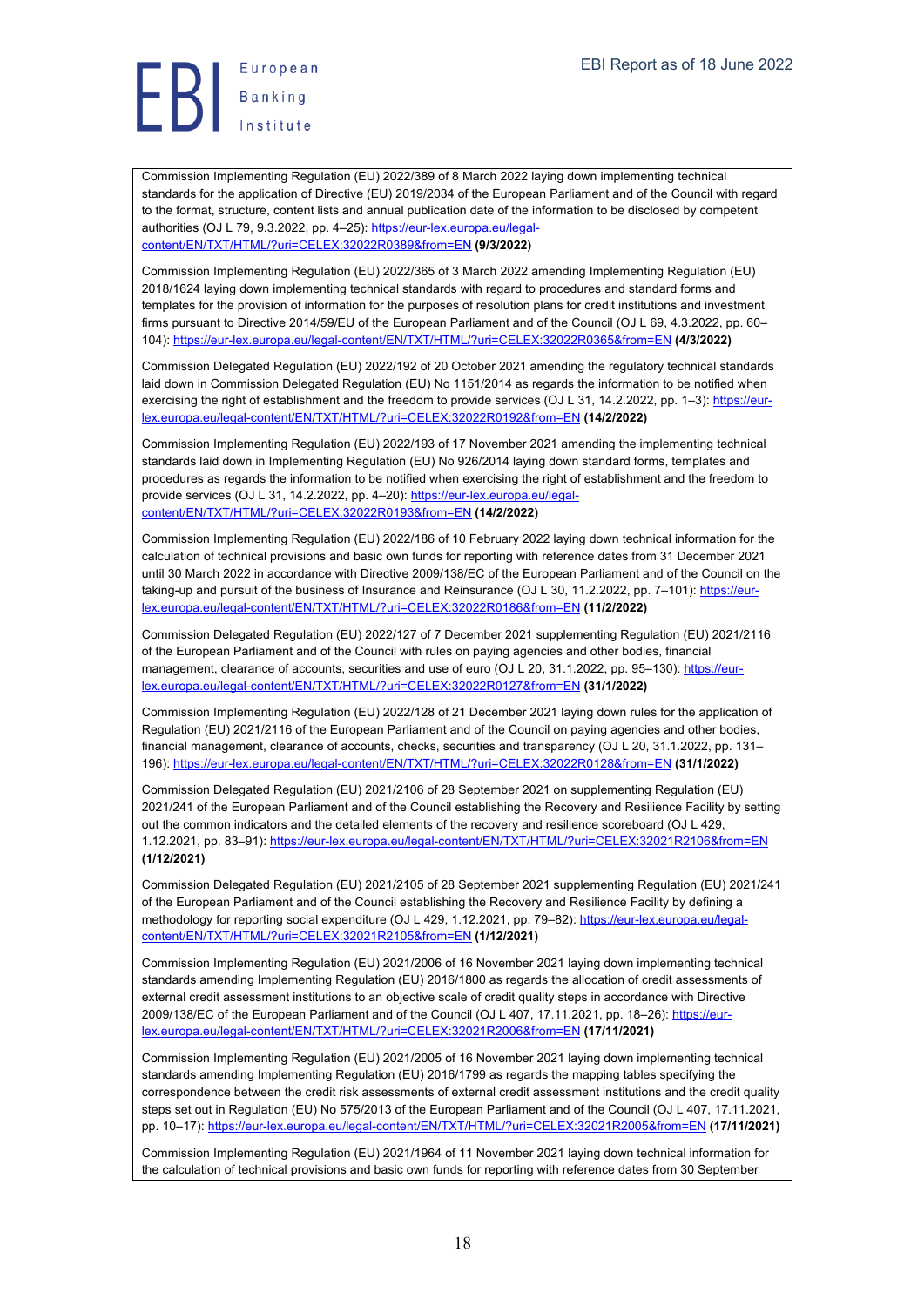Commission Implementing Regulation (EU) 2022/389 of 8 March 2022 laying down implementing technical standards for the application of Directive (EU) 2019/2034 of the European Parliament and of the Council with regard to the format, structure, content lists and annual publication date of the information to be disclosed by competent authorities (OJ L 79, 9.3.2022, pp. 4–25): https://eur-lex.europa.eu/legal-content/EN/TXT/HTML/?uri=CELEX:32022R0389&from=EN **(9/3/2022)**

Commission Implementing Regulation (EU) 2022/365 of 3 March 2022 amending Implementing Regulation (EU) 2018/1624 laying down implementing technical standards with regard to procedures and standard forms and templates for the provision of information for the purposes of resolution plans for credit institutions and investment firms pursuant to Directive 2014/59/EU of the European Parliament and of the Council (OJ L 69, 4.3.2022, pp. 60–104): https://eur-lex.europa.eu/legal-content/EN/TXT/HTML/?uri=CELEX:32022R0365&from=EN **(4/3/2022)**

Commission Delegated Regulation (EU) 2022/192 of 20 October 2021 amending the regulatory technical standards laid down in Commission Delegated Regulation (EU) No 1151/2014 as regards the information to be notified when exercising the right of establishment and the freedom to provide services (OJ L 31, 14.2.2022, pp. 1–3): https://eur-lex.europa.eu/legal-content/EN/TXT/HTML/?uri=CELEX:32022R0192&from=EN **(14/2/2022)**

Commission Implementing Regulation (EU) 2022/193 of 17 November 2021 amending the implementing technical standards laid down in Implementing Regulation (EU) No 926/2014 laying down standard forms, templates and procedures as regards the information to be notified when exercising the right of establishment and the freedom to provide services (OJ L 31, 14.2.2022, pp. 4–20): https://eur-lex.europa.eu/legal-content/EN/TXT/HTML/?uri=CELEX:32022R0193&from=EN **(14/2/2022)**

Commission Implementing Regulation (EU) 2022/186 of 10 February 2022 laying down technical information for the calculation of technical provisions and basic own funds for reporting with reference dates from 31 December 2021 until 30 March 2022 in accordance with Directive 2009/138/EC of the European Parliament and of the Council on the taking-up and pursuit of the business of Insurance and Reinsurance (OJ L 30, 11.2.2022, pp. 7–101): https://eur-lex.europa.eu/legal-content/EN/TXT/HTML/?uri=CELEX:32022R0186&from=EN **(11/2/2022)**

Commission Delegated Regulation (EU) 2022/127 of 7 December 2021 supplementing Regulation (EU) 2021/2116 of the European Parliament and of the Council with rules on paying agencies and other bodies, financial management, clearance of accounts, securities and use of euro (OJ L 20, 31.1.2022, pp. 95–130): https://eur-lex.europa.eu/legal-content/EN/TXT/HTML/?uri=CELEX:32022R0127&from=EN **(31/1/2022)**

Commission Implementing Regulation (EU) 2022/128 of 21 December 2021 laying down rules for the application of Regulation (EU) 2021/2116 of the European Parliament and of the Council on paying agencies and other bodies, financial management, clearance of accounts, checks, securities and transparency (OJ L 20, 31.1.2022, pp. 131–196): https://eur-lex.europa.eu/legal-content/EN/TXT/HTML/?uri=CELEX:32022R0128&from=EN **(31/1/2022)**

Commission Delegated Regulation (EU) 2021/2106 of 28 September 2021 on supplementing Regulation (EU) 2021/241 of the European Parliament and of the Council establishing the Recovery and Resilience Facility by setting out the common indicators and the detailed elements of the recovery and resilience scoreboard (OJ L 429, 1.12.2021, pp. 83–91): https://eur-lex.europa.eu/legal-content/EN/TXT/HTML/?uri=CELEX:32021R2106&from=EN **(1/12/2021)**

Commission Delegated Regulation (EU) 2021/2105 of 28 September 2021 supplementing Regulation (EU) 2021/241 of the European Parliament and of the Council establishing the Recovery and Resilience Facility by defining a methodology for reporting social expenditure (OJ L 429, 1.12.2021, pp. 79–82): https://eur-lex.europa.eu/legal-content/EN/TXT/HTML/?uri=CELEX:32021R2105&from=EN **(1/12/2021)**

Commission Implementing Regulation (EU) 2021/2006 of 16 November 2021 laying down implementing technical standards amending Implementing Regulation (EU) 2016/1800 as regards the allocation of credit assessments of external credit assessment institutions to an objective scale of credit quality steps in accordance with Directive 2009/138/EC of the European Parliament and of the Council (OJ L 407, 17.11.2021, pp. 18–26): https://eur-lex.europa.eu/legal-content/EN/TXT/HTML/?uri=CELEX:32021R2006&from=EN **(17/11/2021)**

Commission Implementing Regulation (EU) 2021/2005 of 16 November 2021 laying down implementing technical standards amending Implementing Regulation (EU) 2016/1799 as regards the mapping tables specifying the correspondence between the credit risk assessments of external credit assessment institutions and the credit quality steps set out in Regulation (EU) No 575/2013 of the European Parliament and of the Council (OJ L 407, 17.11.2021, pp. 10–17): https://eur-lex.europa.eu/legal-content/EN/TXT/HTML/?uri=CELEX:32021R2005&from=EN **(17/11/2021)**

Commission Implementing Regulation (EU) 2021/1964 of 11 November 2021 laying down technical information for the calculation of technical provisions and basic own funds for reporting with reference dates from 30 September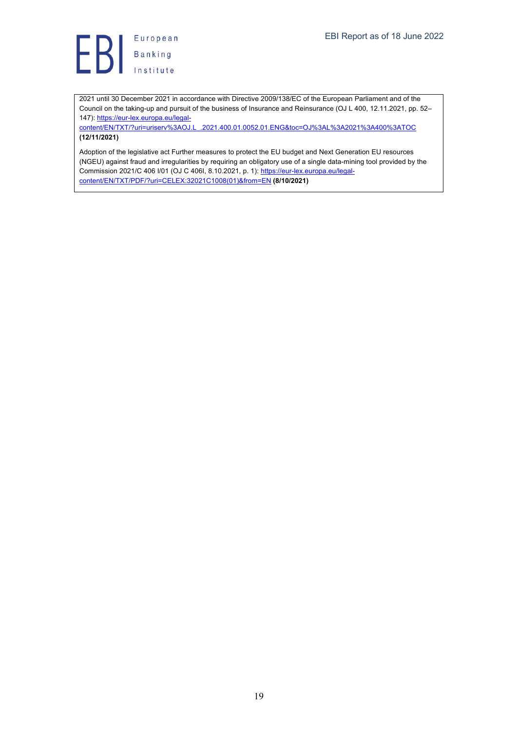2021 until 30 December 2021 in accordance with Directive 2009/138/EC of the European Parliament and of the Council on the taking-up and pursuit of the business of Insurance and Reinsurance (OJ L 400, 12.11.2021, pp. 52–147): https://eur-lex.europa.eu/legal-content/EN/TXT/?uri=uriserv%3AOJ.L_.2021.400.01.0052.01.ENG&toc=OJ%3AL%3A2021%3A400%3ATOC **(12/11/2021)**

Adoption of the legislative act Further measures to protect the EU budget and Next Generation EU resources (NGEU) against fraud and irregularities by requiring an obligatory use of a single data-mining tool provided by the Commission 2021/C 406 I/01 (OJ C 406I, 8.10.2021, p. 1): https://eur-lex.europa.eu/legal-content/EN/TXT/PDF/?uri=CELEX:32021C1008(01)&from=EN **(8/10/2021)**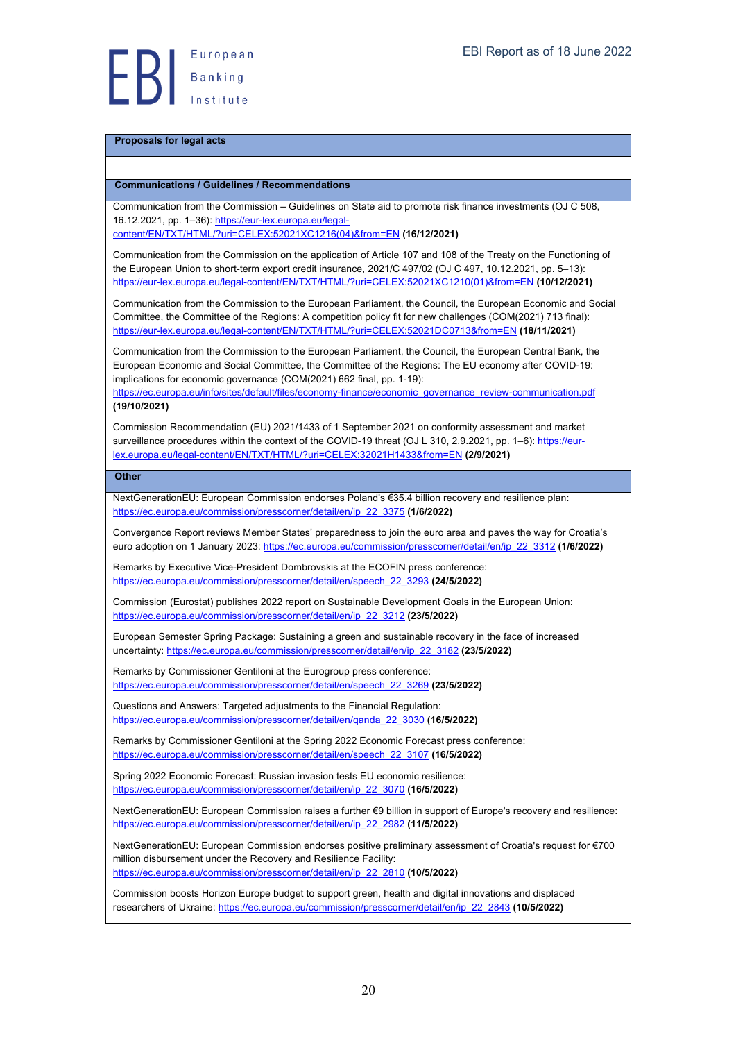**Proposals for legal acts**

**Communications / Guidelines / Recommendations**

Communication from the Commission – Guidelines on State aid to promote risk finance investments (OJ C 508, 16.12.2021, pp. 1–36): https://eur-lex.europa.eu/legal-content/EN/TXT/HTML/?uri=CELEX:52021XC1216(04)&from=EN **(16/12/2021)**

Communication from the Commission on the application of Article 107 and 108 of the Treaty on the Functioning of the European Union to short-term export credit insurance, 2021/C 497/02 (OJ C 497, 10.12.2021, pp. 5–13): https://eur-lex.europa.eu/legal-content/EN/TXT/HTML/?uri=CELEX:52021XC1210(01)&from=EN **(10/12/2021)**

Communication from the Commission to the European Parliament, the Council, the European Economic and Social Committee, the Committee of the Regions: A competition policy fit for new challenges (COM(2021) 713 final): https://eur-lex.europa.eu/legal-content/EN/TXT/HTML/?uri=CELEX:52021DC0713&from=EN **(18/11/2021)**

Communication from the Commission to the European Parliament, the Council, the European Central Bank, the European Economic and Social Committee, the Committee of the Regions: The EU economy after COVID-19: implications for economic governance (COM(2021) 662 final, pp. 1-19): https://ec.europa.eu/info/sites/default/files/economy-finance/economic_governance_review-communication.pdf **(19/10/2021)**

Commission Recommendation (EU) 2021/1433 of 1 September 2021 on conformity assessment and market surveillance procedures within the context of the COVID-19 threat (OJ L 310, 2.9.2021, pp. 1–6): https://eur-lex.europa.eu/legal-content/EN/TXT/HTML/?uri=CELEX:32021H1433&from=EN **(2/9/2021)**

**Other**

NextGenerationEU: European Commission endorses Poland's €35.4 billion recovery and resilience plan: https://ec.europa.eu/commission/presscorner/detail/en/ip_22_3375 **(1/6/2022)**

Convergence Report reviews Member States' preparedness to join the euro area and paves the way for Croatia's euro adoption on 1 January 2023: https://ec.europa.eu/commission/presscorner/detail/en/ip_22_3312 **(1/6/2022)**

Remarks by Executive Vice-President Dombrovskis at the ECOFIN press conference: https://ec.europa.eu/commission/presscorner/detail/en/speech_22_3293 **(24/5/2022)**

Commission (Eurostat) publishes 2022 report on Sustainable Development Goals in the European Union: https://ec.europa.eu/commission/presscorner/detail/en/ip_22_3212 **(23/5/2022)**

European Semester Spring Package: Sustaining a green and sustainable recovery in the face of increased uncertainty: https://ec.europa.eu/commission/presscorner/detail/en/ip_22_3182 **(23/5/2022)**

Remarks by Commissioner Gentiloni at the Eurogroup press conference: https://ec.europa.eu/commission/presscorner/detail/en/speech_22_3269 **(23/5/2022)**

Questions and Answers: Targeted adjustments to the Financial Regulation: https://ec.europa.eu/commission/presscorner/detail/en/qanda_22_3030 **(16/5/2022)**

Remarks by Commissioner Gentiloni at the Spring 2022 Economic Forecast press conference: https://ec.europa.eu/commission/presscorner/detail/en/speech_22_3107 **(16/5/2022)**

Spring 2022 Economic Forecast: Russian invasion tests EU economic resilience: https://ec.europa.eu/commission/presscorner/detail/en/ip_22_3070 **(16/5/2022)**

NextGenerationEU: European Commission raises a further €9 billion in support of Europe's recovery and resilience: https://ec.europa.eu/commission/presscorner/detail/en/ip_22_2982 **(11/5/2022)**

NextGenerationEU: European Commission endorses positive preliminary assessment of Croatia's request for €700 million disbursement under the Recovery and Resilience Facility: https://ec.europa.eu/commission/presscorner/detail/en/ip_22_2810 **(10/5/2022)**

Commission boosts Horizon Europe budget to support green, health and digital innovations and displaced researchers of Ukraine: https://ec.europa.eu/commission/presscorner/detail/en/ip_22_2843 **(10/5/2022)**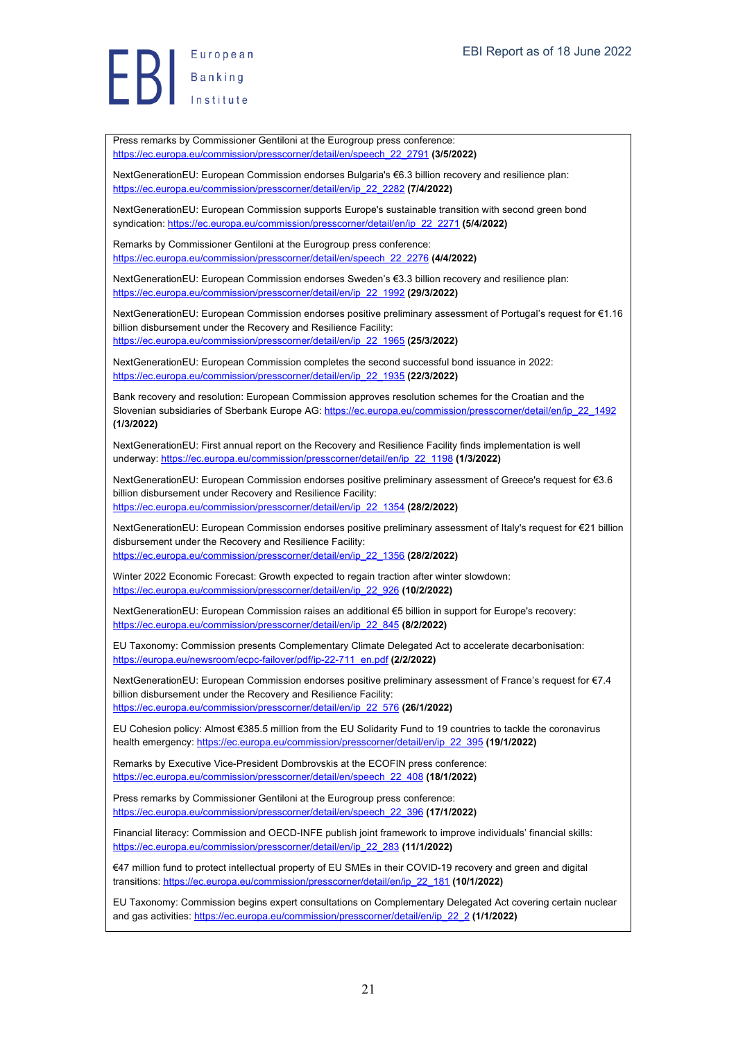Press remarks by Commissioner Gentiloni at the Eurogroup press conference: https://ec.europa.eu/commission/presscorner/detail/en/speech_22_2791 **(3/5/2022)**

NextGenerationEU: European Commission endorses Bulgaria's €6.3 billion recovery and resilience plan: https://ec.europa.eu/commission/presscorner/detail/en/ip_22_2282 **(7/4/2022)**

NextGenerationEU: European Commission supports Europe's sustainable transition with second green bond syndication: https://ec.europa.eu/commission/presscorner/detail/en/ip_22_2271 **(5/4/2022)**

Remarks by Commissioner Gentiloni at the Eurogroup press conference: https://ec.europa.eu/commission/presscorner/detail/en/speech_22_2276 **(4/4/2022)**

NextGenerationEU: European Commission endorses Sweden's €3.3 billion recovery and resilience plan: https://ec.europa.eu/commission/presscorner/detail/en/ip_22_1992 **(29/3/2022)**

NextGenerationEU: European Commission endorses positive preliminary assessment of Portugal's request for €1.16 billion disbursement under the Recovery and Resilience Facility: https://ec.europa.eu/commission/presscorner/detail/en/ip_22_1965 **(25/3/2022)**

NextGenerationEU: European Commission completes the second successful bond issuance in 2022: https://ec.europa.eu/commission/presscorner/detail/en/ip_22_1935 **(22/3/2022)**

Bank recovery and resolution: European Commission approves resolution schemes for the Croatian and the Slovenian subsidiaries of Sberbank Europe AG: https://ec.europa.eu/commission/presscorner/detail/en/ip_22_1492 **(1/3/2022)**

NextGenerationEU: First annual report on the Recovery and Resilience Facility finds implementation is well underway: https://ec.europa.eu/commission/presscorner/detail/en/ip_22_1198 **(1/3/2022)**

NextGenerationEU: European Commission endorses positive preliminary assessment of Greece's request for €3.6 billion disbursement under Recovery and Resilience Facility: https://ec.europa.eu/commission/presscorner/detail/en/ip_22_1354 **(28/2/2022)**

NextGenerationEU: European Commission endorses positive preliminary assessment of Italy's request for €21 billion disbursement under the Recovery and Resilience Facility: https://ec.europa.eu/commission/presscorner/detail/en/ip_22_1356 **(28/2/2022)**

Winter 2022 Economic Forecast: Growth expected to regain traction after winter slowdown: https://ec.europa.eu/commission/presscorner/detail/en/ip_22_926 **(10/2/2022)**

NextGenerationEU: European Commission raises an additional €5 billion in support for Europe's recovery: https://ec.europa.eu/commission/presscorner/detail/en/ip_22_845 **(8/2/2022)**

EU Taxonomy: Commission presents Complementary Climate Delegated Act to accelerate decarbonisation: https://europa.eu/newsroom/ecpc-failover/pdf/ip-22-711_en.pdf **(2/2/2022)**

NextGenerationEU: European Commission endorses positive preliminary assessment of France's request for €7.4 billion disbursement under the Recovery and Resilience Facility: https://ec.europa.eu/commission/presscorner/detail/en/ip_22_576 **(26/1/2022)**

EU Cohesion policy: Almost €385.5 million from the EU Solidarity Fund to 19 countries to tackle the coronavirus health emergency: https://ec.europa.eu/commission/presscorner/detail/en/ip_22_395 **(19/1/2022)**

Remarks by Executive Vice-President Dombrovskis at the ECOFIN press conference: https://ec.europa.eu/commission/presscorner/detail/en/speech_22_408 **(18/1/2022)**

Press remarks by Commissioner Gentiloni at the Eurogroup press conference: https://ec.europa.eu/commission/presscorner/detail/en/speech_22_396 **(17/1/2022)**

Financial literacy: Commission and OECD-INFE publish joint framework to improve individuals' financial skills: https://ec.europa.eu/commission/presscorner/detail/en/ip_22_283 **(11/1/2022)**

€47 million fund to protect intellectual property of EU SMEs in their COVID-19 recovery and green and digital transitions: https://ec.europa.eu/commission/presscorner/detail/en/ip_22_181 **(10/1/2022)**

EU Taxonomy: Commission begins expert consultations on Complementary Delegated Act covering certain nuclear and gas activities: https://ec.europa.eu/commission/presscorner/detail/en/ip_22_2 **(1/1/2022)**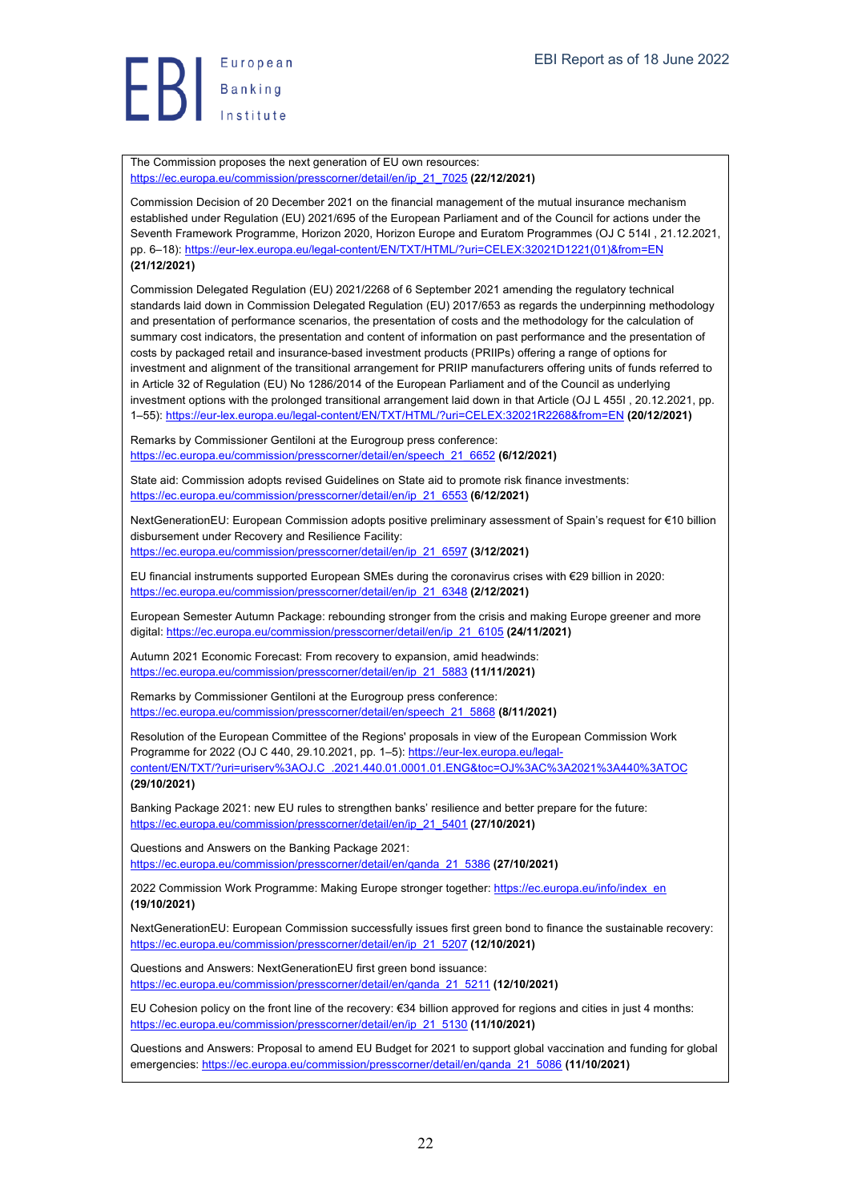The Commission proposes the next generation of EU own resources: https://ec.europa.eu/commission/presscorner/detail/en/ip_21_7025 **(22/12/2021)**

Commission Decision of 20 December 2021 on the financial management of the mutual insurance mechanism established under Regulation (EU) 2021/695 of the European Parliament and of the Council for actions under the Seventh Framework Programme, Horizon 2020, Horizon Europe and Euratom Programmes (OJ C 514I , 21.12.2021, pp. 6–18): https://eur-lex.europa.eu/legal-content/EN/TXT/HTML/?uri=CELEX:32021D1221(01)&from=EN **(21/12/2021)**

Commission Delegated Regulation (EU) 2021/2268 of 6 September 2021 amending the regulatory technical standards laid down in Commission Delegated Regulation (EU) 2017/653 as regards the underpinning methodology and presentation of performance scenarios, the presentation of costs and the methodology for the calculation of summary cost indicators, the presentation and content of information on past performance and the presentation of costs by packaged retail and insurance-based investment products (PRIIPs) offering a range of options for investment and alignment of the transitional arrangement for PRIIP manufacturers offering units of funds referred to in Article 32 of Regulation (EU) No 1286/2014 of the European Parliament and of the Council as underlying investment options with the prolonged transitional arrangement laid down in that Article (OJ L 455I , 20.12.2021, pp. 1–55): https://eur-lex.europa.eu/legal-content/EN/TXT/HTML/?uri=CELEX:32021R2268&from=EN **(20/12/2021)**

Remarks by Commissioner Gentiloni at the Eurogroup press conference: https://ec.europa.eu/commission/presscorner/detail/en/speech_21_6652 **(6/12/2021)**

State aid: Commission adopts revised Guidelines on State aid to promote risk finance investments: https://ec.europa.eu/commission/presscorner/detail/en/ip_21_6553 **(6/12/2021)**

NextGenerationEU: European Commission adopts positive preliminary assessment of Spain's request for €10 billion disbursement under Recovery and Resilience Facility: https://ec.europa.eu/commission/presscorner/detail/en/ip_21_6597 **(3/12/2021)**

EU financial instruments supported European SMEs during the coronavirus crises with €29 billion in 2020: https://ec.europa.eu/commission/presscorner/detail/en/ip_21_6348 **(2/12/2021)**

European Semester Autumn Package: rebounding stronger from the crisis and making Europe greener and more digital: https://ec.europa.eu/commission/presscorner/detail/en/ip_21_6105 **(24/11/2021)**

Autumn 2021 Economic Forecast: From recovery to expansion, amid headwinds: https://ec.europa.eu/commission/presscorner/detail/en/ip_21_5883 **(11/11/2021)**

Remarks by Commissioner Gentiloni at the Eurogroup press conference: https://ec.europa.eu/commission/presscorner/detail/en/speech_21_5868 **(8/11/2021)**

Resolution of the European Committee of the Regions' proposals in view of the European Commission Work Programme for 2022 (OJ C 440, 29.10.2021, pp. 1–5): https://eur-lex.europa.eu/legal-content/EN/TXT/?uri=uriserv%3AOJ.C_.2021.440.01.0001.01.ENG&toc=OJ%3AC%3A2021%3A440%3ATOC **(29/10/2021)**

Banking Package 2021: new EU rules to strengthen banks' resilience and better prepare for the future: https://ec.europa.eu/commission/presscorner/detail/en/ip_21_5401 **(27/10/2021)**

Questions and Answers on the Banking Package 2021: https://ec.europa.eu/commission/presscorner/detail/en/qanda_21_5386 **(27/10/2021)**

2022 Commission Work Programme: Making Europe stronger together: https://ec.europa.eu/info/index_en **(19/10/2021)**

NextGenerationEU: European Commission successfully issues first green bond to finance the sustainable recovery: https://ec.europa.eu/commission/presscorner/detail/en/ip_21_5207 **(12/10/2021)**

Questions and Answers: NextGenerationEU first green bond issuance: https://ec.europa.eu/commission/presscorner/detail/en/qanda_21_5211 **(12/10/2021)**

EU Cohesion policy on the front line of the recovery: €34 billion approved for regions and cities in just 4 months: https://ec.europa.eu/commission/presscorner/detail/en/ip_21_5130 **(11/10/2021)**

Questions and Answers: Proposal to amend EU Budget for 2021 to support global vaccination and funding for global emergencies: https://ec.europa.eu/commission/presscorner/detail/en/qanda_21_5086 **(11/10/2021)**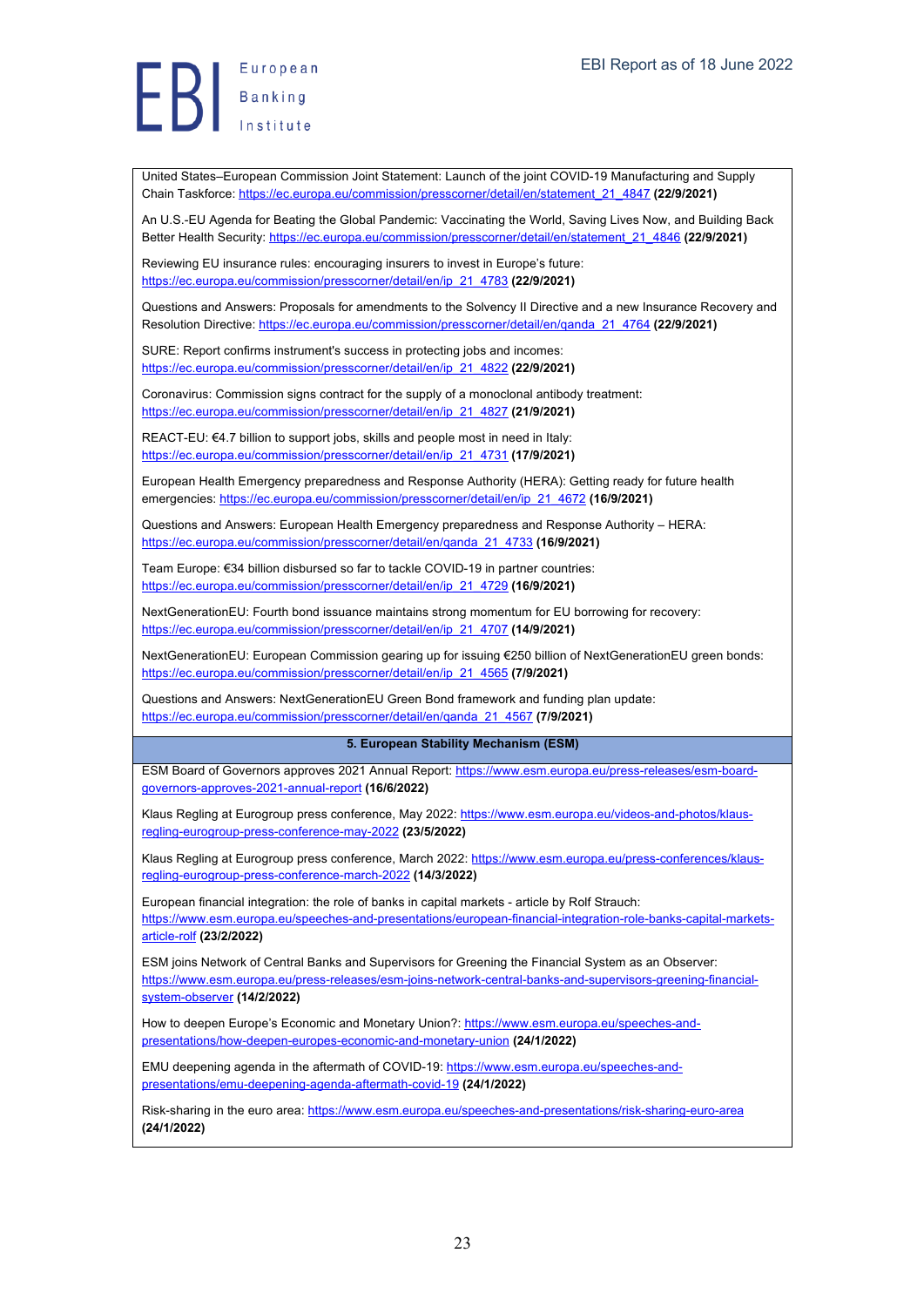United States–European Commission Joint Statement: Launch of the joint COVID-19 Manufacturing and Supply Chain Taskforce: https://ec.europa.eu/commission/presscorner/detail/en/statement_21_4847 **(22/9/2021)**

An U.S.-EU Agenda for Beating the Global Pandemic: Vaccinating the World, Saving Lives Now, and Building Back Better Health Security: https://ec.europa.eu/commission/presscorner/detail/en/statement_21_4846 **(22/9/2021)**

Reviewing EU insurance rules: encouraging insurers to invest in Europe's future: https://ec.europa.eu/commission/presscorner/detail/en/ip_21_4783 **(22/9/2021)**

Questions and Answers: Proposals for amendments to the Solvency II Directive and a new Insurance Recovery and Resolution Directive: https://ec.europa.eu/commission/presscorner/detail/en/qanda_21_4764 **(22/9/2021)**

SURE: Report confirms instrument's success in protecting jobs and incomes: https://ec.europa.eu/commission/presscorner/detail/en/ip_21_4822 **(22/9/2021)**

Coronavirus: Commission signs contract for the supply of a monoclonal antibody treatment: https://ec.europa.eu/commission/presscorner/detail/en/ip_21_4827 **(21/9/2021)**

REACT-EU: €4.7 billion to support jobs, skills and people most in need in Italy: https://ec.europa.eu/commission/presscorner/detail/en/ip_21_4731 **(17/9/2021)**

European Health Emergency preparedness and Response Authority (HERA): Getting ready for future health emergencies: https://ec.europa.eu/commission/presscorner/detail/en/ip_21_4672 **(16/9/2021)**

Questions and Answers: European Health Emergency preparedness and Response Authority – HERA: https://ec.europa.eu/commission/presscorner/detail/en/qanda_21_4733 **(16/9/2021)**

Team Europe: €34 billion disbursed so far to tackle COVID-19 in partner countries: https://ec.europa.eu/commission/presscorner/detail/en/ip_21_4729 **(16/9/2021)**

NextGenerationEU: Fourth bond issuance maintains strong momentum for EU borrowing for recovery: https://ec.europa.eu/commission/presscorner/detail/en/ip_21_4707 **(14/9/2021)**

NextGenerationEU: European Commission gearing up for issuing €250 billion of NextGenerationEU green bonds: https://ec.europa.eu/commission/presscorner/detail/en/ip_21_4565 **(7/9/2021)**

Questions and Answers: NextGenerationEU Green Bond framework and funding plan update: https://ec.europa.eu/commission/presscorner/detail/en/qanda_21_4567 **(7/9/2021)**

## 5. European Stability Mechanism (ESM)

ESM Board of Governors approves 2021 Annual Report: https://www.esm.europa.eu/press-releases/esm-board-governors-approves-2021-annual-report **(16/6/2022)**

Klaus Regling at Eurogroup press conference, May 2022: https://www.esm.europa.eu/videos-and-photos/klaus-regling-eurogroup-press-conference-may-2022 **(23/5/2022)**

Klaus Regling at Eurogroup press conference, March 2022: https://www.esm.europa.eu/press-conferences/klaus-regling-eurogroup-press-conference-march-2022 **(14/3/2022)**

European financial integration: the role of banks in capital markets - article by Rolf Strauch: https://www.esm.europa.eu/speeches-and-presentations/european-financial-integration-role-banks-capital-markets-article-rolf **(23/2/2022)**

ESM joins Network of Central Banks and Supervisors for Greening the Financial System as an Observer: https://www.esm.europa.eu/press-releases/esm-joins-network-central-banks-and-supervisors-greening-financial-system-observer **(14/2/2022)**

How to deepen Europe's Economic and Monetary Union?: https://www.esm.europa.eu/speeches-and-presentations/how-deepen-europes-economic-and-monetary-union **(24/1/2022)**

EMU deepening agenda in the aftermath of COVID-19: https://www.esm.europa.eu/speeches-and-presentations/emu-deepening-agenda-aftermath-covid-19 **(24/1/2022)**

Risk-sharing in the euro area: https://www.esm.europa.eu/speeches-and-presentations/risk-sharing-euro-area **(24/1/2022)**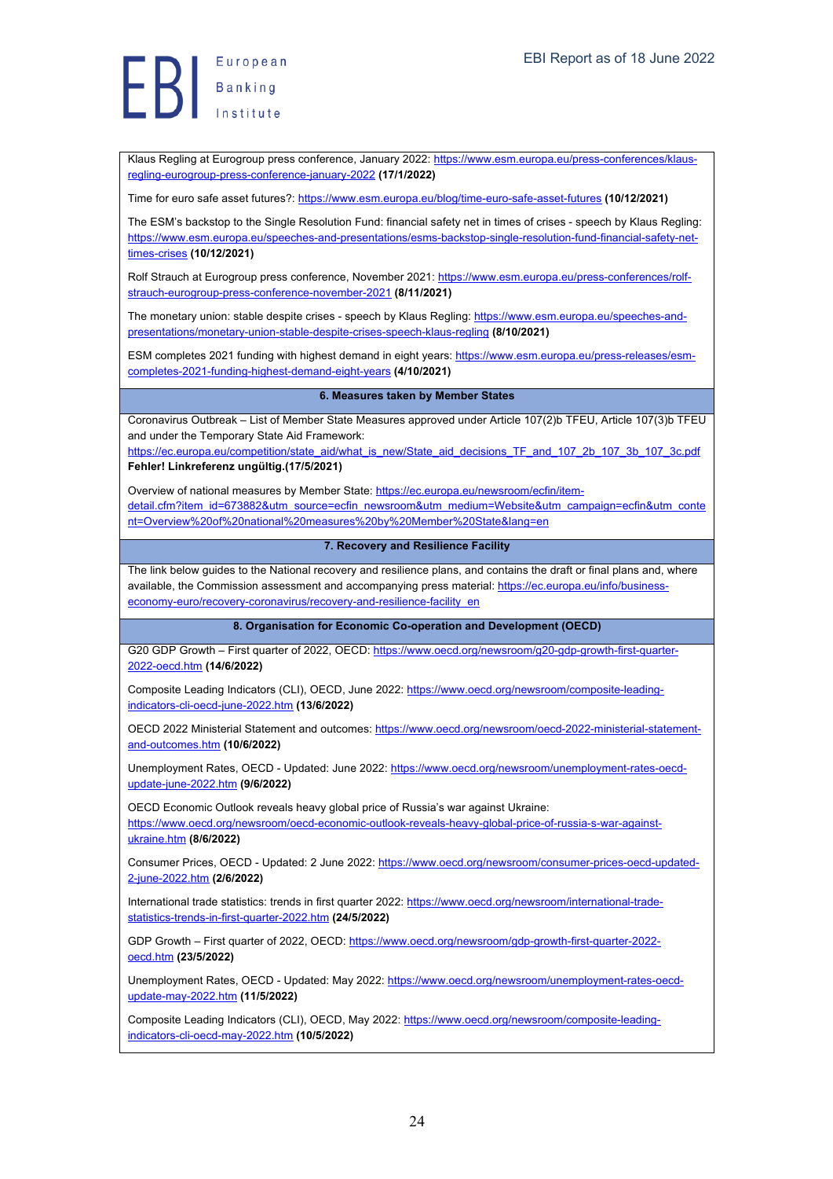Klaus Regling at Eurogroup press conference, January 2022: https://www.esm.europa.eu/press-conferences/klaus-regling-eurogroup-press-conference-january-2022 **(17/1/2022)**

Time for euro safe asset futures?: https://www.esm.europa.eu/blog/time-euro-safe-asset-futures **(10/12/2021)**

The ESM's backstop to the Single Resolution Fund: financial safety net in times of crises - speech by Klaus Regling: https://www.esm.europa.eu/speeches-and-presentations/esms-backstop-single-resolution-fund-financial-safety-net-times-crises **(10/12/2021)**

Rolf Strauch at Eurogroup press conference, November 2021: https://www.esm.europa.eu/press-conferences/rolf-strauch-eurogroup-press-conference-november-2021 **(8/11/2021)**

The monetary union: stable despite crises - speech by Klaus Regling: https://www.esm.europa.eu/speeches-and-presentations/monetary-union-stable-despite-crises-speech-klaus-regling **(8/10/2021)**

ESM completes 2021 funding with highest demand in eight years: https://www.esm.europa.eu/press-releases/esm-completes-2021-funding-highest-demand-eight-years **(4/10/2021)**

**6. Measures taken by Member States**

Coronavirus Outbreak – List of Member State Measures approved under Article 107(2)b TFEU, Article 107(3)b TFEU and under the Temporary State Aid Framework: https://ec.europa.eu/competition/state_aid/what_is_new/State_aid_decisions_TF_and_107_2b_107_3b_107_3c.pdf **Fehler! Linkreferenz ungültig.(17/5/2021)**

Overview of national measures by Member State: https://ec.europa.eu/newsroom/ecfin/item-detail.cfm?item_id=673882&utm_source=ecfin_newsroom&utm_medium=Website&utm_campaign=ecfin&utm_content=Overview%20of%20national%20measures%20by%20Member%20State&lang=en

**7. Recovery and Resilience Facility**

The link below guides to the National recovery and resilience plans, and contains the draft or final plans and, where available, the Commission assessment and accompanying press material: https://ec.europa.eu/info/business-economy-euro/recovery-coronavirus/recovery-and-resilience-facility_en

**8. Organisation for Economic Co-operation and Development (OECD)**

G20 GDP Growth – First quarter of 2022, OECD: https://www.oecd.org/newsroom/g20-gdp-growth-first-quarter-2022-oecd.htm **(14/6/2022)**

Composite Leading Indicators (CLI), OECD, June 2022: https://www.oecd.org/newsroom/composite-leading-indicators-cli-oecd-june-2022.htm **(13/6/2022)**

OECD 2022 Ministerial Statement and outcomes: https://www.oecd.org/newsroom/oecd-2022-ministerial-statement-and-outcomes.htm **(10/6/2022)**

Unemployment Rates, OECD - Updated: June 2022: https://www.oecd.org/newsroom/unemployment-rates-oecd-update-june-2022.htm **(9/6/2022)**

OECD Economic Outlook reveals heavy global price of Russia's war against Ukraine: https://www.oecd.org/newsroom/oecd-economic-outlook-reveals-heavy-global-price-of-russia-s-war-against-ukraine.htm **(8/6/2022)**

Consumer Prices, OECD - Updated: 2 June 2022: https://www.oecd.org/newsroom/consumer-prices-oecd-updated-2-june-2022.htm **(2/6/2022)**

International trade statistics: trends in first quarter 2022: https://www.oecd.org/newsroom/international-trade-statistics-trends-in-first-quarter-2022.htm **(24/5/2022)**

GDP Growth – First quarter of 2022, OECD: https://www.oecd.org/newsroom/gdp-growth-first-quarter-2022-oecd.htm **(23/5/2022)**

Unemployment Rates, OECD - Updated: May 2022: https://www.oecd.org/newsroom/unemployment-rates-oecd-update-may-2022.htm **(11/5/2022)**

Composite Leading Indicators (CLI), OECD, May 2022: https://www.oecd.org/newsroom/composite-leading-indicators-cli-oecd-may-2022.htm **(10/5/2022)**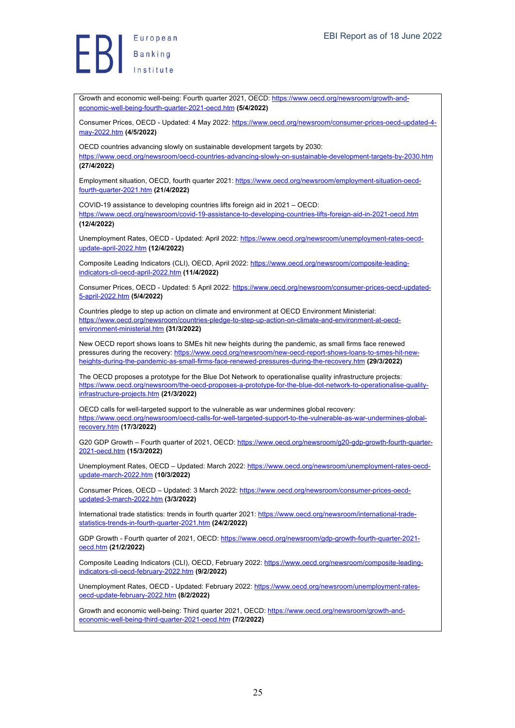Growth and economic well-being: Fourth quarter 2021, OECD: https://www.oecd.org/newsroom/growth-and-economic-well-being-fourth-quarter-2021-oecd.htm **(5/4/2022)**

Consumer Prices, OECD - Updated: 4 May 2022: https://www.oecd.org/newsroom/consumer-prices-oecd-updated-4-may-2022.htm **(4/5/2022)**

OECD countries advancing slowly on sustainable development targets by 2030: https://www.oecd.org/newsroom/oecd-countries-advancing-slowly-on-sustainable-development-targets-by-2030.htm **(27/4/2022)**

Employment situation, OECD, fourth quarter 2021: https://www.oecd.org/newsroom/employment-situation-oecd-fourth-quarter-2021.htm **(21/4/2022)**

COVID-19 assistance to developing countries lifts foreign aid in 2021 – OECD: https://www.oecd.org/newsroom/covid-19-assistance-to-developing-countries-lifts-foreign-aid-in-2021-oecd.htm **(12/4/2022)**

Unemployment Rates, OECD - Updated: April 2022: https://www.oecd.org/newsroom/unemployment-rates-oecd-update-april-2022.htm **(12/4/2022)**

Composite Leading Indicators (CLI), OECD, April 2022: https://www.oecd.org/newsroom/composite-leading-indicators-cli-oecd-april-2022.htm **(11/4/2022)**

Consumer Prices, OECD - Updated: 5 April 2022: https://www.oecd.org/newsroom/consumer-prices-oecd-updated-5-april-2022.htm **(5/4/2022)**

Countries pledge to step up action on climate and environment at OECD Environment Ministerial: https://www.oecd.org/newsroom/countries-pledge-to-step-up-action-on-climate-and-environment-at-oecd-environment-ministerial.htm **(31/3/2022)**

New OECD report shows loans to SMEs hit new heights during the pandemic, as small firms face renewed pressures during the recovery: https://www.oecd.org/newsroom/new-oecd-report-shows-loans-to-smes-hit-new-heights-during-the-pandemic-as-small-firms-face-renewed-pressures-during-the-recovery.htm **(29/3/2022)**

The OECD proposes a prototype for the Blue Dot Network to operationalise quality infrastructure projects: https://www.oecd.org/newsroom/the-oecd-proposes-a-prototype-for-the-blue-dot-network-to-operationalise-quality-infrastructure-projects.htm **(21/3/2022)**

OECD calls for well-targeted support to the vulnerable as war undermines global recovery: https://www.oecd.org/newsroom/oecd-calls-for-well-targeted-support-to-the-vulnerable-as-war-undermines-global-recovery.htm **(17/3/2022)**

G20 GDP Growth – Fourth quarter of 2021, OECD: https://www.oecd.org/newsroom/g20-gdp-growth-fourth-quarter-2021-oecd.htm **(15/3/2022)**

Unemployment Rates, OECD – Updated: March 2022: https://www.oecd.org/newsroom/unemployment-rates-oecd-update-march-2022.htm **(10/3/2022)**

Consumer Prices, OECD – Updated: 3 March 2022: https://www.oecd.org/newsroom/consumer-prices-oecd-updated-3-march-2022.htm **(3/3/2022)**

International trade statistics: trends in fourth quarter 2021: https://www.oecd.org/newsroom/international-trade-statistics-trends-in-fourth-quarter-2021.htm **(24/2/2022)**

GDP Growth - Fourth quarter of 2021, OECD: https://www.oecd.org/newsroom/gdp-growth-fourth-quarter-2021-oecd.htm **(21/2/2022)**

Composite Leading Indicators (CLI), OECD, February 2022: https://www.oecd.org/newsroom/composite-leading-indicators-cli-oecd-february-2022.htm **(9/2/2022)**

Unemployment Rates, OECD - Updated: February 2022: https://www.oecd.org/newsroom/unemployment-rates-oecd-update-february-2022.htm **(8/2/2022)**

Growth and economic well-being: Third quarter 2021, OECD: https://www.oecd.org/newsroom/growth-and-economic-well-being-third-quarter-2021-oecd.htm **(7/2/2022)**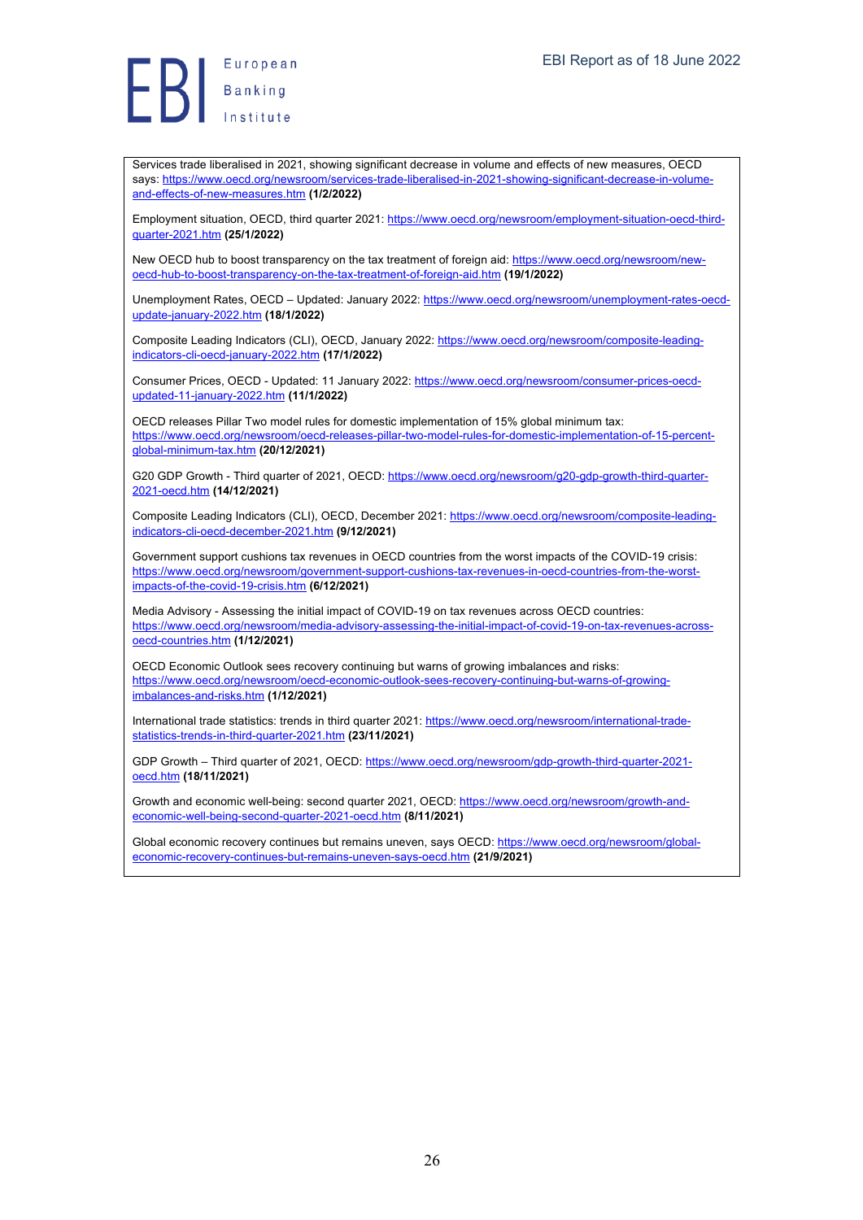Services trade liberalised in 2021, showing significant decrease in volume and effects of new measures, OECD says: https://www.oecd.org/newsroom/services-trade-liberalised-in-2021-showing-significant-decrease-in-volume-and-effects-of-new-measures.htm **(1/2/2022)**

Employment situation, OECD, third quarter 2021: https://www.oecd.org/newsroom/employment-situation-oecd-third-quarter-2021.htm **(25/1/2022)**

New OECD hub to boost transparency on the tax treatment of foreign aid: https://www.oecd.org/newsroom/new-oecd-hub-to-boost-transparency-on-the-tax-treatment-of-foreign-aid.htm **(19/1/2022)**

Unemployment Rates, OECD – Updated: January 2022: https://www.oecd.org/newsroom/unemployment-rates-oecd-update-january-2022.htm **(18/1/2022)**

Composite Leading Indicators (CLI), OECD, January 2022: https://www.oecd.org/newsroom/composite-leading-indicators-cli-oecd-january-2022.htm **(17/1/2022)**

Consumer Prices, OECD - Updated: 11 January 2022: https://www.oecd.org/newsroom/consumer-prices-oecd-updated-11-january-2022.htm **(11/1/2022)**

OECD releases Pillar Two model rules for domestic implementation of 15% global minimum tax: https://www.oecd.org/newsroom/oecd-releases-pillar-two-model-rules-for-domestic-implementation-of-15-percent-global-minimum-tax.htm **(20/12/2021)**

G20 GDP Growth - Third quarter of 2021, OECD: https://www.oecd.org/newsroom/g20-gdp-growth-third-quarter-2021-oecd.htm **(14/12/2021)**

Composite Leading Indicators (CLI), OECD, December 2021: https://www.oecd.org/newsroom/composite-leading-indicators-cli-oecd-december-2021.htm **(9/12/2021)**

Government support cushions tax revenues in OECD countries from the worst impacts of the COVID-19 crisis: https://www.oecd.org/newsroom/government-support-cushions-tax-revenues-in-oecd-countries-from-the-worst-impacts-of-the-covid-19-crisis.htm **(6/12/2021)**

Media Advisory - Assessing the initial impact of COVID-19 on tax revenues across OECD countries: https://www.oecd.org/newsroom/media-advisory-assessing-the-initial-impact-of-covid-19-on-tax-revenues-across-oecd-countries.htm **(1/12/2021)**

OECD Economic Outlook sees recovery continuing but warns of growing imbalances and risks: https://www.oecd.org/newsroom/oecd-economic-outlook-sees-recovery-continuing-but-warns-of-growing-imbalances-and-risks.htm **(1/12/2021)**

International trade statistics: trends in third quarter 2021: https://www.oecd.org/newsroom/international-trade-statistics-trends-in-third-quarter-2021.htm **(23/11/2021)**

GDP Growth – Third quarter of 2021, OECD: https://www.oecd.org/newsroom/gdp-growth-third-quarter-2021-oecd.htm **(18/11/2021)**

Growth and economic well-being: second quarter 2021, OECD: https://www.oecd.org/newsroom/growth-and-economic-well-being-second-quarter-2021-oecd.htm **(8/11/2021)**

Global economic recovery continues but remains uneven, says OECD: https://www.oecd.org/newsroom/global-economic-recovery-continues-but-remains-uneven-says-oecd.htm **(21/9/2021)**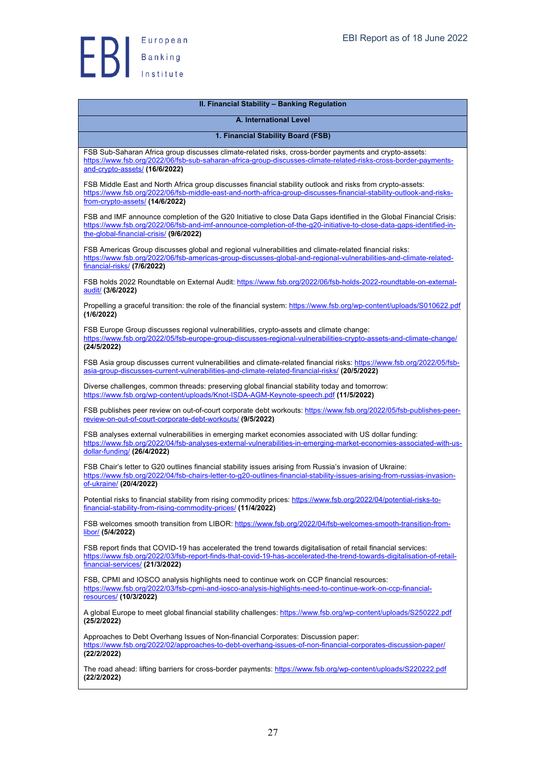## II. Financial Stability – Banking Regulation

### A. International Level

#### 1. Financial Stability Board (FSB)

FSB Sub-Saharan Africa group discusses climate-related risks, cross-border payments and crypto-assets: https://www.fsb.org/2022/06/fsb-sub-saharan-africa-group-discusses-climate-related-risks-cross-border-payments-and-crypto-assets/ **(16/6/2022)**

FSB Middle East and North Africa group discusses financial stability outlook and risks from crypto-assets: https://www.fsb.org/2022/06/fsb-middle-east-and-north-africa-group-discusses-financial-stability-outlook-and-risks-from-crypto-assets/ **(14/6/2022)**

FSB and IMF announce completion of the G20 Initiative to close Data Gaps identified in the Global Financial Crisis: https://www.fsb.org/2022/06/fsb-and-imf-announce-completion-of-the-g20-initiative-to-close-data-gaps-identified-in-the-global-financial-crisis/ **(9/6/2022)**

FSB Americas Group discusses global and regional vulnerabilities and climate-related financial risks: https://www.fsb.org/2022/06/fsb-americas-group-discusses-global-and-regional-vulnerabilities-and-climate-related-financial-risks/ **(7/6/2022)**

FSB holds 2022 Roundtable on External Audit: https://www.fsb.org/2022/06/fsb-holds-2022-roundtable-on-external-audit/ **(3/6/2022)**

Propelling a graceful transition: the role of the financial system: https://www.fsb.org/wp-content/uploads/S010622.pdf **(1/6/2022)**

FSB Europe Group discusses regional vulnerabilities, crypto-assets and climate change: https://www.fsb.org/2022/05/fsb-europe-group-discusses-regional-vulnerabilities-crypto-assets-and-climate-change/ **(24/5/2022)**

FSB Asia group discusses current vulnerabilities and climate-related financial risks: https://www.fsb.org/2022/05/fsb-asia-group-discusses-current-vulnerabilities-and-climate-related-financial-risks/ **(20/5/2022)**

Diverse challenges, common threads: preserving global financial stability today and tomorrow: https://www.fsb.org/wp-content/uploads/Knot-ISDA-AGM-Keynote-speech.pdf **(11/5/2022)**

FSB publishes peer review on out-of-court corporate debt workouts: https://www.fsb.org/2022/05/fsb-publishes-peer-review-on-out-of-court-corporate-debt-workouts/ **(9/5/2022)**

FSB analyses external vulnerabilities in emerging market economies associated with US dollar funding: https://www.fsb.org/2022/04/fsb-analyses-external-vulnerabilities-in-emerging-market-economies-associated-with-us-dollar-funding/ **(26/4/2022)**

FSB Chair's letter to G20 outlines financial stability issues arising from Russia's invasion of Ukraine: https://www.fsb.org/2022/04/fsb-chairs-letter-to-g20-outlines-financial-stability-issues-arising-from-russias-invasion-of-ukraine/ **(20/4/2022)**

Potential risks to financial stability from rising commodity prices: https://www.fsb.org/2022/04/potential-risks-to-financial-stability-from-rising-commodity-prices/ **(11/4/2022)**

FSB welcomes smooth transition from LIBOR: https://www.fsb.org/2022/04/fsb-welcomes-smooth-transition-from-libor/ **(5/4/2022)**

FSB report finds that COVID-19 has accelerated the trend towards digitalisation of retail financial services: https://www.fsb.org/2022/03/fsb-report-finds-that-covid-19-has-accelerated-the-trend-towards-digitalisation-of-retail-financial-services/ **(21/3/2022)**

FSB, CPMI and IOSCO analysis highlights need to continue work on CCP financial resources: https://www.fsb.org/2022/03/fsb-cpmi-and-iosco-analysis-highlights-need-to-continue-work-on-ccp-financial-resources/ **(10/3/2022)**

A global Europe to meet global financial stability challenges: https://www.fsb.org/wp-content/uploads/S250222.pdf **(25/2/2022)**

Approaches to Debt Overhang Issues of Non-financial Corporates: Discussion paper: https://www.fsb.org/2022/02/approaches-to-debt-overhang-issues-of-non-financial-corporates-discussion-paper/ **(22/2/2022)**

The road ahead: lifting barriers for cross-border payments: https://www.fsb.org/wp-content/uploads/S220222.pdf **(22/2/2022)**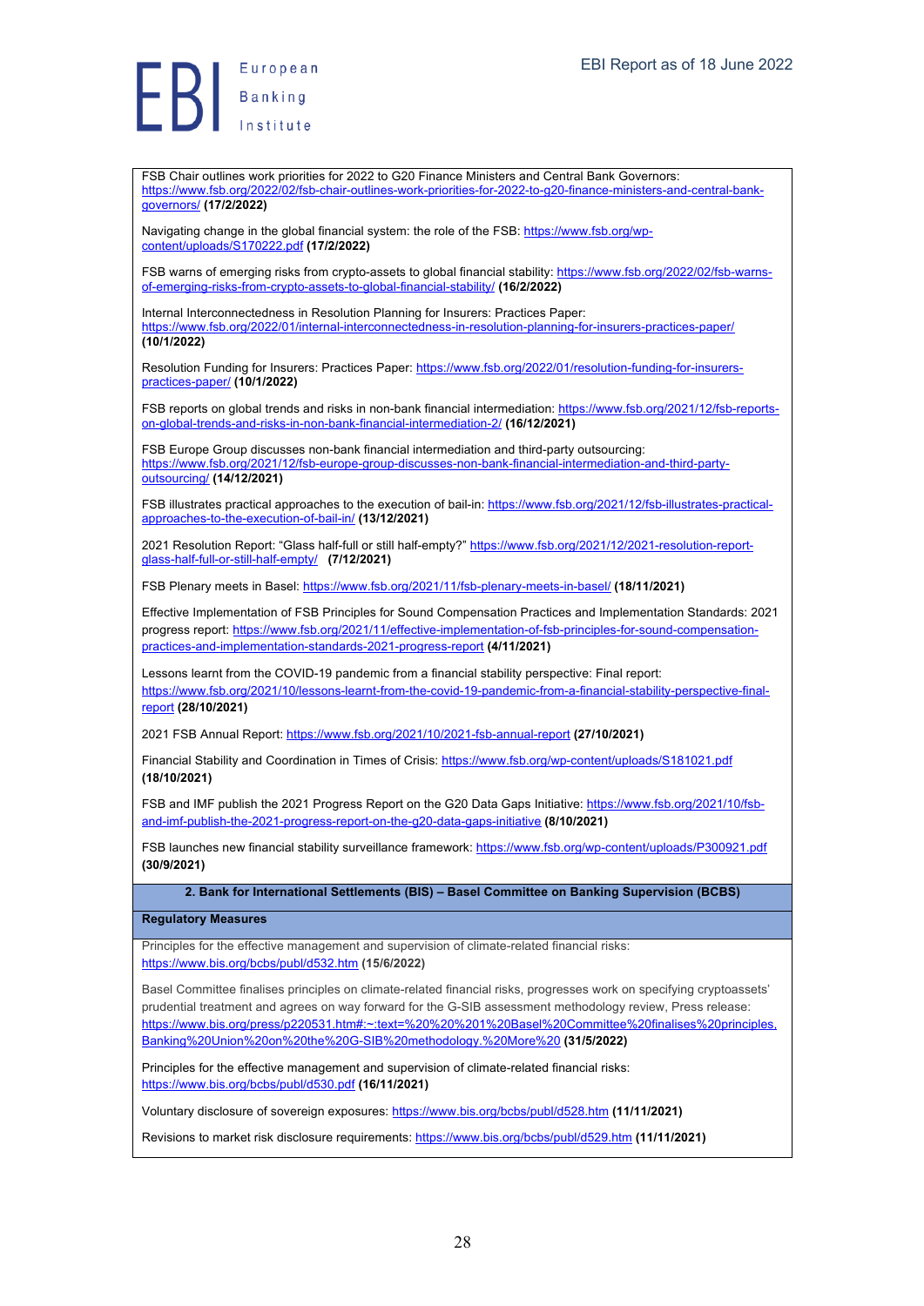FSB Chair outlines work priorities for 2022 to G20 Finance Ministers and Central Bank Governors: https://www.fsb.org/2022/02/fsb-chair-outlines-work-priorities-for-2022-to-g20-finance-ministers-and-central-bank-governors/ **(17/2/2022)**

Navigating change in the global financial system: the role of the FSB: https://www.fsb.org/wp-content/uploads/S170222.pdf **(17/2/2022)**

FSB warns of emerging risks from crypto-assets to global financial stability: https://www.fsb.org/2022/02/fsb-warns-of-emerging-risks-from-crypto-assets-to-global-financial-stability/ **(16/2/2022)**

Internal Interconnectedness in Resolution Planning for Insurers: Practices Paper: https://www.fsb.org/2022/01/internal-interconnectedness-in-resolution-planning-for-insurers-practices-paper/ **(10/1/2022)**

Resolution Funding for Insurers: Practices Paper: https://www.fsb.org/2022/01/resolution-funding-for-insurers-practices-paper/ **(10/1/2022)**

FSB reports on global trends and risks in non-bank financial intermediation: https://www.fsb.org/2021/12/fsb-reports-on-global-trends-and-risks-in-non-bank-financial-intermediation-2/ **(16/12/2021)**

FSB Europe Group discusses non-bank financial intermediation and third-party outsourcing: https://www.fsb.org/2021/12/fsb-europe-group-discusses-non-bank-financial-intermediation-and-third-party-outsourcing/ **(14/12/2021)**

FSB illustrates practical approaches to the execution of bail-in: https://www.fsb.org/2021/12/fsb-illustrates-practical-approaches-to-the-execution-of-bail-in/ **(13/12/2021)**

2021 Resolution Report: "Glass half-full or still half-empty?" https://www.fsb.org/2021/12/2021-resolution-report-glass-half-full-or-still-half-empty/ **(7/12/2021)**

FSB Plenary meets in Basel: https://www.fsb.org/2021/11/fsb-plenary-meets-in-basel/ **(18/11/2021)**

Effective Implementation of FSB Principles for Sound Compensation Practices and Implementation Standards: 2021 progress report: https://www.fsb.org/2021/11/effective-implementation-of-fsb-principles-for-sound-compensation-practices-and-implementation-standards-2021-progress-report **(4/11/2021)**

Lessons learnt from the COVID-19 pandemic from a financial stability perspective: Final report: https://www.fsb.org/2021/10/lessons-learnt-from-the-covid-19-pandemic-from-a-financial-stability-perspective-final-report **(28/10/2021)**

2021 FSB Annual Report: https://www.fsb.org/2021/10/2021-fsb-annual-report **(27/10/2021)**

Financial Stability and Coordination in Times of Crisis: https://www.fsb.org/wp-content/uploads/S181021.pdf **(18/10/2021)**

FSB and IMF publish the 2021 Progress Report on the G20 Data Gaps Initiative: https://www.fsb.org/2021/10/fsb-and-imf-publish-the-2021-progress-report-on-the-g20-data-gaps-initiative **(8/10/2021)**

FSB launches new financial stability surveillance framework: https://www.fsb.org/wp-content/uploads/P300921.pdf **(30/9/2021)**

## 2. Bank for International Settlements (BIS) – Basel Committee on Banking Supervision (BCBS)

### Regulatory Measures

Principles for the effective management and supervision of climate-related financial risks: https://www.bis.org/bcbs/publ/d532.htm **(15/6/2022)**

Basel Committee finalises principles on climate-related financial risks, progresses work on specifying cryptoassets' prudential treatment and agrees on way forward for the G-SIB assessment methodology review, Press release: https://www.bis.org/press/p220531.htm#:~:text=%20%20%201%20Basel%20Committee%20finalised%20principles,Banking%20Union%20on%20the%20G-SIB%20methodology.%20More%20 **(31/5/2022)**

Principles for the effective management and supervision of climate-related financial risks: https://www.bis.org/bcbs/publ/d530.pdf **(16/11/2021)**

Voluntary disclosure of sovereign exposures: https://www.bis.org/bcbs/publ/d528.htm **(11/11/2021)**

Revisions to market risk disclosure requirements: https://www.bis.org/bcbs/publ/d529.htm **(11/11/2021)**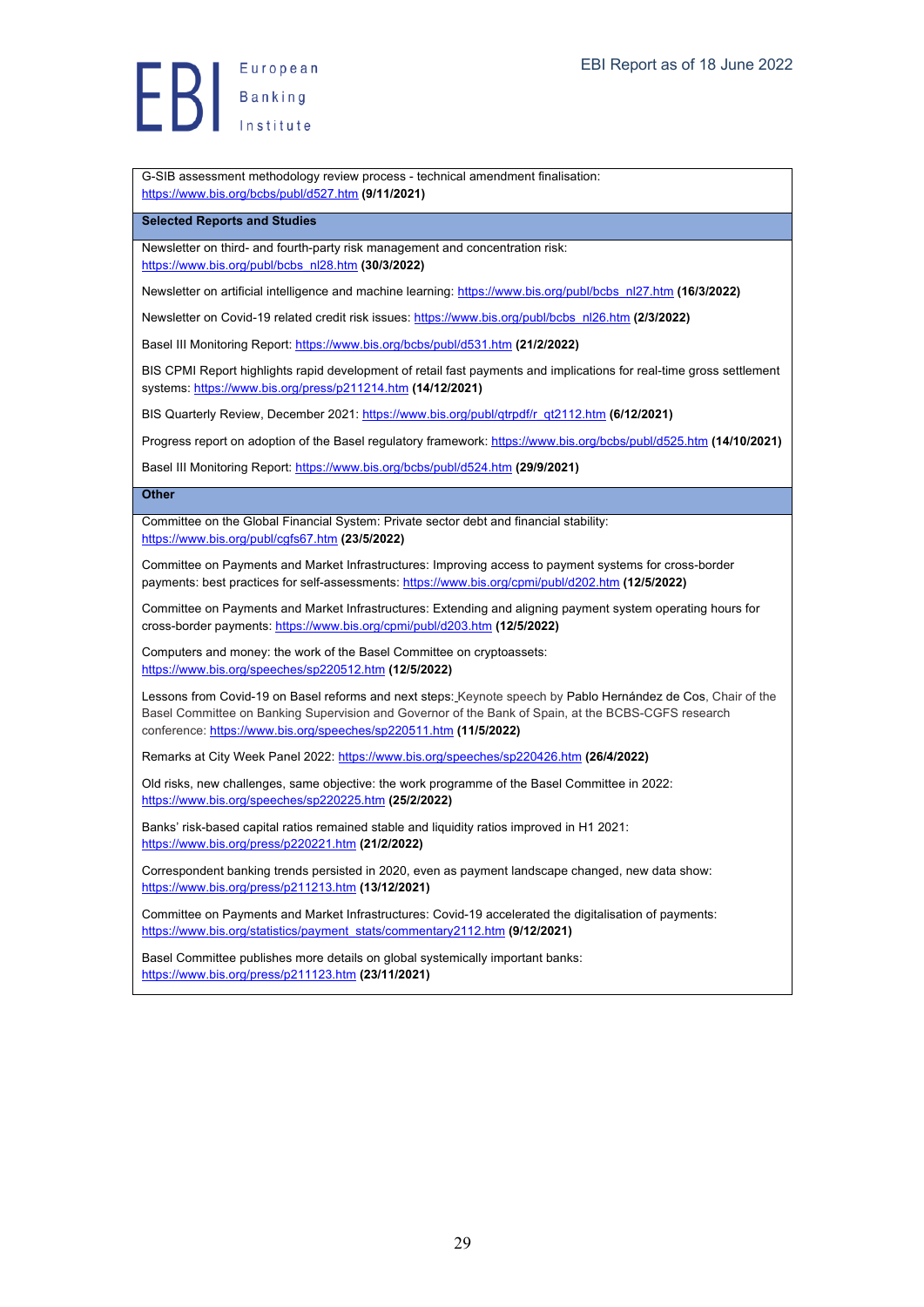G-SIB assessment methodology review process - technical amendment finalisation: https://www.bis.org/bcbs/publ/d527.htm **(9/11/2021)**

| **Selected Reports and Studies** |
|---|
| Newsletter on third- and fourth-party risk management and concentration risk: https://www.bis.org/publ/bcbs_nl28.htm **(30/3/2022)** |
| Newsletter on artificial intelligence and machine learning: https://www.bis.org/publ/bcbs_nl27.htm **(16/3/2022)** |
| Newsletter on Covid-19 related credit risk issues: https://www.bis.org/publ/bcbs_nl26.htm **(2/3/2022)** |
| Basel III Monitoring Report: https://www.bis.org/bcbs/publ/d531.htm **(21/2/2022)** |
| BIS CPMI Report highlights rapid development of retail fast payments and implications for real-time gross settlement systems: https://www.bis.org/press/p211214.htm **(14/12/2021)** |
| BIS Quarterly Review, December 2021: https://www.bis.org/publ/qtrpdf/r_qt2112.htm **(6/12/2021)** |
| Progress report on adoption of the Basel regulatory framework: https://www.bis.org/bcbs/publ/d525.htm **(14/10/2021)** |
| Basel III Monitoring Report: https://www.bis.org/bcbs/publ/d524.htm **(29/9/2021)** |

| **Other** |
|---|
| Committee on the Global Financial System: Private sector debt and financial stability: https://www.bis.org/publ/cgfs67.htm **(23/5/2022)** |
| Committee on Payments and Market Infrastructures: Improving access to payment systems for cross-border payments: best practices for self-assessments: https://www.bis.org/cpmi/publ/d202.htm **(12/5/2022)** |
| Committee on Payments and Market Infrastructures: Extending and aligning payment system operating hours for cross-border payments: https://www.bis.org/cpmi/publ/d203.htm **(12/5/2022)** |
| Computers and money: the work of the Basel Committee on cryptoassets: https://www.bis.org/speeches/sp220512.htm **(12/5/2022)** |
| Lessons from Covid-19 on Basel reforms and next steps: Keynote speech by Pablo Hernández de Cos, Chair of the Basel Committee on Banking Supervision and Governor of the Bank of Spain, at the BCBS-CGFS research conference: https://www.bis.org/speeches/sp220511.htm **(11/5/2022)** |
| Remarks at City Week Panel 2022: https://www.bis.org/speeches/sp220426.htm **(26/4/2022)** |
| Old risks, new challenges, same objective: the work programme of the Basel Committee in 2022: https://www.bis.org/speeches/sp220225.htm **(25/2/2022)** |
| Banks' risk-based capital ratios remained stable and liquidity ratios improved in H1 2021: https://www.bis.org/press/p220221.htm **(21/2/2022)** |
| Correspondent banking trends persisted in 2020, even as payment landscape changed, new data show: https://www.bis.org/press/p211213.htm **(13/12/2021)** |
| Committee on Payments and Market Infrastructures: Covid-19 accelerated the digitalisation of payments: https://www.bis.org/statistics/payment_stats/commentary2112.htm **(9/12/2021)** |
| Basel Committee publishes more details on global systemically important banks: https://www.bis.org/press/p211123.htm **(23/11/2021)** |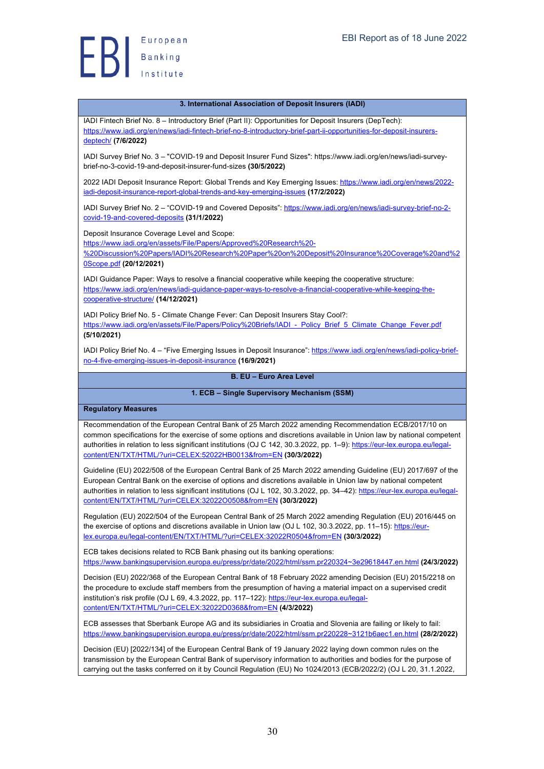### 3. International Association of Deposit Insurers (IADI)

IADI Fintech Brief No. 8 – Introductory Brief (Part II): Opportunities for Deposit Insurers (DepTech): https://www.iadi.org/en/news/iadi-fintech-brief-no-8-introductory-brief-part-ii-opportunities-for-deposit-insurers-deptech/ **(7/6/2022)**

IADI Survey Brief No. 3 – "COVID-19 and Deposit Insurer Fund Sizes": https://www.iadi.org/en/news/iadi-survey-brief-no-3-covid-19-and-deposit-insurer-fund-sizes **(30/5/2022)**

2022 IADI Deposit Insurance Report: Global Trends and Key Emerging Issues: https://www.iadi.org/en/news/2022-iadi-deposit-insurance-report-global-trends-and-key-emerging-issues **(17/2/2022)**

IADI Survey Brief No. 2 – "COVID-19 and Covered Deposits": https://www.iadi.org/en/news/iadi-survey-brief-no-2-covid-19-and-covered-deposits **(31/1/2022)**

Deposit Insurance Coverage Level and Scope: https://www.iadi.org/en/assets/File/Papers/Approved%20Research%20-%20Discussion%20Papers/IADI%20Research%20Paper%20on%20Deposit%20Insurance%20Coverage%20and%20Scope.pdf **(20/12/2021)**

IADI Guidance Paper: Ways to resolve a financial cooperative while keeping the cooperative structure: https://www.iadi.org/en/news/iadi-guidance-paper-ways-to-resolve-a-financial-cooperative-while-keeping-the-cooperative-structure/ **(14/12/2021)**

IADI Policy Brief No. 5 - Climate Change Fever: Can Deposit Insurers Stay Cool?: https://www.iadi.org/en/assets/File/Papers/Policy%20Briefs/IADI_-_Policy_Brief_5_Climate_Change_Fever.pdf **(5/10/2021)**

IADI Policy Brief No. 4 – "Five Emerging Issues in Deposit Insurance": https://www.iadi.org/en/news/iadi-policy-brief-no-4-five-emerging-issues-in-deposit-insurance **(16/9/2021)**

## B. EU – Euro Area Level

### 1. ECB – Single Supervisory Mechanism (SSM)

**Regulatory Measures**

Recommendation of the European Central Bank of 25 March 2022 amending Recommendation ECB/2017/10 on common specifications for the exercise of some options and discretions available in Union law by national competent authorities in relation to less significant institutions (OJ C 142, 30.3.2022, pp. 1–9): https://eur-lex.europa.eu/legal-content/EN/TXT/HTML/?uri=CELEX:52022HB0013&from=EN **(30/3/2022)**

Guideline (EU) 2022/508 of the European Central Bank of 25 March 2022 amending Guideline (EU) 2017/697 of the European Central Bank on the exercise of options and discretions available in Union law by national competent authorities in relation to less significant institutions (OJ L 102, 30.3.2022, pp. 34–42): https://eur-lex.europa.eu/legal-content/EN/TXT/HTML/?uri=CELEX:32022O0508&from=EN **(30/3/2022)**

Regulation (EU) 2022/504 of the European Central Bank of 25 March 2022 amending Regulation (EU) 2016/445 on the exercise of options and discretions available in Union law (OJ L 102, 30.3.2022, pp. 11–15): https://eur-lex.europa.eu/legal-content/EN/TXT/HTML/?uri=CELEX:32022R0504&from=EN **(30/3/2022)**

ECB takes decisions related to RCB Bank phasing out its banking operations: https://www.bankingsupervision.europa.eu/press/pr/date/2022/html/ssm.pr220324~3e29618447.en.html **(24/3/2022)**

Decision (EU) 2022/368 of the European Central Bank of 18 February 2022 amending Decision (EU) 2015/2218 on the procedure to exclude staff members from the presumption of having a material impact on a supervised credit institution's risk profile (OJ L 69, 4.3.2022, pp. 117–122): https://eur-lex.europa.eu/legal-content/EN/TXT/HTML/?uri=CELEX:32022D0368&from=EN **(4/3/2022)**

ECB assesses that Sberbank Europe AG and its subsidiaries in Croatia and Slovenia are failing or likely to fail: https://www.bankingsupervision.europa.eu/press/pr/date/2022/html/ssm.pr220228~3121b6aec1.en.html **(28/2/2022)**

Decision (EU) [2022/134] of the European Central Bank of 19 January 2022 laying down common rules on the transmission by the European Central Bank of supervisory information to authorities and bodies for the purpose of carrying out the tasks conferred on it by Council Regulation (EU) No 1024/2013 (ECB/2022/2) (OJ L 20, 31.1.2022,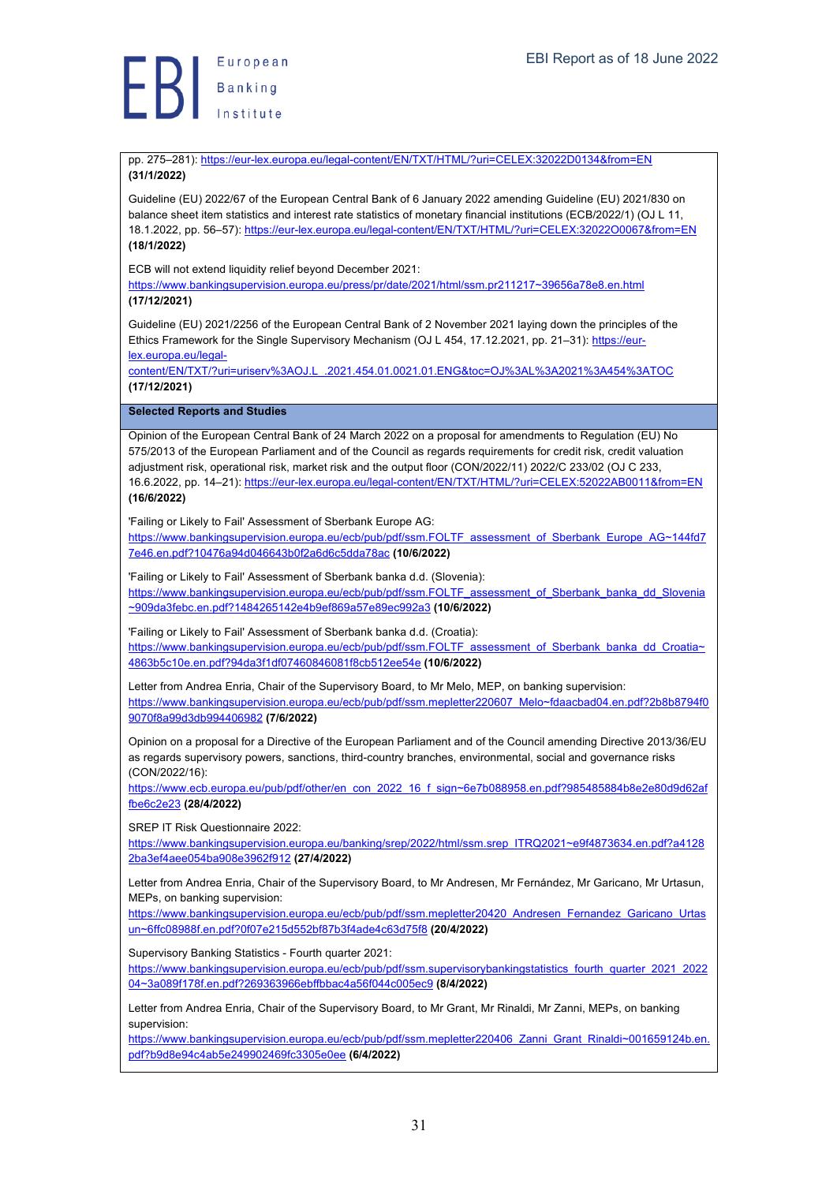pp. 275–281): https://eur-lex.europa.eu/legal-content/EN/TXT/HTML/?uri=CELEX:32022D0134&from=EN **(31/1/2022)**

Guideline (EU) 2022/67 of the European Central Bank of 6 January 2022 amending Guideline (EU) 2021/830 on balance sheet item statistics and interest rate statistics of monetary financial institutions (ECB/2022/1) (OJ L 11, 18.1.2022, pp. 56–57): https://eur-lex.europa.eu/legal-content/EN/TXT/HTML/?uri=CELEX:32022O0067&from=EN **(18/1/2022)**

ECB will not extend liquidity relief beyond December 2021: https://www.bankingsupervision.europa.eu/press/pr/date/2021/html/ssm.pr211217~39656a78e8.en.html **(17/12/2021)**

Guideline (EU) 2021/2256 of the European Central Bank of 2 November 2021 laying down the principles of the Ethics Framework for the Single Supervisory Mechanism (OJ L 454, 17.12.2021, pp. 21–31): https://eur-lex.europa.eu/legal-content/EN/TXT/?uri=uriserv%3AOJ.L_.2021.454.01.0021.01.ENG&toc=OJ%3AL%3A2021%3A454%3ATOC **(17/12/2021)**

**Selected Reports and Studies**

Opinion of the European Central Bank of 24 March 2022 on a proposal for amendments to Regulation (EU) No 575/2013 of the European Parliament and of the Council as regards requirements for credit risk, credit valuation adjustment risk, operational risk, market risk and the output floor (CON/2022/11) 2022/C 233/02 (OJ C 233, 16.6.2022, pp. 14–21): https://eur-lex.europa.eu/legal-content/EN/TXT/HTML/?uri=CELEX:52022AB0011&from=EN **(16/6/2022)**

'Failing or Likely to Fail' Assessment of Sberbank Europe AG: https://www.bankingsupervision.europa.eu/ecb/pub/pdf/ssm.FOLTF_assessment_of_Sberbank_Europe_AG~144fd77e46.en.pdf?10476a94d046643b0f2a6d6c5dda78ac **(10/6/2022)**

'Failing or Likely to Fail' Assessment of Sberbank banka d.d. (Slovenia): https://www.bankingsupervision.europa.eu/ecb/pub/pdf/ssm.FOLTF_assessment_of_Sberbank_banka_dd_Slovenia~909da3febc.en.pdf?1484265142e4b9ef869a57e89ec992a3 **(10/6/2022)**

'Failing or Likely to Fail' Assessment of Sberbank banka d.d. (Croatia): https://www.bankingsupervision.europa.eu/ecb/pub/pdf/ssm.FOLTF_assessment_of_Sberbank_banka_dd_Croatia~4863b5c10e.en.pdf?94da3f1df07460846081f8cb512ee54e **(10/6/2022)**

Letter from Andrea Enria, Chair of the Supervisory Board, to Mr Melo, MEP, on banking supervision: https://www.bankingsupervision.europa.eu/ecb/pub/pdf/ssm.mepletter220607_Melo~fdaacbad04.en.pdf?2b8b8794f09070f8a99d3db994406982 **(7/6/2022)**

Opinion on a proposal for a Directive of the European Parliament and of the Council amending Directive 2013/36/EU as regards supervisory powers, sanctions, third-country branches, environmental, social and governance risks (CON/2022/16): https://www.ecb.europa.eu/pub/pdf/other/en_con_2022_16_f_sign~6e7b088958.en.pdf?985485884b8e2e80d9d62affbe6c2e23 **(28/4/2022)**

SREP IT Risk Questionnaire 2022: https://www.bankingsupervision.europa.eu/banking/srep/2022/html/ssm.srep_ITRQ2021~e9f4873634.en.pdf?a41282ba3ef4aee054ba908e3962f912 **(27/4/2022)**

Letter from Andrea Enria, Chair of the Supervisory Board, to Mr Andresen, Mr Fernández, Mr Garicano, Mr Urtasun, MEPs, on banking supervision: https://www.bankingsupervision.europa.eu/ecb/pub/pdf/ssm.mepletter20420_Andresen_Fernandez_Garicano_Urtasun~6ffc08988f.en.pdf?0f07e215d552bf87b3f4ade4c63d75f8 **(20/4/2022)**

Supervisory Banking Statistics - Fourth quarter 2021: https://www.bankingsupervision.europa.eu/ecb/pub/pdf/ssm.supervisorybankingstatistics_fourth_quarter_2021_202204~3a089f178f.en.pdf?269363966ebffbbac4a56f044c005ec9 **(8/4/2022)**

Letter from Andrea Enria, Chair of the Supervisory Board, to Mr Grant, Mr Rinaldi, Mr Zanni, MEPs, on banking supervision: https://www.bankingsupervision.europa.eu/ecb/pub/pdf/ssm.mepletter220406_Zanni_Grant_Rinaldi~001659124b.en.pdf?b9d8e94c4ab5e249902469fc3305e0ee **(6/4/2022)**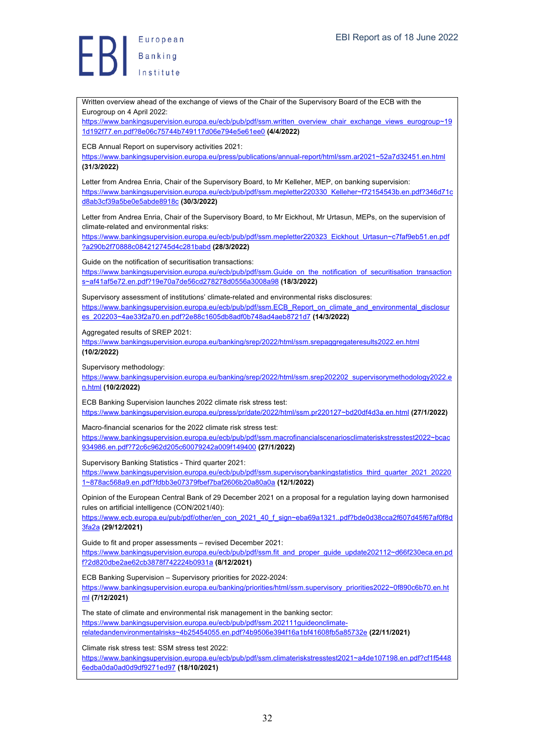Written overview ahead of the exchange of views of the Chair of the Supervisory Board of the ECB with the Eurogroup on 4 April 2022:
https://www.bankingsupervision.europa.eu/ecb/pub/pdf/ssm.written_overview_chair_exchange_views_eurogroup~191d192f77.en.pdf?8e06c75744b749117d06e794e5e61ee0 **(4/4/2022)**

ECB Annual Report on supervisory activities 2021:
https://www.bankingsupervision.europa.eu/press/publications/annual-report/html/ssm.ar2021~52a7d32451.en.html **(31/3/2022)**

Letter from Andrea Enria, Chair of the Supervisory Board, to Mr Kelleher, MEP, on banking supervision:
https://www.bankingsupervision.europa.eu/ecb/pub/pdf/ssm.mepletter220330_Kelleher~f72154543b.en.pdf?346d71cd8ab3cf39a5be0e5abde8918c **(30/3/2022)**

Letter from Andrea Enria, Chair of the Supervisory Board, to Mr Eickhout, Mr Urtasun, MEPs, on the supervision of climate-related and environmental risks:
https://www.bankingsupervision.europa.eu/ecb/pub/pdf/ssm.mepletter220323_Eickhout_Urtasun~c7faf9eb51.en.pdf?a290b2f70888c084212745d4c281babd **(28/3/2022)**

Guide on the notification of securitisation transactions:
https://www.bankingsupervision.europa.eu/ecb/pub/pdf/ssm.Guide_on_the_notification_of_securitisation_transactions~af41af5e72.en.pdf?19e70a7de56cd278278d0556a3008a98 **(18/3/2022)**

Supervisory assessment of institutions' climate-related and environmental risks disclosures:
https://www.bankingsupervision.europa.eu/ecb/pub/pdf/ssm.ECB_Report_on_climate_and_environmental_disclosures_202203~4ae33f2a70.en.pdf?2e88c1605db8adf0b748ad4aeb8721d7 **(14/3/2022)**

Aggregated results of SREP 2021:
https://www.bankingsupervision.europa.eu/banking/srep/2022/html/ssm.srepaggregateresults2022.en.html **(10/2/2022)**

Supervisory methodology:
https://www.bankingsupervision.europa.eu/banking/srep/2022/html/ssm.srep202202_supervisorymethodology2022.en.html **(10/2/2022)**

ECB Banking Supervision launches 2022 climate risk stress test:
https://www.bankingsupervision.europa.eu/press/pr/date/2022/html/ssm.pr220127~bd20df4d3a.en.html **(27/1/2022)**

Macro-financial scenarios for the 2022 climate risk stress test:
https://www.bankingsupervision.europa.eu/ecb/pub/pdf/ssm.macrofinancialscenariosclimateriskstresstest2022~bcac934986.en.pdf?72c6c962d205c60079242a009f149400 **(27/1/2022)**

Supervisory Banking Statistics - Third quarter 2021:
https://www.bankingsupervision.europa.eu/ecb/pub/pdf/ssm.supervisorybankingstatistics_third_quarter_2021_202201~878ac568a9.en.pdf?fdbb3e07379fbef7baf2606b20a80a0a **(12/1/2022)**

Opinion of the European Central Bank of 29 December 2021 on a proposal for a regulation laying down harmonised rules on artificial intelligence (CON/2021/40):
https://www.ecb.europa.eu/pub/pdf/other/en_con_2021_40_f_sign~eba69a1321..pdf?bde0d38cca2f607d45f67af0f8d3fa2a **(29/12/2021)**

Guide to fit and proper assessments – revised December 2021:
https://www.bankingsupervision.europa.eu/ecb/pub/pdf/ssm.fit_and_proper_guide_update202112~d66f230eca.en.pdf?2d820dbe2ae62cb3878f742224b0931a **(8/12/2021)**

ECB Banking Supervision – Supervisory priorities for 2022-2024:
https://www.bankingsupervision.europa.eu/banking/priorities/html/ssm.supervisory_priorities2022~0f890c6b70.en.html **(7/12/2021)**

The state of climate and environmental risk management in the banking sector:
https://www.bankingsupervision.europa.eu/ecb/pub/pdf/ssm.202111guideonclimate-relatedandenvironmentalrisks~4b25454055.en.pdf?4b9506e394f16a1bf41608fb5a85732e **(22/11/2021)**

Climate risk stress test: SSM stress test 2022:
https://www.bankingsupervision.europa.eu/ecb/pub/pdf/ssm.climateriskstresstest2021~a4de107198.en.pdf?cf1f54486edba0da0ad0d9df9271ed97 **(18/10/2021)**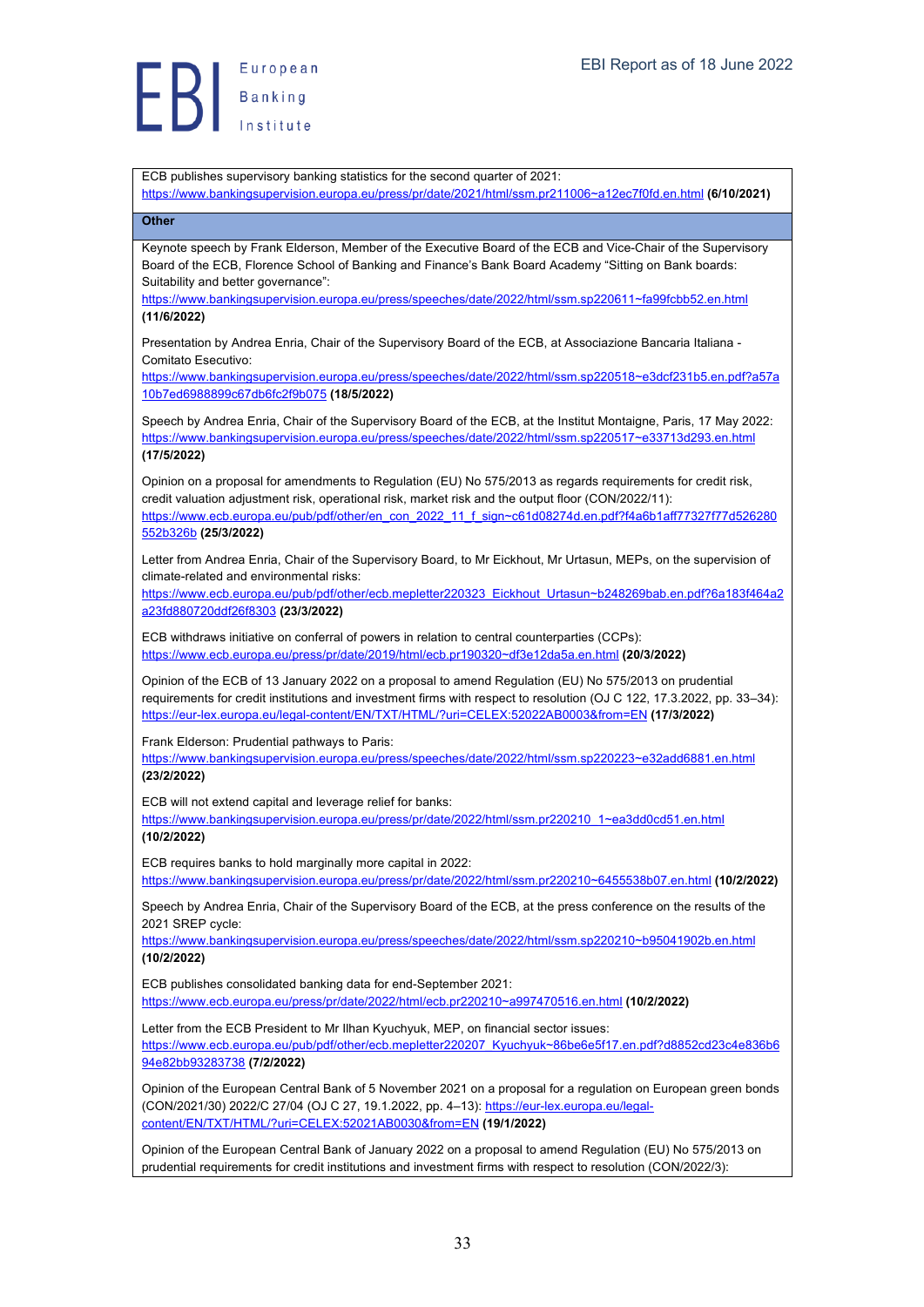ECB publishes supervisory banking statistics for the second quarter of 2021: https://www.bankingsupervision.europa.eu/press/pr/date/2021/html/ssm.pr211006~a12ec7f0fd.en.html **(6/10/2021)**

**Other**

Keynote speech by Frank Elderson, Member of the Executive Board of the ECB and Vice-Chair of the Supervisory Board of the ECB, Florence School of Banking and Finance's Bank Board Academy "Sitting on Bank boards: Suitability and better governance": https://www.bankingsupervision.europa.eu/press/speeches/date/2022/html/ssm.sp220611~fa99fcbb52.en.html **(11/6/2022)**

Presentation by Andrea Enria, Chair of the Supervisory Board of the ECB, at Associazione Bancaria Italiana - Comitato Esecutivo: https://www.bankingsupervision.europa.eu/press/speeches/date/2022/html/ssm.sp220518~e3dcf231b5.en.pdf?a57a10b7ed6988899c67db6fc2f9b075 **(18/5/2022)**

Speech by Andrea Enria, Chair of the Supervisory Board of the ECB, at the Institut Montaigne, Paris, 17 May 2022: https://www.bankingsupervision.europa.eu/press/speeches/date/2022/html/ssm.sp220517~e33713d293.en.html **(17/5/2022)**

Opinion on a proposal for amendments to Regulation (EU) No 575/2013 as regards requirements for credit risk, credit valuation adjustment risk, operational risk, market risk and the output floor (CON/2022/11): https://www.ecb.europa.eu/pub/pdf/other/en_con_2022_11_f_sign~c61d08274d.en.pdf?f4a6b1aff77327f77d526280552b326b **(25/3/2022)**

Letter from Andrea Enria, Chair of the Supervisory Board, to Mr Eickhout, Mr Urtasun, MEPs, on the supervision of climate-related and environmental risks: https://www.ecb.europa.eu/pub/pdf/other/ecb.mepletter220323_Eickhout_Urtasun~b248269bab.en.pdf?6a183f464a2a23fd880720ddf26f8303 **(23/3/2022)**

ECB withdraws initiative on conferral of powers in relation to central counterparties (CCPs): https://www.ecb.europa.eu/press/pr/date/2019/html/ecb.pr190320~df3e12da5a.en.html **(20/3/2022)**

Opinion of the ECB of 13 January 2022 on a proposal to amend Regulation (EU) No 575/2013 on prudential requirements for credit institutions and investment firms with respect to resolution (OJ C 122, 17.3.2022, pp. 33–34): https://eur-lex.europa.eu/legal-content/EN/TXT/HTML/?uri=CELEX:52022AB0003&from=EN **(17/3/2022)**

Frank Elderson: Prudential pathways to Paris: https://www.bankingsupervision.europa.eu/press/speeches/date/2022/html/ssm.sp220223~e32add6881.en.html **(23/2/2022)**

ECB will not extend capital and leverage relief for banks: https://www.bankingsupervision.europa.eu/press/pr/date/2022/html/ssm.pr220210_1~ea3dd0cd51.en.html **(10/2/2022)**

ECB requires banks to hold marginally more capital in 2022: https://www.bankingsupervision.europa.eu/press/pr/date/2022/html/ssm.pr220210~6455538b07.en.html **(10/2/2022)**

Speech by Andrea Enria, Chair of the Supervisory Board of the ECB, at the press conference on the results of the 2021 SREP cycle: https://www.bankingsupervision.europa.eu/press/speeches/date/2022/html/ssm.sp220210~b95041902b.en.html **(10/2/2022)**

ECB publishes consolidated banking data for end-September 2021: https://www.ecb.europa.eu/press/pr/date/2022/html/ecb.pr220210~a997470516.en.html **(10/2/2022)**

Letter from the ECB President to Mr Ilhan Kyuchyuk, MEP, on financial sector issues: https://www.ecb.europa.eu/pub/pdf/other/ecb.mepletter220207_Kyuchyuk~86be6e5f17.en.pdf?d8852cd23c4e836b694e82bb93283738 **(7/2/2022)**

Opinion of the European Central Bank of 5 November 2021 on a proposal for a regulation on European green bonds (CON/2021/30) 2022/C 27/04 (OJ C 27, 19.1.2022, pp. 4–13): https://eur-lex.europa.eu/legal-content/EN/TXT/HTML/?uri=CELEX:52021AB0030&from=EN **(19/1/2022)**

Opinion of the European Central Bank of January 2022 on a proposal to amend Regulation (EU) No 575/2013 on prudential requirements for credit institutions and investment firms with respect to resolution (CON/2022/3):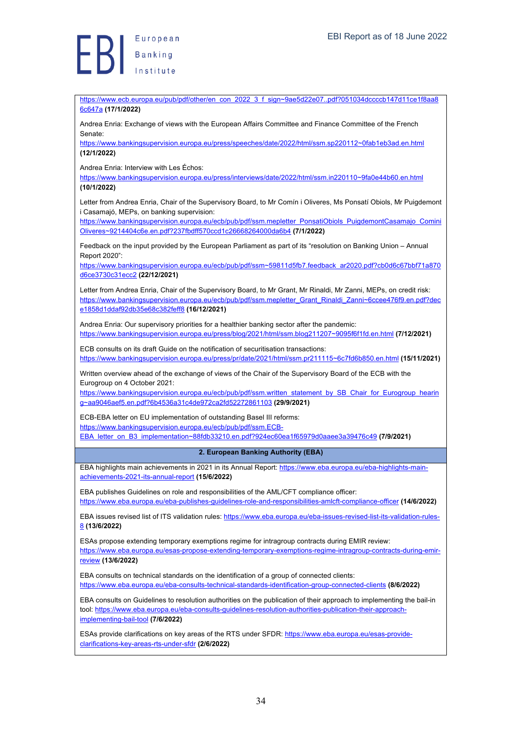https://www.ecb.europa.eu/pub/pdf/other/en_con_2022_3_f_sign~9ae5d22e07..pdf?051034dccccb147d11ce1f8aa86c647a **(17/1/2022)**

Andrea Enria: Exchange of views with the European Affairs Committee and Finance Committee of the French Senate:
https://www.bankingsupervision.europa.eu/press/speeches/date/2022/html/ssm.sp220112~0fab1eb3ad.en.html **(12/1/2022)**

Andrea Enria: Interview with Les Échos:
https://www.bankingsupervision.europa.eu/press/interviews/date/2022/html/ssm.in220110~9fa0e44b60.en.html **(10/1/2022)**

Letter from Andrea Enria, Chair of the Supervisory Board, to Mr Comín i Oliveres, Ms Ponsatí Obiols, Mr Puigdemont i Casamajó, MEPs, on banking supervision:
https://www.bankingsupervision.europa.eu/ecb/pub/pdf/ssm.mepletter_PonsatiObiols_PuigdemontCasamajo_CominiOliveres~9214404c6e.en.pdf?237fbdff570ccd1c26668264000da6b4 **(7/1/2022)**

Feedback on the input provided by the European Parliament as part of its "resolution on Banking Union – Annual Report 2020":
https://www.bankingsupervision.europa.eu/ecb/pub/pdf/ssm~59811d5fb7.feedback_ar2020.pdf?cb0d6c67bbf71a870d6ce3730c31ecc2 **(22/12/2021)**

Letter from Andrea Enria, Chair of the Supervisory Board, to Mr Grant, Mr Rinaldi, Mr Zanni, MEPs, on credit risk:
https://www.bankingsupervision.europa.eu/ecb/pub/pdf/ssm.mepletter_Grant_Rinaldi_Zanni~6ccee476f9.en.pdf?dece1858d1ddaf92db35e68c382feff8 **(16/12/2021)**

Andrea Enria: Our supervisory priorities for a healthier banking sector after the pandemic:
https://www.bankingsupervision.europa.eu/press/blog/2021/html/ssm.blog211207~9095f6f1fd.en.html **(7/12/2021)**

ECB consults on its draft Guide on the notification of securitisation transactions:
https://www.bankingsupervision.europa.eu/press/pr/date/2021/html/ssm.pr211115~6c7fd6b850.en.html **(15/11/2021)**

Written overview ahead of the exchange of views of the Chair of the Supervisory Board of the ECB with the Eurogroup on 4 October 2021:
https://www.bankingsupervision.europa.eu/ecb/pub/pdf/ssm.written_statement_by_SB_Chair_for_Eurogroup_hearing~aa9046aef5.en.pdf?6b4536a31c4de972ca2fd52272861103 **(29/9/2021)**

ECB-EBA letter on EU implementation of outstanding Basel III reforms:
https://www.bankingsupervision.europa.eu/ecb/pub/pdf/ssm.ECB-EBA_letter_on_B3_implementation~88fdb33210.en.pdf?924ec60ea1f65979d0aaee3a39476c49 **(7/9/2021)**

## 2. European Banking Authority (EBA)

EBA highlights main achievements in 2021 in its Annual Report: https://www.eba.europa.eu/eba-highlights-main-achievements-2021-its-annual-report **(15/6/2022)**

EBA publishes Guidelines on role and responsibilities of the AML/CFT compliance officer:
https://www.eba.europa.eu/eba-publishes-guidelines-role-and-responsibilities-amlcft-compliance-officer **(14/6/2022)**

EBA issues revised list of ITS validation rules: https://www.eba.europa.eu/eba-issues-revised-list-its-validation-rules-8 **(13/6/2022)**

ESAs propose extending temporary exemptions regime for intragroup contracts during EMIR review:
https://www.eba.europa.eu/esas-propose-extending-temporary-exemptions-regime-intragroup-contracts-during-emir-review **(13/6/2022)**

EBA consults on technical standards on the identification of a group of connected clients:
https://www.eba.europa.eu/eba-consults-technical-standards-identification-group-connected-clients **(8/6/2022)**

EBA consults on Guidelines to resolution authorities on the publication of their approach to implementing the bail-in tool: https://www.eba.europa.eu/eba-consults-guidelines-resolution-authorities-publication-their-approach-implementing-bail-tool **(7/6/2022)**

ESAs provide clarifications on key areas of the RTS under SFDR: https://www.eba.europa.eu/esas-provide-clarifications-key-areas-rts-under-sfdr **(2/6/2022)**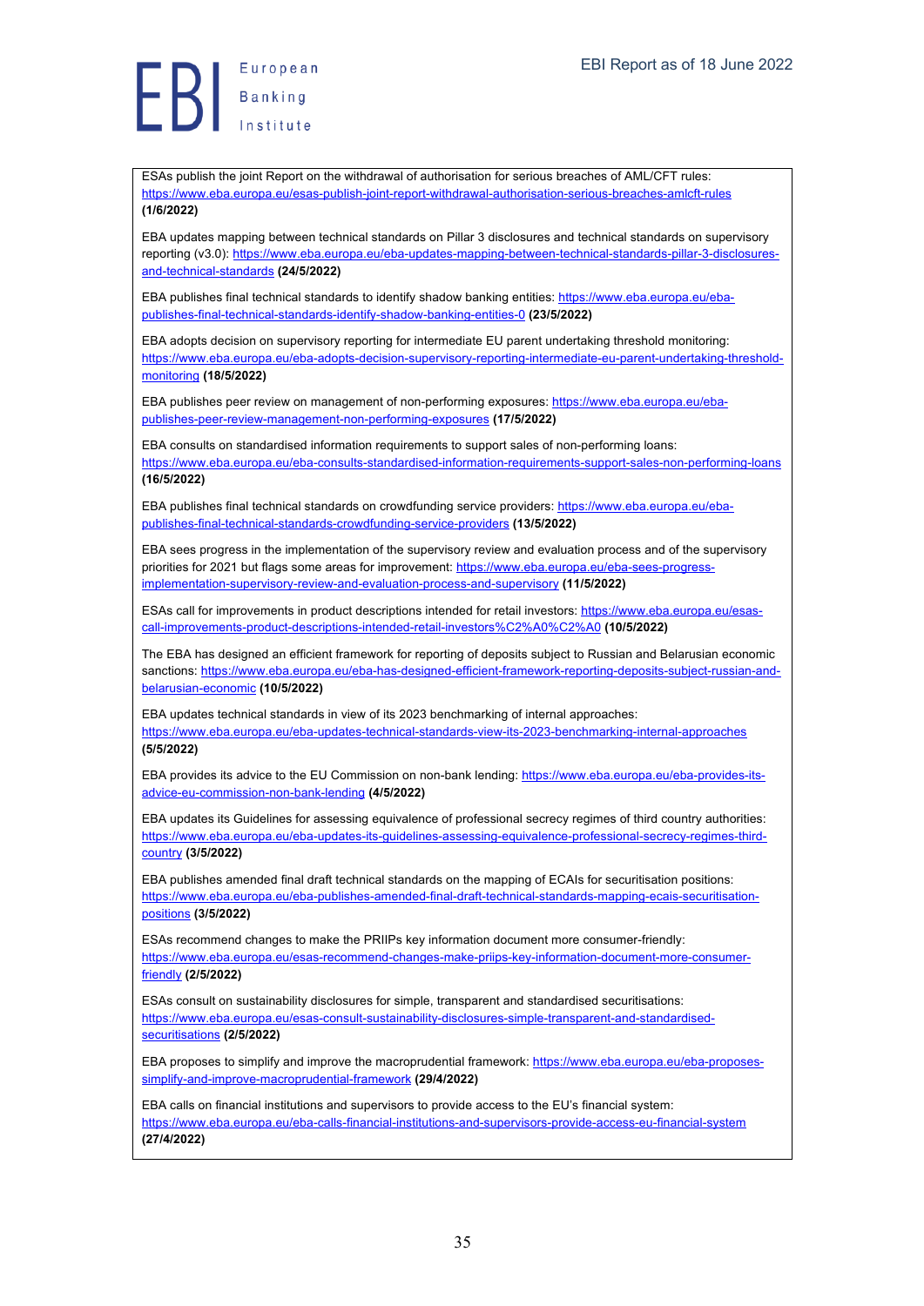ESAs publish the joint Report on the withdrawal of authorisation for serious breaches of AML/CFT rules: https://www.eba.europa.eu/esas-publish-joint-report-withdrawal-authorisation-serious-breaches-amlcft-rules **(1/6/2022)**

EBA updates mapping between technical standards on Pillar 3 disclosures and technical standards on supervisory reporting (v3.0): https://www.eba.europa.eu/eba-updates-mapping-between-technical-standards-pillar-3-disclosures-and-technical-standards **(24/5/2022)**

EBA publishes final technical standards to identify shadow banking entities: https://www.eba.europa.eu/eba-publishes-final-technical-standards-identify-shadow-banking-entities-0 **(23/5/2022)**

EBA adopts decision on supervisory reporting for intermediate EU parent undertaking threshold monitoring: https://www.eba.europa.eu/eba-adopts-decision-supervisory-reporting-intermediate-eu-parent-undertaking-threshold-monitoring **(18/5/2022)**

EBA publishes peer review on management of non-performing exposures: https://www.eba.europa.eu/eba-publishes-peer-review-management-non-performing-exposures **(17/5/2022)**

EBA consults on standardised information requirements to support sales of non-performing loans: https://www.eba.europa.eu/eba-consults-standardised-information-requirements-support-sales-non-performing-loans **(16/5/2022)**

EBA publishes final technical standards on crowdfunding service providers: https://www.eba.europa.eu/eba-publishes-final-technical-standards-crowdfunding-service-providers **(13/5/2022)**

EBA sees progress in the implementation of the supervisory review and evaluation process and of the supervisory priorities for 2021 but flags some areas for improvement: https://www.eba.europa.eu/eba-sees-progress-implementation-supervisory-review-and-evaluation-process-and-supervisory **(11/5/2022)**

ESAs call for improvements in product descriptions intended for retail investors: https://www.eba.europa.eu/esas-call-improvements-product-descriptions-intended-retail-investors%C2%A0%C2%A0 **(10/5/2022)**

The EBA has designed an efficient framework for reporting of deposits subject to Russian and Belarusian economic sanctions: https://www.eba.europa.eu/eba-has-designed-efficient-framework-reporting-deposits-subject-russian-and-belarusian-economic **(10/5/2022)**

EBA updates technical standards in view of its 2023 benchmarking of internal approaches: https://www.eba.europa.eu/eba-updates-technical-standards-view-its-2023-benchmarking-internal-approaches **(5/5/2022)**

EBA provides its advice to the EU Commission on non-bank lending: https://www.eba.europa.eu/eba-provides-its-advice-eu-commission-non-bank-lending **(4/5/2022)**

EBA updates its Guidelines for assessing equivalence of professional secrecy regimes of third country authorities: https://www.eba.europa.eu/eba-updates-its-guidelines-assessing-equivalence-professional-secrecy-regimes-third-country **(3/5/2022)**

EBA publishes amended final draft technical standards on the mapping of ECAIs for securitisation positions: https://www.eba.europa.eu/eba-publishes-amended-final-draft-technical-standards-mapping-ecais-securitisation-positions **(3/5/2022)**

ESAs recommend changes to make the PRIIPs key information document more consumer-friendly: https://www.eba.europa.eu/esas-recommend-changes-make-priips-key-information-document-more-consumer-friendly **(2/5/2022)**

ESAs consult on sustainability disclosures for simple, transparent and standardised securitisations: https://www.eba.europa.eu/esas-consult-sustainability-disclosures-simple-transparent-and-standardised-securitisations **(2/5/2022)**

EBA proposes to simplify and improve the macroprudential framework: https://www.eba.europa.eu/eba-proposes-simplify-and-improve-macroprudential-framework **(29/4/2022)**

EBA calls on financial institutions and supervisors to provide access to the EU's financial system: https://www.eba.europa.eu/eba-calls-financial-institutions-and-supervisors-provide-access-eu-financial-system **(27/4/2022)**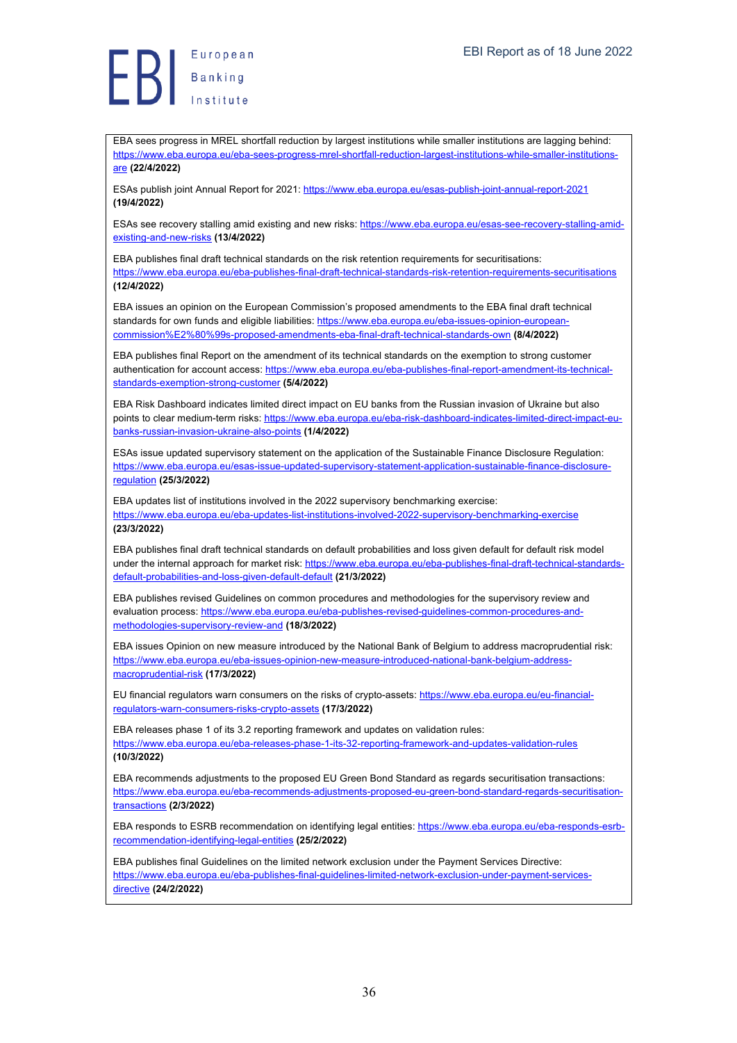EBA sees progress in MREL shortfall reduction by largest institutions while smaller institutions are lagging behind: https://www.eba.europa.eu/eba-sees-progress-mrel-shortfall-reduction-largest-institutions-while-smaller-institutions-are **(22/4/2022)**

ESAs publish joint Annual Report for 2021: https://www.eba.europa.eu/esas-publish-joint-annual-report-2021 **(19/4/2022)**

ESAs see recovery stalling amid existing and new risks: https://www.eba.europa.eu/esas-see-recovery-stalling-amid-existing-and-new-risks **(13/4/2022)**

EBA publishes final draft technical standards on the risk retention requirements for securitisations: https://www.eba.europa.eu/eba-publishes-final-draft-technical-standards-risk-retention-requirements-securitisations **(12/4/2022)**

EBA issues an opinion on the European Commission's proposed amendments to the EBA final draft technical standards for own funds and eligible liabilities: https://www.eba.europa.eu/eba-issues-opinion-european-commission%E2%80%99s-proposed-amendments-eba-final-draft-technical-standards-own **(8/4/2022)**

EBA publishes final Report on the amendment of its technical standards on the exemption to strong customer authentication for account access: https://www.eba.europa.eu/eba-publishes-final-report-amendment-its-technical-standards-exemption-strong-customer **(5/4/2022)**

EBA Risk Dashboard indicates limited direct impact on EU banks from the Russian invasion of Ukraine but also points to clear medium-term risks: https://www.eba.europa.eu/eba-risk-dashboard-indicates-limited-direct-impact-eu-banks-russian-invasion-ukraine-also-points **(1/4/2022)**

ESAs issue updated supervisory statement on the application of the Sustainable Finance Disclosure Regulation: https://www.eba.europa.eu/esas-issue-updated-supervisory-statement-application-sustainable-finance-disclosure-regulation **(25/3/2022)**

EBA updates list of institutions involved in the 2022 supervisory benchmarking exercise: https://www.eba.europa.eu/eba-updates-list-institutions-involved-2022-supervisory-benchmarking-exercise **(23/3/2022)**

EBA publishes final draft technical standards on default probabilities and loss given default for default risk model under the internal approach for market risk: https://www.eba.europa.eu/eba-publishes-final-draft-technical-standards-default-probabilities-and-loss-given-default **(21/3/2022)**

EBA publishes revised Guidelines on common procedures and methodologies for the supervisory review and evaluation process: https://www.eba.europa.eu/eba-publishes-revised-guidelines-common-procedures-and-methodologies-supervisory-review-and **(18/3/2022)**

EBA issues Opinion on new measure introduced by the National Bank of Belgium to address macroprudential risk: https://www.eba.europa.eu/eba-issues-opinion-new-measure-introduced-national-bank-belgium-address-macroprudential-risk **(17/3/2022)**

EU financial regulators warn consumers on the risks of crypto-assets: https://www.eba.europa.eu/eu-financial-regulators-warn-consumers-risks-crypto-assets **(17/3/2022)**

EBA releases phase 1 of its 3.2 reporting framework and updates on validation rules: https://www.eba.europa.eu/eba-releases-phase-1-its-32-reporting-framework-and-updates-validation-rules **(10/3/2022)**

EBA recommends adjustments to the proposed EU Green Bond Standard as regards securitisation transactions: https://www.eba.europa.eu/eba-recommends-adjustments-proposed-eu-green-bond-standard-regards-securitisation-transactions **(2/3/2022)**

EBA responds to ESRB recommendation on identifying legal entities: https://www.eba.europa.eu/eba-responds-esrb-recommendation-identifying-legal-entities **(25/2/2022)**

EBA publishes final Guidelines on the limited network exclusion under the Payment Services Directive: https://www.eba.europa.eu/eba-publishes-final-guidelines-limited-network-exclusion-under-payment-services-directive **(24/2/2022)**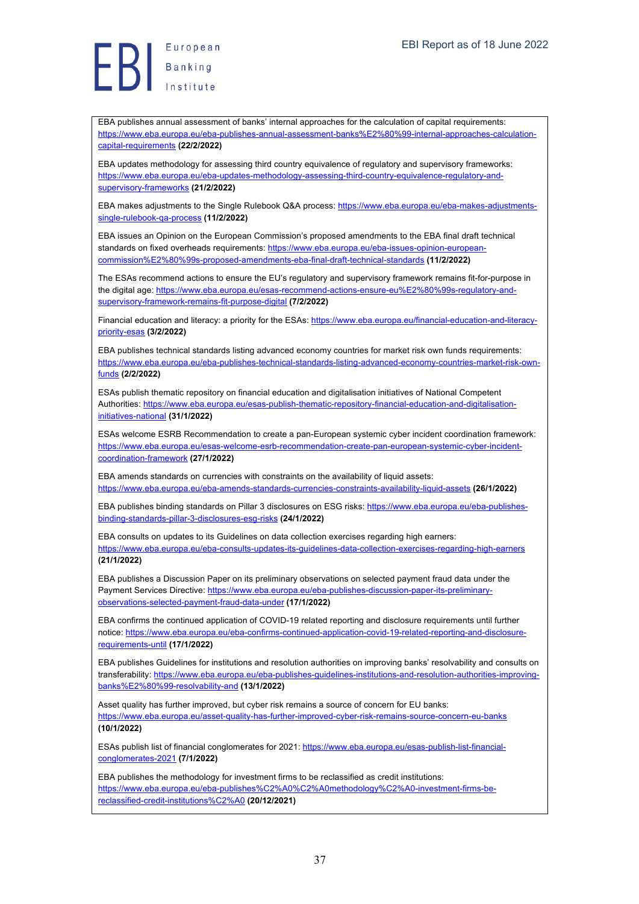EBA publishes annual assessment of banks' internal approaches for the calculation of capital requirements: https://www.eba.europa.eu/eba-publishes-annual-assessment-banks%E2%80%99-internal-approaches-calculation-capital-requirements **(22/2/2022)**

EBA updates methodology for assessing third country equivalence of regulatory and supervisory frameworks: https://www.eba.europa.eu/eba-updates-methodology-assessing-third-country-equivalence-regulatory-and-supervisory-frameworks **(21/2/2022)**

EBA makes adjustments to the Single Rulebook Q&A process: https://www.eba.europa.eu/eba-makes-adjustments-single-rulebook-qa-process **(11/2/2022)**

EBA issues an Opinion on the European Commission's proposed amendments to the EBA final draft technical standards on fixed overheads requirements: https://www.eba.europa.eu/eba-issues-opinion-european-commission%E2%80%99s-proposed-amendments-eba-final-draft-technical-standards **(11/2/2022)**

The ESAs recommend actions to ensure the EU's regulatory and supervisory framework remains fit-for-purpose in the digital age: https://www.eba.europa.eu/esas-recommend-actions-ensure-eu%E2%80%99s-regulatory-and-supervisory-framework-remains-fit-purpose-digital **(7/2/2022)**

Financial education and literacy: a priority for the ESAs: https://www.eba.europa.eu/financial-education-and-literacy-priority-esas **(3/2/2022)**

EBA publishes technical standards listing advanced economy countries for market risk own funds requirements: https://www.eba.europa.eu/eba-publishes-technical-standards-listing-advanced-economy-countries-market-risk-own-funds **(2/2/2022)**

ESAs publish thematic repository on financial education and digitalisation initiatives of National Competent Authorities: https://www.eba.europa.eu/esas-publish-thematic-repository-financial-education-and-digitalisation-initiatives-national **(31/1/2022)**

ESAs welcome ESRB Recommendation to create a pan-European systemic cyber incident coordination framework: https://www.eba.europa.eu/esas-welcome-esrb-recommendation-create-pan-european-systemic-cyber-incident-coordination-framework **(27/1/2022)**

EBA amends standards on currencies with constraints on the availability of liquid assets: https://www.eba.europa.eu/eba-amends-standards-currencies-constraints-availability-liquid-assets **(26/1/2022)**

EBA publishes binding standards on Pillar 3 disclosures on ESG risks: https://www.eba.europa.eu/eba-publishes-binding-standards-pillar-3-disclosures-esg-risks **(24/1/2022)**

EBA consults on updates to its Guidelines on data collection exercises regarding high earners: https://www.eba.europa.eu/eba-consults-updates-its-guidelines-data-collection-exercises-regarding-high-earners **(21/1/2022)**

EBA publishes a Discussion Paper on its preliminary observations on selected payment fraud data under the Payment Services Directive: https://www.eba.europa.eu/eba-publishes-discussion-paper-its-preliminary-observations-selected-payment-fraud-data-under **(17/1/2022)**

EBA confirms the continued application of COVID-19 related reporting and disclosure requirements until further notice: https://www.eba.europa.eu/eba-confirms-continued-application-covid-19-related-reporting-and-disclosure-requirements-until **(17/1/2022)**

EBA publishes Guidelines for institutions and resolution authorities on improving banks' resolvability and consults on transferability: https://www.eba.europa.eu/eba-publishes-guidelines-institutions-and-resolution-authorities-improving-banks%E2%80%99-resolvability-and **(13/1/2022)**

Asset quality has further improved, but cyber risk remains a source of concern for EU banks: https://www.eba.europa.eu/asset-quality-has-further-improved-cyber-risk-remains-source-concern-eu-banks **(10/1/2022)**

ESAs publish list of financial conglomerates for 2021: https://www.eba.europa.eu/esas-publish-list-financial-conglomerates-2021 **(7/1/2022)**

EBA publishes the methodology for investment firms to be reclassified as credit institutions: https://www.eba.europa.eu/eba-publishes%C2%A0%C2%A0methodology%C2%A0-investment-firms-be-reclassified-credit-institutions%C2%A0 **(20/12/2021)**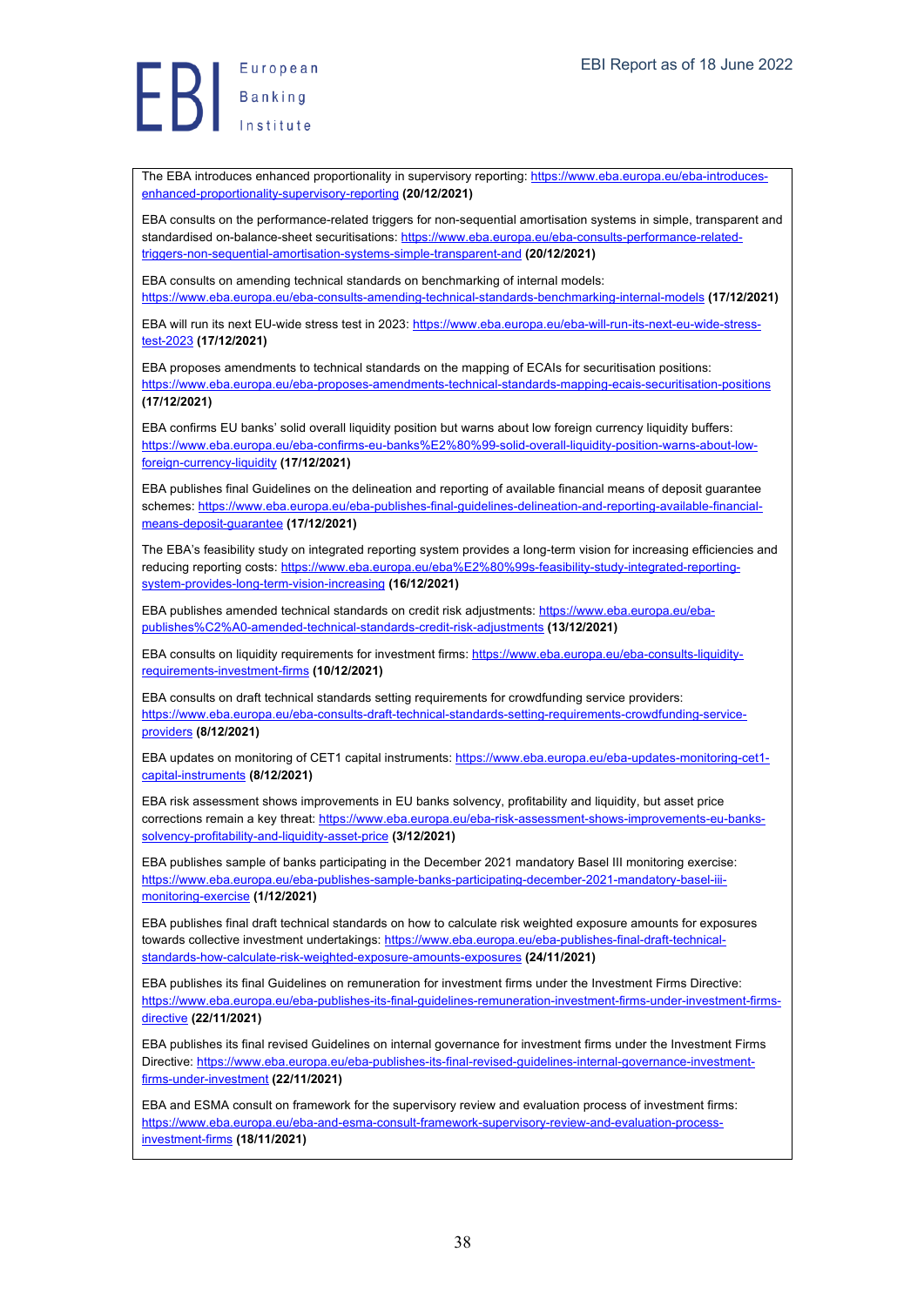The EBA introduces enhanced proportionality in supervisory reporting: https://www.eba.europa.eu/eba-introduces-enhanced-proportionality-supervisory-reporting **(20/12/2021)**

EBA consults on the performance-related triggers for non-sequential amortisation systems in simple, transparent and standardised on-balance-sheet securitisations: https://www.eba.europa.eu/eba-consults-performance-related-triggers-non-sequential-amortisation-systems-simple-transparent-and **(20/12/2021)**

EBA consults on amending technical standards on benchmarking of internal models: https://www.eba.europa.eu/eba-consults-amending-technical-standards-benchmarking-internal-models **(17/12/2021)**

EBA will run its next EU-wide stress test in 2023: https://www.eba.europa.eu/eba-will-run-its-next-eu-wide-stress-test-2023 **(17/12/2021)**

EBA proposes amendments to technical standards on the mapping of ECAIs for securitisation positions: https://www.eba.europa.eu/eba-proposes-amendments-technical-standards-mapping-ecais-securitisation-positions **(17/12/2021)**

EBA confirms EU banks' solid overall liquidity position but warns about low foreign currency liquidity buffers: https://www.eba.europa.eu/eba-confirms-eu-banks%E2%80%99-solid-overall-liquidity-position-warns-about-low-foreign-currency-liquidity **(17/12/2021)**

EBA publishes final Guidelines on the delineation and reporting of available financial means of deposit guarantee schemes: https://www.eba.europa.eu/eba-publishes-final-guidelines-delineation-and-reporting-available-financial-means-deposit-guarantee **(17/12/2021)**

The EBA's feasibility study on integrated reporting system provides a long-term vision for increasing efficiencies and reducing reporting costs: https://www.eba.europa.eu/eba%E2%80%99s-feasibility-study-integrated-reporting-system-provides-long-term-vision-increasing **(16/12/2021)**

EBA publishes amended technical standards on credit risk adjustments: https://www.eba.europa.eu/eba-publishes%C2%A0-amended-technical-standards-credit-risk-adjustments **(13/12/2021)**

EBA consults on liquidity requirements for investment firms: https://www.eba.europa.eu/eba-consults-liquidity-requirements-investment-firms **(10/12/2021)**

EBA consults on draft technical standards setting requirements for crowdfunding service providers: https://www.eba.europa.eu/eba-consults-draft-technical-standards-setting-requirements-crowdfunding-service-providers **(8/12/2021)**

EBA updates on monitoring of CET1 capital instruments: https://www.eba.europa.eu/eba-updates-monitoring-cet1-capital-instruments **(8/12/2021)**

EBA risk assessment shows improvements in EU banks solvency, profitability and liquidity, but asset price corrections remain a key threat: https://www.eba.europa.eu/eba-risk-assessment-shows-improvements-eu-banks-solvency-profitability-and-liquidity-asset-price **(3/12/2021)**

EBA publishes sample of banks participating in the December 2021 mandatory Basel III monitoring exercise: https://www.eba.europa.eu/eba-publishes-sample-banks-participating-december-2021-mandatory-basel-iii-monitoring-exercise **(1/12/2021)**

EBA publishes final draft technical standards on how to calculate risk weighted exposure amounts for exposures towards collective investment undertakings: https://www.eba.europa.eu/eba-publishes-final-draft-technical-standards-how-calculate-risk-weighted-exposure-amounts-exposures **(24/11/2021)**

EBA publishes its final Guidelines on remuneration for investment firms under the Investment Firms Directive: https://www.eba.europa.eu/eba-publishes-its-final-guidelines-remuneration-investment-firms-under-investment-firms-directive **(22/11/2021)**

EBA publishes its final revised Guidelines on internal governance for investment firms under the Investment Firms Directive: https://www.eba.europa.eu/eba-publishes-its-final-revised-guidelines-internal-governance-investment-firms-under-investment **(22/11/2021)**

EBA and ESMA consult on framework for the supervisory review and evaluation process of investment firms: https://www.eba.europa.eu/eba-and-esma-consult-framework-supervisory-review-and-evaluation-process-investment-firms **(18/11/2021)**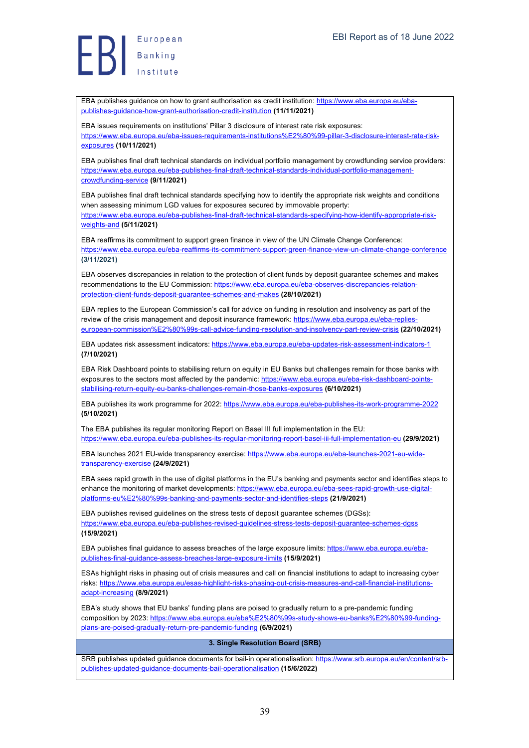EBA publishes guidance on how to grant authorisation as credit institution: https://www.eba.europa.eu/eba-publishes-guidance-how-grant-authorisation-credit-institution **(11/11/2021)**

EBA issues requirements on institutions' Pillar 3 disclosure of interest rate risk exposures: https://www.eba.europa.eu/eba-issues-requirements-institutions%E2%80%99-pillar-3-disclosure-interest-rate-risk-exposures **(10/11/2021)**

EBA publishes final draft technical standards on individual portfolio management by crowdfunding service providers: https://www.eba.europa.eu/eba-publishes-final-draft-technical-standards-individual-portfolio-management-crowdfunding-service **(9/11/2021)**

EBA publishes final draft technical standards specifying how to identify the appropriate risk weights and conditions when assessing minimum LGD values for exposures secured by immovable property: https://www.eba.europa.eu/eba-publishes-final-draft-technical-standards-specifying-how-identify-appropriate-risk-weights-and **(5/11/2021)**

EBA reaffirms its commitment to support green finance in view of the UN Climate Change Conference: https://www.eba.europa.eu/eba-reaffirms-its-commitment-support-green-finance-view-un-climate-change-conference **(3/11/2021)**

EBA observes discrepancies in relation to the protection of client funds by deposit guarantee schemes and makes recommendations to the EU Commission: https://www.eba.europa.eu/eba-observes-discrepancies-relation-protection-client-funds-deposit-guarantee-schemes-and-makes **(28/10/2021)**

EBA replies to the European Commission's call for advice on funding in resolution and insolvency as part of the review of the crisis management and deposit insurance framework: https://www.eba.europa.eu/eba-replies-european-commission%E2%80%99s-call-advice-funding-resolution-and-insolvency-part-review-crisis **(22/10/2021)**

EBA updates risk assessment indicators: https://www.eba.europa.eu/eba-updates-risk-assessment-indicators-1 **(7/10/2021)**

EBA Risk Dashboard points to stabilising return on equity in EU Banks but challenges remain for those banks with exposures to the sectors most affected by the pandemic: https://www.eba.europa.eu/eba-risk-dashboard-points-stabilising-return-equity-eu-banks-challenges-remain-those-banks-exposures **(6/10/2021)**

EBA publishes its work programme for 2022: https://www.eba.europa.eu/eba-publishes-its-work-programme-2022 **(5/10/2021)**

The EBA publishes its regular monitoring Report on Basel III full implementation in the EU: https://www.eba.europa.eu/eba-publishes-its-regular-monitoring-report-basel-iii-full-implementation-eu **(29/9/2021)**

EBA launches 2021 EU-wide transparency exercise: https://www.eba.europa.eu/eba-launches-2021-eu-wide-transparency-exercise **(24/9/2021)**

EBA sees rapid growth in the use of digital platforms in the EU's banking and payments sector and identifies steps to enhance the monitoring of market developments: https://www.eba.europa.eu/eba-sees-rapid-growth-use-digital-platforms-eu%E2%80%99s-banking-and-payments-sector-and-identifies-steps **(21/9/2021)**

EBA publishes revised guidelines on the stress tests of deposit guarantee schemes (DGSs): https://www.eba.europa.eu/eba-publishes-revised-guidelines-stress-tests-deposit-guarantee-schemes-dgss **(15/9/2021)**

EBA publishes final guidance to assess breaches of the large exposure limits: https://www.eba.europa.eu/eba-publishes-final-guidance-assess-breaches-large-exposure-limits **(15/9/2021)**

ESAs highlight risks in phasing out of crisis measures and call on financial institutions to adapt to increasing cyber risks: https://www.eba.europa.eu/esas-highlight-risks-phasing-out-crisis-measures-and-call-financial-institutions-adapt-increasing **(8/9/2021)**

EBA's study shows that EU banks' funding plans are poised to gradually return to a pre-pandemic funding composition by 2023: https://www.eba.europa.eu/eba%E2%80%99s-study-shows-eu-banks%E2%80%99-funding-plans-are-poised-gradually-return-pre-pandemic-funding **(6/9/2021)**

## 3. Single Resolution Board (SRB)

SRB publishes updated guidance documents for bail-in operationalisation: https://www.srb.europa.eu/en/content/srb-publishes-updated-guidance-documents-bail-operationalisation **(15/6/2022)**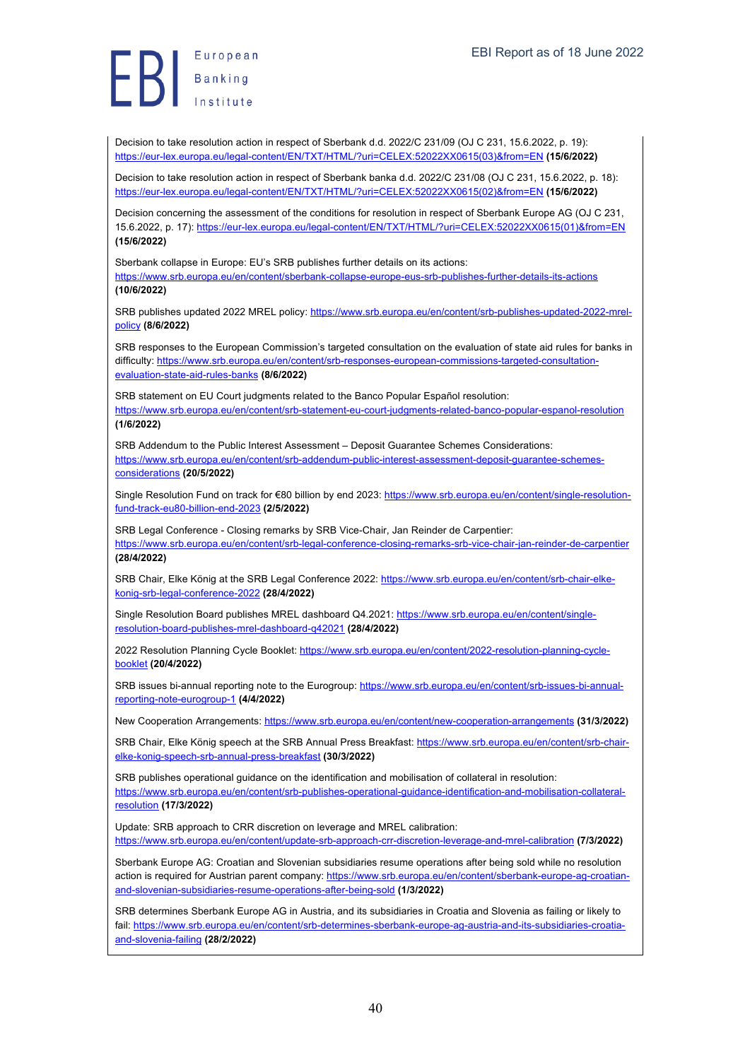Decision to take resolution action in respect of Sberbank d.d. 2022/C 231/09 (OJ C 231, 15.6.2022, p. 19): https://eur-lex.europa.eu/legal-content/EN/TXT/HTML/?uri=CELEX:52022XX0615(03)&from=EN **(15/6/2022)**

Decision to take resolution action in respect of Sberbank banka d.d. 2022/C 231/08 (OJ C 231, 15.6.2022, p. 18): https://eur-lex.europa.eu/legal-content/EN/TXT/HTML/?uri=CELEX:52022XX0615(02)&from=EN **(15/6/2022)**

Decision concerning the assessment of the conditions for resolution in respect of Sberbank Europe AG (OJ C 231, 15.6.2022, p. 17): https://eur-lex.europa.eu/legal-content/EN/TXT/HTML/?uri=CELEX:52022XX0615(01)&from=EN **(15/6/2022)**

Sberbank collapse in Europe: EU's SRB publishes further details on its actions: https://www.srb.europa.eu/en/content/sberbank-collapse-europe-eus-srb-publishes-further-details-its-actions **(10/6/2022)**

SRB publishes updated 2022 MREL policy: https://www.srb.europa.eu/en/content/srb-publishes-updated-2022-mrel-policy **(8/6/2022)**

SRB responses to the European Commission's targeted consultation on the evaluation of state aid rules for banks in difficulty: https://www.srb.europa.eu/en/content/srb-responses-european-commissions-targeted-consultation-evaluation-state-aid-rules-banks **(8/6/2022)**

SRB statement on EU Court judgments related to the Banco Popular Español resolution: https://www.srb.europa.eu/en/content/srb-statement-eu-court-judgments-related-banco-popular-espanol-resolution **(1/6/2022)**

SRB Addendum to the Public Interest Assessment – Deposit Guarantee Schemes Considerations: https://www.srb.europa.eu/en/content/srb-addendum-public-interest-assessment-deposit-guarantee-schemes-considerations **(20/5/2022)**

Single Resolution Fund on track for €80 billion by end 2023: https://www.srb.europa.eu/en/content/single-resolution-fund-track-eu80-billion-end-2023 **(2/5/2022)**

SRB Legal Conference - Closing remarks by SRB Vice-Chair, Jan Reinder de Carpentier: https://www.srb.europa.eu/en/content/srb-legal-conference-closing-remarks-srb-vice-chair-jan-reinder-de-carpentier **(28/4/2022)**

SRB Chair, Elke König at the SRB Legal Conference 2022: https://www.srb.europa.eu/en/content/srb-chair-elke-konig-srb-legal-conference-2022 **(28/4/2022)**

Single Resolution Board publishes MREL dashboard Q4.2021: https://www.srb.europa.eu/en/content/single-resolution-board-publishes-mrel-dashboard-q42021 **(28/4/2022)**

2022 Resolution Planning Cycle Booklet: https://www.srb.europa.eu/en/content/2022-resolution-planning-cycle-booklet **(20/4/2022)**

SRB issues bi-annual reporting note to the Eurogroup: https://www.srb.europa.eu/en/content/srb-issues-bi-annual-reporting-note-eurogroup-1 **(4/4/2022)**

New Cooperation Arrangements: https://www.srb.europa.eu/en/content/new-cooperation-arrangements **(31/3/2022)**

SRB Chair, Elke König speech at the SRB Annual Press Breakfast: https://www.srb.europa.eu/en/content/srb-chair-elke-konig-speech-srb-annual-press-breakfast **(30/3/2022)**

SRB publishes operational guidance on the identification and mobilisation of collateral in resolution: https://www.srb.europa.eu/en/content/srb-publishes-operational-guidance-identification-and-mobilisation-collateral-resolution **(17/3/2022)**

Update: SRB approach to CRR discretion on leverage and MREL calibration: https://www.srb.europa.eu/en/content/update-srb-approach-crr-discretion-leverage-and-mrel-calibration **(7/3/2022)**

Sberbank Europe AG: Croatian and Slovenian subsidiaries resume operations after being sold while no resolution action is required for Austrian parent company: https://www.srb.europa.eu/en/content/sberbank-europe-ag-croatian-and-slovenian-subsidiaries-resume-operations-after-being-sold **(1/3/2022)**

SRB determines Sberbank Europe AG in Austria, and its subsidiaries in Croatia and Slovenia as failing or likely to fail: https://www.srb.europa.eu/en/content/srb-determines-sberbank-europe-ag-austria-and-its-subsidiaries-croatia-and-slovenia-failing **(28/2/2022)**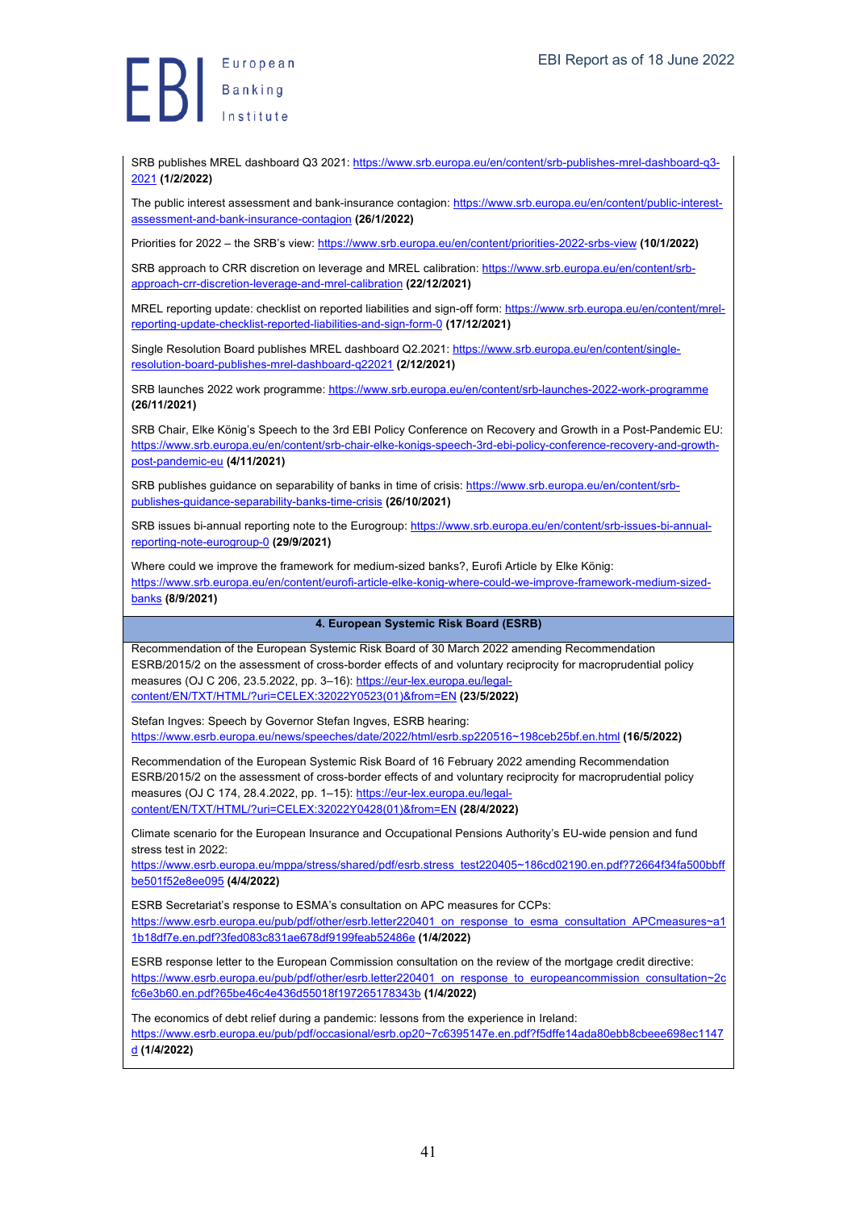SRB publishes MREL dashboard Q3 2021: https://www.srb.europa.eu/en/content/srb-publishes-mrel-dashboard-q3-2021 **(1/2/2022)**

The public interest assessment and bank-insurance contagion: https://www.srb.europa.eu/en/content/public-interest-assessment-and-bank-insurance-contagion **(26/1/2022)**

Priorities for 2022 – the SRB's view: https://www.srb.europa.eu/en/content/priorities-2022-srbs-view **(10/1/2022)**

SRB approach to CRR discretion on leverage and MREL calibration: https://www.srb.europa.eu/en/content/srb-approach-crr-discretion-leverage-and-mrel-calibration **(22/12/2021)**

MREL reporting update: checklist on reported liabilities and sign-off form: https://www.srb.europa.eu/en/content/mrel-reporting-update-checklist-reported-liabilities-and-sign-form-0 **(17/12/2021)**

Single Resolution Board publishes MREL dashboard Q2.2021: https://www.srb.europa.eu/en/content/single-resolution-board-publishes-mrel-dashboard-q22021 **(2/12/2021)**

SRB launches 2022 work programme: https://www.srb.europa.eu/en/content/srb-launches-2022-work-programme **(26/11/2021)**

SRB Chair, Elke König's Speech to the 3rd EBI Policy Conference on Recovery and Growth in a Post-Pandemic EU: https://www.srb.europa.eu/en/content/srb-chair-elke-konigs-speech-3rd-ebi-policy-conference-recovery-and-growth-post-pandemic-eu **(4/11/2021)**

SRB publishes guidance on separability of banks in time of crisis: https://www.srb.europa.eu/en/content/srb-publishes-guidance-separability-banks-time-crisis **(26/10/2021)**

SRB issues bi-annual reporting note to the Eurogroup: https://www.srb.europa.eu/en/content/srb-issues-bi-annual-reporting-note-eurogroup-0 **(29/9/2021)**

Where could we improve the framework for medium-sized banks?, Eurofi Article by Elke König: https://www.srb.europa.eu/en/content/eurofi-article-elke-konig-where-could-we-improve-framework-medium-sized-banks **(8/9/2021)**

## 4. European Systemic Risk Board (ESRB)

Recommendation of the European Systemic Risk Board of 30 March 2022 amending Recommendation ESRB/2015/2 on the assessment of cross-border effects of and voluntary reciprocity for macroprudential policy measures (OJ C 206, 23.5.2022, pp. 3–16): https://eur-lex.europa.eu/legal-content/EN/TXT/HTML/?uri=CELEX:32022Y0523(01)&from=EN **(23/5/2022)**

Stefan Ingves: Speech by Governor Stefan Ingves, ESRB hearing: https://www.esrb.europa.eu/news/speeches/date/2022/html/esrb.sp220516~198ceb25bf.en.html **(16/5/2022)**

Recommendation of the European Systemic Risk Board of 16 February 2022 amending Recommendation ESRB/2015/2 on the assessment of cross-border effects of and voluntary reciprocity for macroprudential policy measures (OJ C 174, 28.4.2022, pp. 1–15): https://eur-lex.europa.eu/legal-content/EN/TXT/HTML/?uri=CELEX:32022Y0428(01)&from=EN **(28/4/2022)**

Climate scenario for the European Insurance and Occupational Pensions Authority's EU-wide pension and fund stress test in 2022: https://www.esrb.europa.eu/mppa/stress/shared/pdf/esrb.stress_test220405~186cd02190.en.pdf?72664f34fa500bbffbe501f52e8ee095 **(4/4/2022)**

ESRB Secretariat's response to ESMA's consultation on APC measures for CCPs: https://www.esrb.europa.eu/pub/pdf/other/esrb.letter220401_on_response_to_esma_consultation_APCmeasures~a11b18df7e.en.pdf?3fed083c831ae678df9199feab52486e **(1/4/2022)**

ESRB response letter to the European Commission consultation on the review of the mortgage credit directive: https://www.esrb.europa.eu/pub/pdf/other/esrb.letter220401_on_response_to_europeancommission_consultation~2cfc6e3b60.en.pdf?65be46c4e436d55018f197265178343b **(1/4/2022)**

The economics of debt relief during a pandemic: lessons from the experience in Ireland: https://www.esrb.europa.eu/pub/pdf/occasional/esrb.op20~7c6395147e.en.pdf?f5dffe14ada80ebb8cbeee698ec1147d **(1/4/2022)**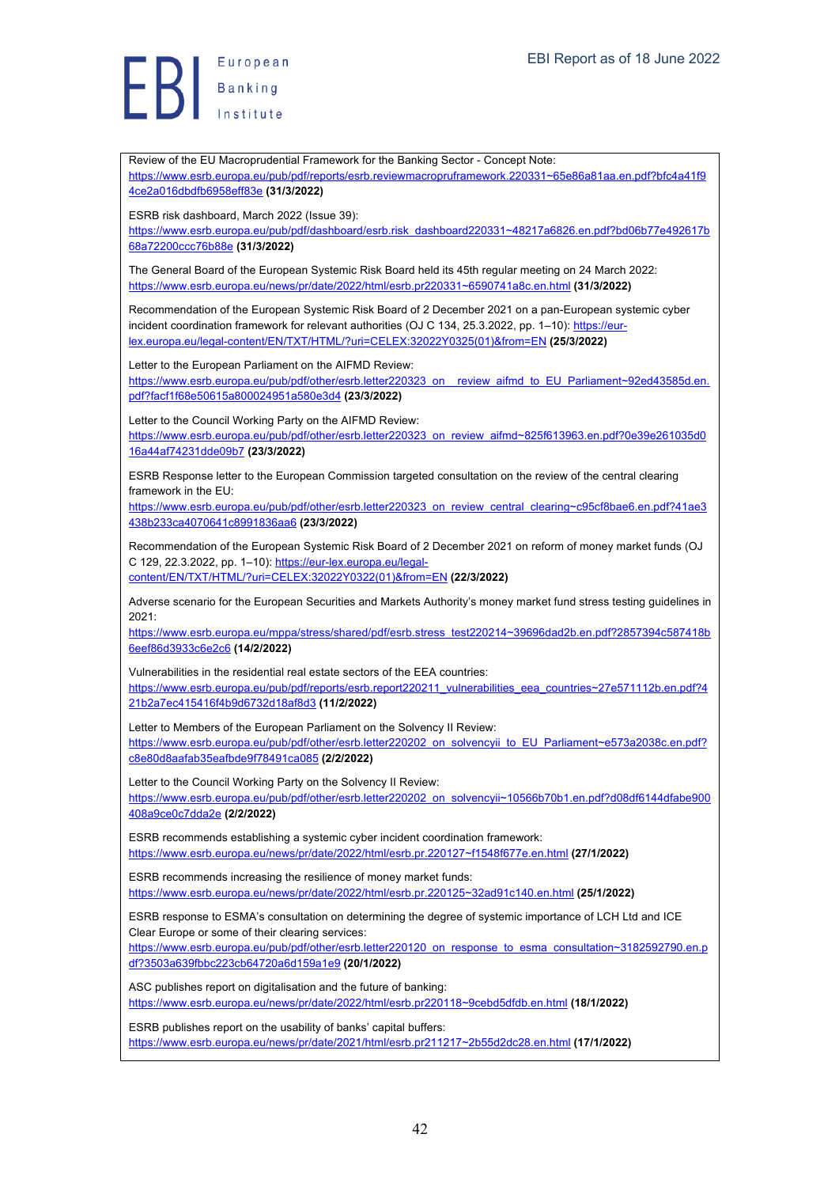Review of the EU Macroprudential Framework for the Banking Sector - Concept Note: https://www.esrb.europa.eu/pub/pdf/reports/esrb.reviewmacropruframework.220331~65e86a81aa.en.pdf?bfc4a41f94ce2a016dbdfb6958eff83e **(31/3/2022)**

ESRB risk dashboard, March 2022 (Issue 39): https://www.esrb.europa.eu/pub/pdf/dashboard/esrb.risk_dashboard220331~48217a6826.en.pdf?bd06b77e492617b68a72200ccc76b88e **(31/3/2022)**

The General Board of the European Systemic Risk Board held its 45th regular meeting on 24 March 2022: https://www.esrb.europa.eu/news/pr/date/2022/html/esrb.pr220331~6590741a8c.en.html **(31/3/2022)**

Recommendation of the European Systemic Risk Board of 2 December 2021 on a pan-European systemic cyber incident coordination framework for relevant authorities (OJ C 134, 25.3.2022, pp. 1–10): https://eur-lex.europa.eu/legal-content/EN/TXT/HTML/?uri=CELEX:32022Y0325(01)&from=EN **(25/3/2022)**

Letter to the European Parliament on the AIFMD Review: https://www.esrb.europa.eu/pub/pdf/other/esrb.letter220323_on__review_aifmd_to_EU_Parliament~92ed43585d.en.pdf?facf1f68e50615a800024951a580e3d4 **(23/3/2022)**

Letter to the Council Working Party on the AIFMD Review: https://www.esrb.europa.eu/pub/pdf/other/esrb.letter220323_on_review_aifmd~825f613963.en.pdf?0e39e261035d016a44af74231dde09b7 **(23/3/2022)**

ESRB Response letter to the European Commission targeted consultation on the review of the central clearing framework in the EU: https://www.esrb.europa.eu/pub/pdf/other/esrb.letter220323_on_review_central_clearing~c95cf8bae6.en.pdf?41ae3438b233ca4070641c8991836aa6 **(23/3/2022)**

Recommendation of the European Systemic Risk Board of 2 December 2021 on reform of money market funds (OJ C 129, 22.3.2022, pp. 1–10): https://eur-lex.europa.eu/legal-content/EN/TXT/HTML/?uri=CELEX:32022Y0322(01)&from=EN **(22/3/2022)**

Adverse scenario for the European Securities and Markets Authority's money market fund stress testing guidelines in 2021: https://www.esrb.europa.eu/mppa/stress/shared/pdf/esrb.stress_test220214~39696dad2b.en.pdf?2857394c587418b6eef86d3933c6e2c6 **(14/2/2022)**

Vulnerabilities in the residential real estate sectors of the EEA countries: https://www.esrb.europa.eu/pub/pdf/reports/esrb.report220211_vulnerabilities_eea_countries~27e571112b.en.pdf?421b2a7ec415416f4b9d6732d18af8d3 **(11/2/2022)**

Letter to Members of the European Parliament on the Solvency II Review: https://www.esrb.europa.eu/pub/pdf/other/esrb.letter220202_on_solvencyii_to_EU_Parliament~e573a2038c.en.pdf?c8e80d8aafab35eafbde9f78491ca085 **(2/2/2022)**

Letter to the Council Working Party on the Solvency II Review: https://www.esrb.europa.eu/pub/pdf/other/esrb.letter220202_on_solvencyii~10566b70b1.en.pdf?d08df6144dfabe900408a9ce0c7dda2e **(2/2/2022)**

ESRB recommends establishing a systemic cyber incident coordination framework: https://www.esrb.europa.eu/news/pr/date/2022/html/esrb.pr.220127~f1548f677e.en.html **(27/1/2022)**

ESRB recommends increasing the resilience of money market funds: https://www.esrb.europa.eu/news/pr/date/2022/html/esrb.pr.220125~32ad91c140.en.html **(25/1/2022)**

ESRB response to ESMA's consultation on determining the degree of systemic importance of LCH Ltd and ICE Clear Europe or some of their clearing services: https://www.esrb.europa.eu/pub/pdf/other/esrb.letter220120_on_response_to_esma_consultation~3182592790.en.pdf?3503a639fbbc223cb64720a6d159a1e9 **(20/1/2022)**

ASC publishes report on digitalisation and the future of banking: https://www.esrb.europa.eu/news/pr/date/2022/html/esrb.pr220118~9cebd5dfdb.en.html **(18/1/2022)**

ESRB publishes report on the usability of banks' capital buffers: https://www.esrb.europa.eu/news/pr/date/2021/html/esrb.pr211217~2b55d2dc28.en.html **(17/1/2022)**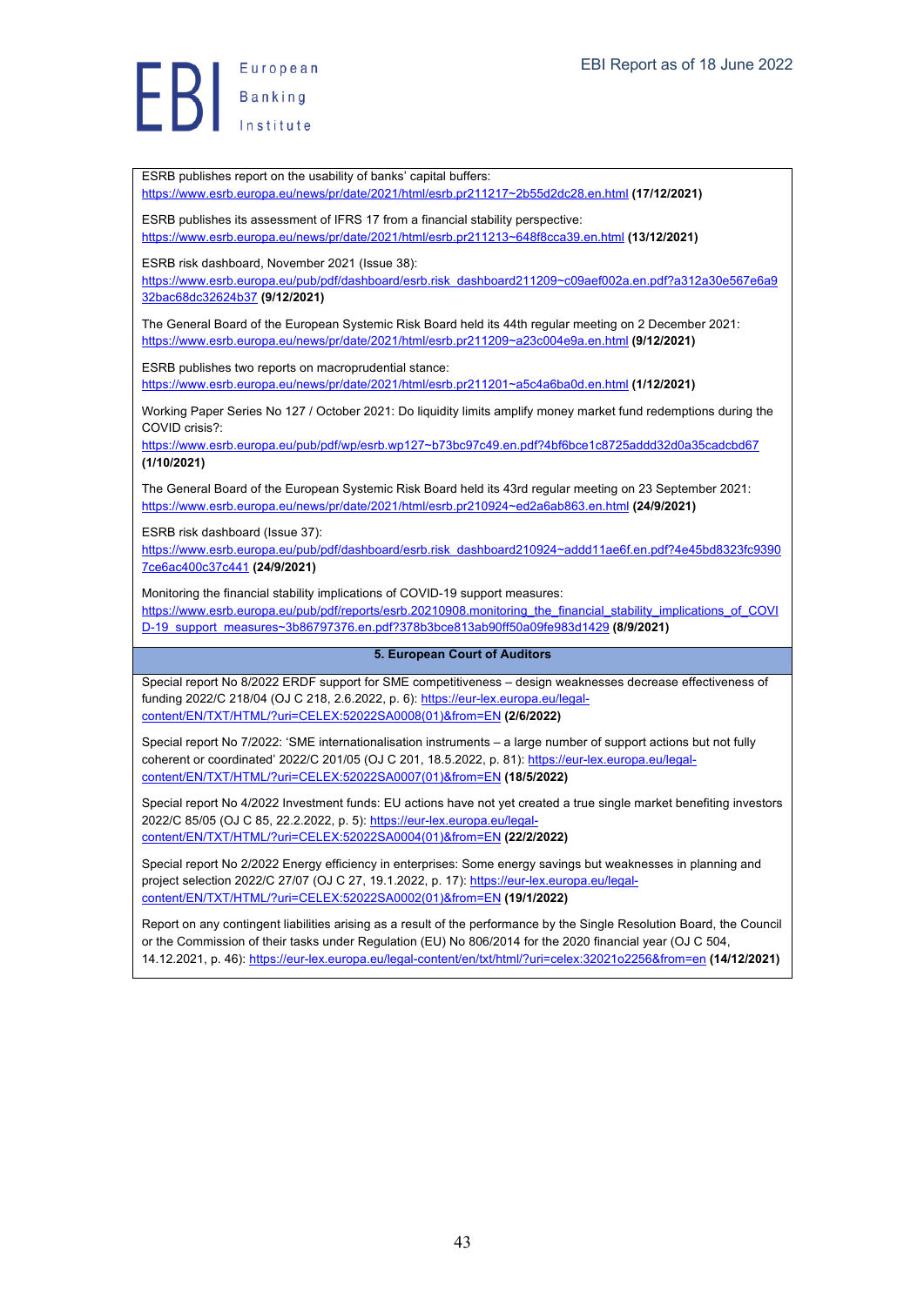ESRB publishes report on the usability of banks' capital buffers: https://www.esrb.europa.eu/news/pr/date/2021/html/esrb.pr211217~2b55d2dc28.en.html **(17/12/2021)**

ESRB publishes its assessment of IFRS 17 from a financial stability perspective: https://www.esrb.europa.eu/news/pr/date/2021/html/esrb.pr211213~648f8cca39.en.html **(13/12/2021)**

ESRB risk dashboard, November 2021 (Issue 38): https://www.esrb.europa.eu/pub/pdf/dashboard/esrb.risk_dashboard211209~c09aef002a.en.pdf?a312a30e567e6a932bac68dc32624b37 **(9/12/2021)**

The General Board of the European Systemic Risk Board held its 44th regular meeting on 2 December 2021: https://www.esrb.europa.eu/news/pr/date/2021/html/esrb.pr211209~a23c004e9a.en.html **(9/12/2021)**

ESRB publishes two reports on macroprudential stance: https://www.esrb.europa.eu/news/pr/date/2021/html/esrb.pr211201~a5c4a6ba0d.en.html **(1/12/2021)**

Working Paper Series No 127 / October 2021: Do liquidity limits amplify money market fund redemptions during the COVID crisis?: https://www.esrb.europa.eu/pub/pdf/wp/esrb.wp127~b73bc97c49.en.pdf?4bf6bce1c8725addd32d0a35cadcbd67 **(1/10/2021)**

The General Board of the European Systemic Risk Board held its 43rd regular meeting on 23 September 2021: https://www.esrb.europa.eu/news/pr/date/2021/html/esrb.pr210924~ed2a6ab863.en.html **(24/9/2021)**

ESRB risk dashboard (Issue 37): https://www.esrb.europa.eu/pub/pdf/dashboard/esrb.risk_dashboard210924~addd11ae6f.en.pdf?4e45bd8323fc93907ce6ac400c37c441 **(24/9/2021)**

Monitoring the financial stability implications of COVID-19 support measures: https://www.esrb.europa.eu/pub/pdf/reports/esrb.20210908.monitoring_the_financial_stability_implications_of_COVID-19_support_measures~3b86797376.en.pdf?378b3bce813ab90ff50a09fe983d1429 **(8/9/2021)**

## 5. European Court of Auditors

Special report No 8/2022 ERDF support for SME competitiveness – design weaknesses decrease effectiveness of funding 2022/C 218/04 (OJ C 218, 2.6.2022, p. 6): https://eur-lex.europa.eu/legal-content/EN/TXT/HTML/?uri=CELEX:52022SA0008(01)&from=EN **(2/6/2022)**

Special report No 7/2022: 'SME internationalisation instruments – a large number of support actions but not fully coherent or coordinated' 2022/C 201/05 (OJ C 201, 18.5.2022, p. 81): https://eur-lex.europa.eu/legal-content/EN/TXT/HTML/?uri=CELEX:52022SA0007(01)&from=EN **(18/5/2022)**

Special report No 4/2022 Investment funds: EU actions have not yet created a true single market benefiting investors 2022/C 85/05 (OJ C 85, 22.2.2022, p. 5): https://eur-lex.europa.eu/legal-content/EN/TXT/HTML/?uri=CELEX:52022SA0004(01)&from=EN **(22/2/2022)**

Special report No 2/2022 Energy efficiency in enterprises: Some energy savings but weaknesses in planning and project selection 2022/C 27/07 (OJ C 27, 19.1.2022, p. 17): https://eur-lex.europa.eu/legal-content/EN/TXT/HTML/?uri=CELEX:52022SA0002(01)&from=EN **(19/1/2022)**

Report on any contingent liabilities arising as a result of the performance by the Single Resolution Board, the Council or the Commission of their tasks under Regulation (EU) No 806/2014 for the 2020 financial year (OJ C 504, 14.12.2021, p. 46): https://eur-lex.europa.eu/legal-content/en/txt/html/?uri=celex:32021o2256&from=en **(14/12/2021)**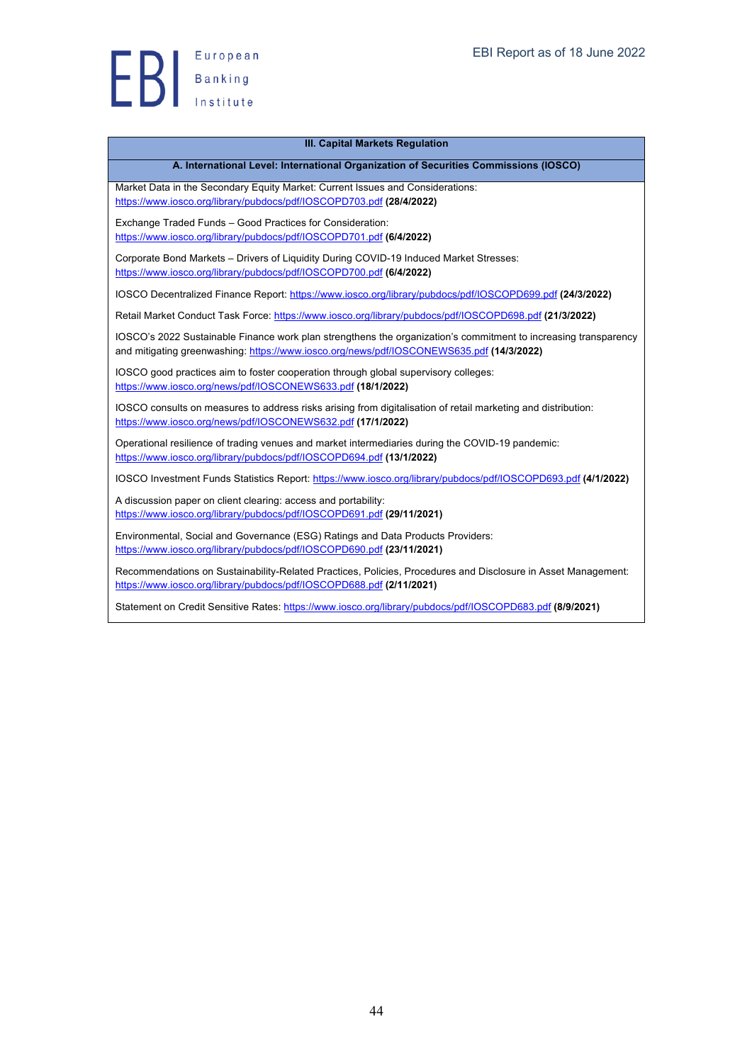## III. Capital Markets Regulation

### A. International Level: International Organization of Securities Commissions (IOSCO)

Market Data in the Secondary Equity Market: Current Issues and Considerations: https://www.iosco.org/library/pubdocs/pdf/IOSCOPD703.pdf **(28/4/2022)**

Exchange Traded Funds – Good Practices for Consideration: https://www.iosco.org/library/pubdocs/pdf/IOSCOPD701.pdf **(6/4/2022)**

Corporate Bond Markets – Drivers of Liquidity During COVID-19 Induced Market Stresses: https://www.iosco.org/library/pubdocs/pdf/IOSCOPD700.pdf **(6/4/2022)**

IOSCO Decentralized Finance Report: https://www.iosco.org/library/pubdocs/pdf/IOSCOPD699.pdf **(24/3/2022)**

Retail Market Conduct Task Force: https://www.iosco.org/library/pubdocs/pdf/IOSCOPD698.pdf **(21/3/2022)**

IOSCO's 2022 Sustainable Finance work plan strengthens the organization's commitment to increasing transparency and mitigating greenwashing: https://www.iosco.org/news/pdf/IOSCONEWS635.pdf **(14/3/2022)**

IOSCO good practices aim to foster cooperation through global supervisory colleges: https://www.iosco.org/news/pdf/IOSCONEWS633.pdf **(18/1/2022)**

IOSCO consults on measures to address risks arising from digitalisation of retail marketing and distribution: https://www.iosco.org/news/pdf/IOSCONEWS632.pdf **(17/1/2022)**

Operational resilience of trading venues and market intermediaries during the COVID-19 pandemic: https://www.iosco.org/library/pubdocs/pdf/IOSCOPD694.pdf **(13/1/2022)**

IOSCO Investment Funds Statistics Report: https://www.iosco.org/library/pubdocs/pdf/IOSCOPD693.pdf **(4/1/2022)**

A discussion paper on client clearing: access and portability: https://www.iosco.org/library/pubdocs/pdf/IOSCOPD691.pdf **(29/11/2021)**

Environmental, Social and Governance (ESG) Ratings and Data Products Providers: https://www.iosco.org/library/pubdocs/pdf/IOSCOPD690.pdf **(23/11/2021)**

Recommendations on Sustainability-Related Practices, Policies, Procedures and Disclosure in Asset Management: https://www.iosco.org/library/pubdocs/pdf/IOSCOPD688.pdf **(2/11/2021)**

Statement on Credit Sensitive Rates: https://www.iosco.org/library/pubdocs/pdf/IOSCOPD683.pdf **(8/9/2021)**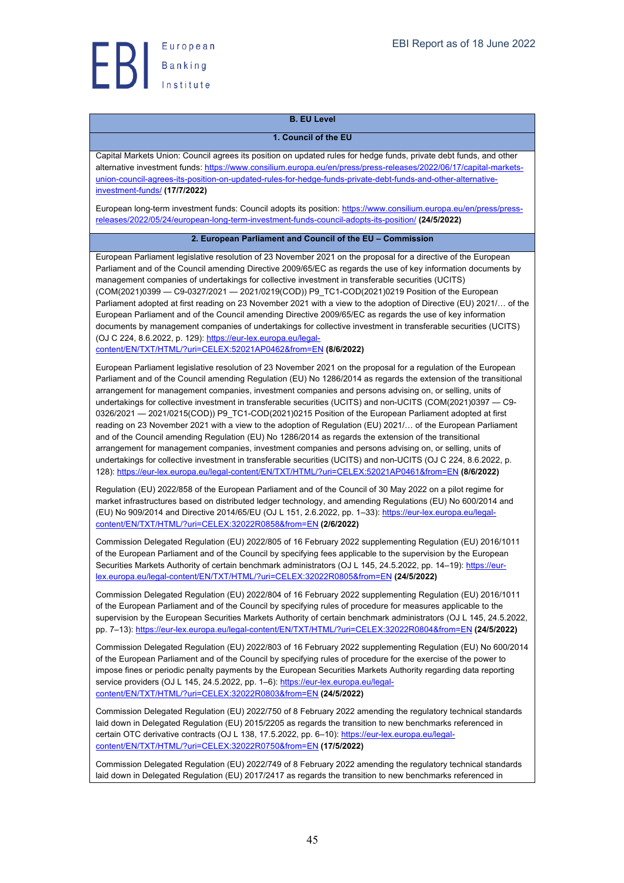## B. EU Level

### 1. Council of the EU

Capital Markets Union: Council agrees its position on updated rules for hedge funds, private debt funds, and other alternative investment funds: https://www.consilium.europa.eu/en/press/press-releases/2022/06/17/capital-markets-union-council-agrees-its-position-on-updated-rules-for-hedge-funds-private-debt-funds-and-other-alternative-investment-funds/ **(17/7/2022)**

European long-term investment funds: Council adopts its position: https://www.consilium.europa.eu/en/press/press-releases/2022/05/24/european-long-term-investment-funds-council-adopts-its-position/ **(24/5/2022)**

### 2. European Parliament and Council of the EU – Commission

European Parliament legislative resolution of 23 November 2021 on the proposal for a directive of the European Parliament and of the Council amending Directive 2009/65/EC as regards the use of key information documents by management companies of undertakings for collective investment in transferable securities (UCITS) (COM(2021)0399 — C9-0327/2021 — 2021/0219(COD)) P9_TC1-COD(2021)0219 Position of the European Parliament adopted at first reading on 23 November 2021 with a view to the adoption of Directive (EU) 2021/… of the European Parliament and of the Council amending Directive 2009/65/EC as regards the use of key information documents by management companies of undertakings for collective investment in transferable securities (UCITS) (OJ C 224, 8.6.2022, p. 129): https://eur-lex.europa.eu/legal-content/EN/TXT/HTML/?uri=CELEX:52021AP0462&from=EN **(8/6/2022)**

European Parliament legislative resolution of 23 November 2021 on the proposal for a regulation of the European Parliament and of the Council amending Regulation (EU) No 1286/2014 as regards the extension of the transitional arrangement for management companies, investment companies and persons advising on, or selling, units of undertakings for collective investment in transferable securities (UCITS) and non-UCITS (COM(2021)0397 — C9-0326/2021 — 2021/0215(COD)) P9_TC1-COD(2021)0215 Position of the European Parliament adopted at first reading on 23 November 2021 with a view to the adoption of Regulation (EU) 2021/… of the European Parliament and of the Council amending Regulation (EU) No 1286/2014 as regards the extension of the transitional arrangement for management companies, investment companies and persons advising on, or selling, units of undertakings for collective investment in transferable securities (UCITS) and non-UCITS (OJ C 224, 8.6.2022, p. 128): https://eur-lex.europa.eu/legal-content/EN/TXT/HTML/?uri=CELEX:52021AP0461&from=EN **(8/6/2022)**

Regulation (EU) 2022/858 of the European Parliament and of the Council of 30 May 2022 on a pilot regime for market infrastructures based on distributed ledger technology, and amending Regulations (EU) No 600/2014 and (EU) No 909/2014 and Directive 2014/65/EU (OJ L 151, 2.6.2022, pp. 1–33): https://eur-lex.europa.eu/legal-content/EN/TXT/HTML/?uri=CELEX:32022R0858&from=EN **(2/6/2022)**

Commission Delegated Regulation (EU) 2022/805 of 16 February 2022 supplementing Regulation (EU) 2016/1011 of the European Parliament and of the Council by specifying fees applicable to the supervision by the European Securities Markets Authority of certain benchmark administrators (OJ L 145, 24.5.2022, pp. 14–19): https://eur-lex.europa.eu/legal-content/EN/TXT/HTML/?uri=CELEX:32022R0805&from=EN **(24/5/2022)**

Commission Delegated Regulation (EU) 2022/804 of 16 February 2022 supplementing Regulation (EU) 2016/1011 of the European Parliament and of the Council by specifying rules of procedure for measures applicable to the supervision by the European Securities Markets Authority of certain benchmark administrators (OJ L 145, 24.5.2022, pp. 7–13): https://eur-lex.europa.eu/legal-content/EN/TXT/HTML/?uri=CELEX:32022R0804&from=EN **(24/5/2022)**

Commission Delegated Regulation (EU) 2022/803 of 16 February 2022 supplementing Regulation (EU) No 600/2014 of the European Parliament and of the Council by specifying rules of procedure for the exercise of the power to impose fines or periodic penalty payments by the European Securities Markets Authority regarding data reporting service providers (OJ L 145, 24.5.2022, pp. 1–6): https://eur-lex.europa.eu/legal-content/EN/TXT/HTML/?uri=CELEX:32022R0803&from=EN **(24/5/2022)**

Commission Delegated Regulation (EU) 2022/750 of 8 February 2022 amending the regulatory technical standards laid down in Delegated Regulation (EU) 2015/2205 as regards the transition to new benchmarks referenced in certain OTC derivative contracts (OJ L 138, 17.5.2022, pp. 6–10): https://eur-lex.europa.eu/legal-content/EN/TXT/HTML/?uri=CELEX:32022R0750&from=EN **(17/5/2022)**

Commission Delegated Regulation (EU) 2022/749 of 8 February 2022 amending the regulatory technical standards laid down in Delegated Regulation (EU) 2017/2417 as regards the transition to new benchmarks referenced in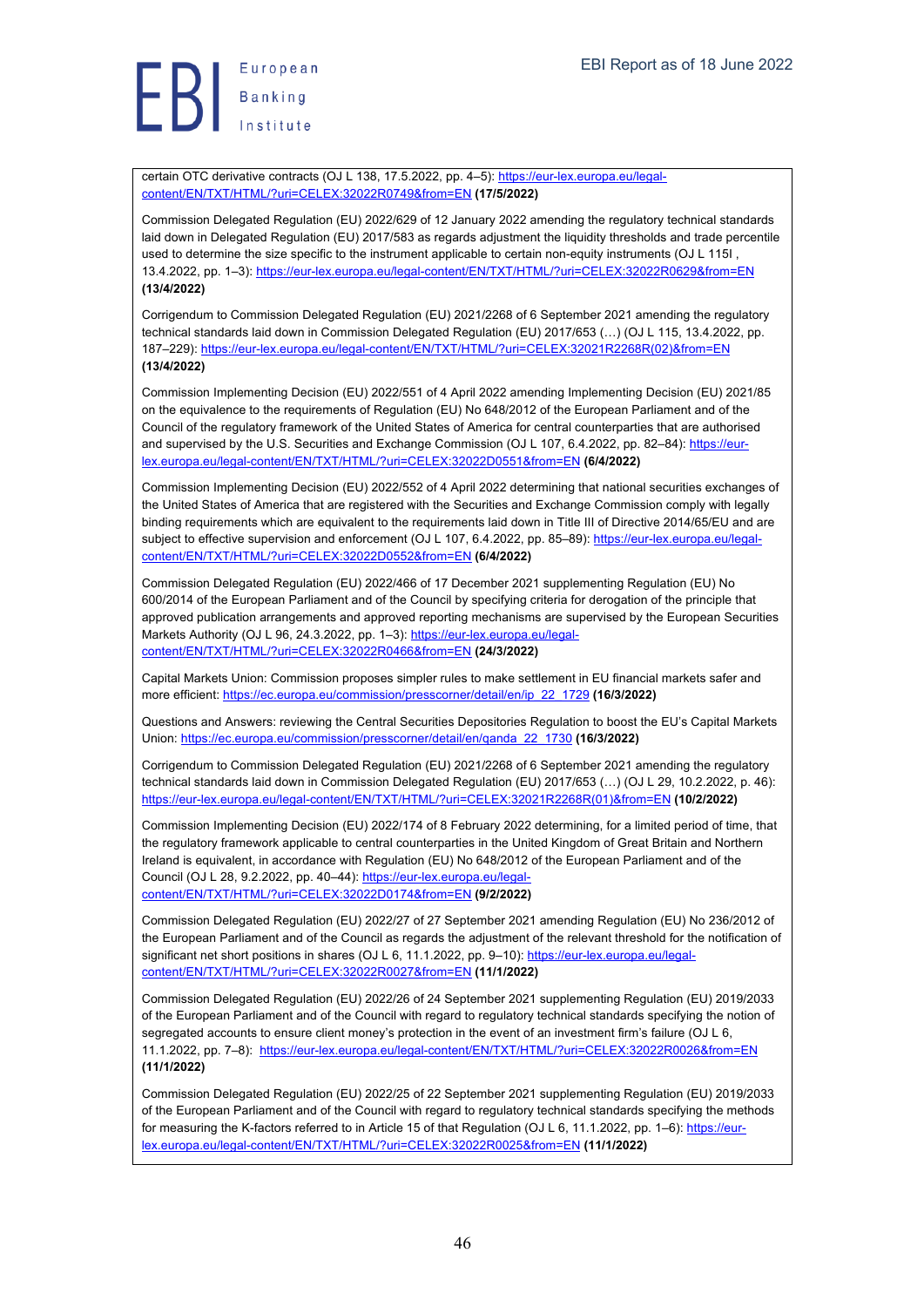certain OTC derivative contracts (OJ L 138, 17.5.2022, pp. 4–5): https://eur-lex.europa.eu/legal-content/EN/TXT/HTML/?uri=CELEX:32022R0749&from=EN **(17/5/2022)**

Commission Delegated Regulation (EU) 2022/629 of 12 January 2022 amending the regulatory technical standards laid down in Delegated Regulation (EU) 2017/583 as regards adjustment the liquidity thresholds and trade percentile used to determine the size specific to the instrument applicable to certain non-equity instruments (OJ L 115I , 13.4.2022, pp. 1–3): https://eur-lex.europa.eu/legal-content/EN/TXT/HTML/?uri=CELEX:32022R0629&from=EN **(13/4/2022)**

Corrigendum to Commission Delegated Regulation (EU) 2021/2268 of 6 September 2021 amending the regulatory technical standards laid down in Commission Delegated Regulation (EU) 2017/653 (…) (OJ L 115, 13.4.2022, pp. 187–229): https://eur-lex.europa.eu/legal-content/EN/TXT/HTML/?uri=CELEX:32021R2268R(02)&from=EN **(13/4/2022)**

Commission Implementing Decision (EU) 2022/551 of 4 April 2022 amending Implementing Decision (EU) 2021/85 on the equivalence to the requirements of Regulation (EU) No 648/2012 of the European Parliament and of the Council of the regulatory framework of the United States of America for central counterparties that are authorised and supervised by the U.S. Securities and Exchange Commission (OJ L 107, 6.4.2022, pp. 82–84): https://eur-lex.europa.eu/legal-content/EN/TXT/HTML/?uri=CELEX:32022D0551&from=EN **(6/4/2022)**

Commission Implementing Decision (EU) 2022/552 of 4 April 2022 determining that national securities exchanges of the United States of America that are registered with the Securities and Exchange Commission comply with legally binding requirements which are equivalent to the requirements laid down in Title III of Directive 2014/65/EU and are subject to effective supervision and enforcement (OJ L 107, 6.4.2022, pp. 85–89): https://eur-lex.europa.eu/legal-content/EN/TXT/HTML/?uri=CELEX:32022D0552&from=EN **(6/4/2022)**

Commission Delegated Regulation (EU) 2022/466 of 17 December 2021 supplementing Regulation (EU) No 600/2014 of the European Parliament and of the Council by specifying criteria for derogation of the principle that approved publication arrangements and approved reporting mechanisms are supervised by the European Securities Markets Authority (OJ L 96, 24.3.2022, pp. 1–3): https://eur-lex.europa.eu/legal-content/EN/TXT/HTML/?uri=CELEX:32022R0466&from=EN **(24/3/2022)**

Capital Markets Union: Commission proposes simpler rules to make settlement in EU financial markets safer and more efficient: https://ec.europa.eu/commission/presscorner/detail/en/ip_22_1729 **(16/3/2022)**

Questions and Answers: reviewing the Central Securities Depositories Regulation to boost the EU's Capital Markets Union: https://ec.europa.eu/commission/presscorner/detail/en/qanda_22_1730 **(16/3/2022)**

Corrigendum to Commission Delegated Regulation (EU) 2021/2268 of 6 September 2021 amending the regulatory technical standards laid down in Commission Delegated Regulation (EU) 2017/653 (…) (OJ L 29, 10.2.2022, p. 46): https://eur-lex.europa.eu/legal-content/EN/TXT/HTML/?uri=CELEX:32021R2268R(01)&from=EN **(10/2/2022)**

Commission Implementing Decision (EU) 2022/174 of 8 February 2022 determining, for a limited period of time, that the regulatory framework applicable to central counterparties in the United Kingdom of Great Britain and Northern Ireland is equivalent, in accordance with Regulation (EU) No 648/2012 of the European Parliament and of the Council (OJ L 28, 9.2.2022, pp. 40–44): https://eur-lex.europa.eu/legal-content/EN/TXT/HTML/?uri=CELEX:32022D0174&from=EN **(9/2/2022)**

Commission Delegated Regulation (EU) 2022/27 of 27 September 2021 amending Regulation (EU) No 236/2012 of the European Parliament and of the Council as regards the adjustment of the relevant threshold for the notification of significant net short positions in shares (OJ L 6, 11.1.2022, pp. 9–10): https://eur-lex.europa.eu/legal-content/EN/TXT/HTML/?uri=CELEX:32022R0027&from=EN **(11/1/2022)**

Commission Delegated Regulation (EU) 2022/26 of 24 September 2021 supplementing Regulation (EU) 2019/2033 of the European Parliament and of the Council with regard to regulatory technical standards specifying the notion of segregated accounts to ensure client money's protection in the event of an investment firm's failure (OJ L 6, 11.1.2022, pp. 7–8): https://eur-lex.europa.eu/legal-content/EN/TXT/HTML/?uri=CELEX:32022R0026&from=EN **(11/1/2022)**

Commission Delegated Regulation (EU) 2022/25 of 22 September 2021 supplementing Regulation (EU) 2019/2033 of the European Parliament and of the Council with regard to regulatory technical standards specifying the methods for measuring the K-factors referred to in Article 15 of that Regulation (OJ L 6, 11.1.2022, pp. 1–6): https://eur-lex.europa.eu/legal-content/EN/TXT/HTML/?uri=CELEX:32022R0025&from=EN **(11/1/2022)**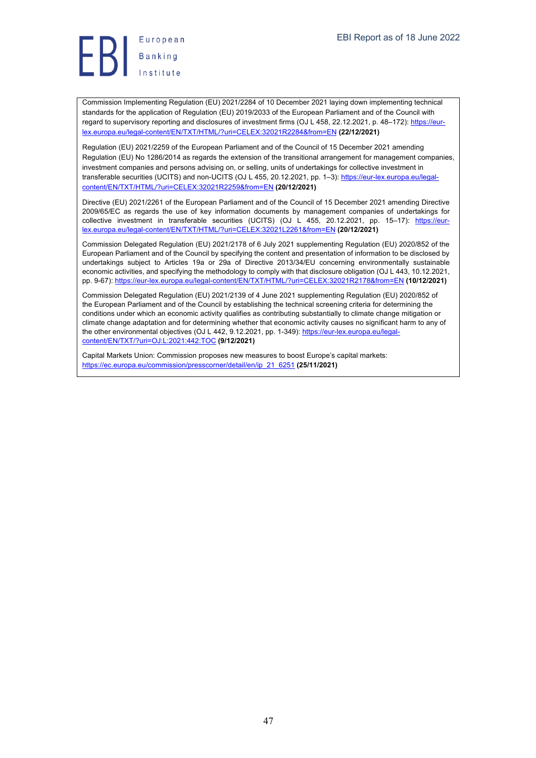Commission Implementing Regulation (EU) 2021/2284 of 10 December 2021 laying down implementing technical standards for the application of Regulation (EU) 2019/2033 of the European Parliament and of the Council with regard to supervisory reporting and disclosures of investment firms (OJ L 458, 22.12.2021, p. 48–172): https://eur-lex.europa.eu/legal-content/EN/TXT/HTML/?uri=CELEX:32021R2284&from=EN **(22/12/2021)**

Regulation (EU) 2021/2259 of the European Parliament and of the Council of 15 December 2021 amending Regulation (EU) No 1286/2014 as regards the extension of the transitional arrangement for management companies, investment companies and persons advising on, or selling, units of undertakings for collective investment in transferable securities (UCITS) and non-UCITS (OJ L 455, 20.12.2021, pp. 1–3): https://eur-lex.europa.eu/legal-content/EN/TXT/HTML/?uri=CELEX:32021R2259&from=EN **(20/12/2021)**

Directive (EU) 2021/2261 of the European Parliament and of the Council of 15 December 2021 amending Directive 2009/65/EC as regards the use of key information documents by management companies of undertakings for collective investment in transferable securities (UCITS) (OJ L 455, 20.12.2021, pp. 15–17): https://eur-lex.europa.eu/legal-content/EN/TXT/HTML/?uri=CELEX:32021L2261&from=EN **(20/12/2021)**

Commission Delegated Regulation (EU) 2021/2178 of 6 July 2021 supplementing Regulation (EU) 2020/852 of the European Parliament and of the Council by specifying the content and presentation of information to be disclosed by undertakings subject to Articles 19a or 29a of Directive 2013/34/EU concerning environmentally sustainable economic activities, and specifying the methodology to comply with that disclosure obligation (OJ L 443, 10.12.2021, pp. 9-67): https://eur-lex.europa.eu/legal-content/EN/TXT/HTML/?uri=CELEX:32021R2178&from=EN **(10/12/2021)**

Commission Delegated Regulation (EU) 2021/2139 of 4 June 2021 supplementing Regulation (EU) 2020/852 of the European Parliament and of the Council by establishing the technical screening criteria for determining the conditions under which an economic activity qualifies as contributing substantially to climate change mitigation or climate change adaptation and for determining whether that economic activity causes no significant harm to any of the other environmental objectives (OJ L 442, 9.12.2021, pp. 1-349): https://eur-lex.europa.eu/legal-content/EN/TXT/?uri=OJ:L:2021:442:TOC **(9/12/2021)**

Capital Markets Union: Commission proposes new measures to boost Europe's capital markets: https://ec.europa.eu/commission/presscorner/detail/en/ip_21_6251 **(25/11/2021)**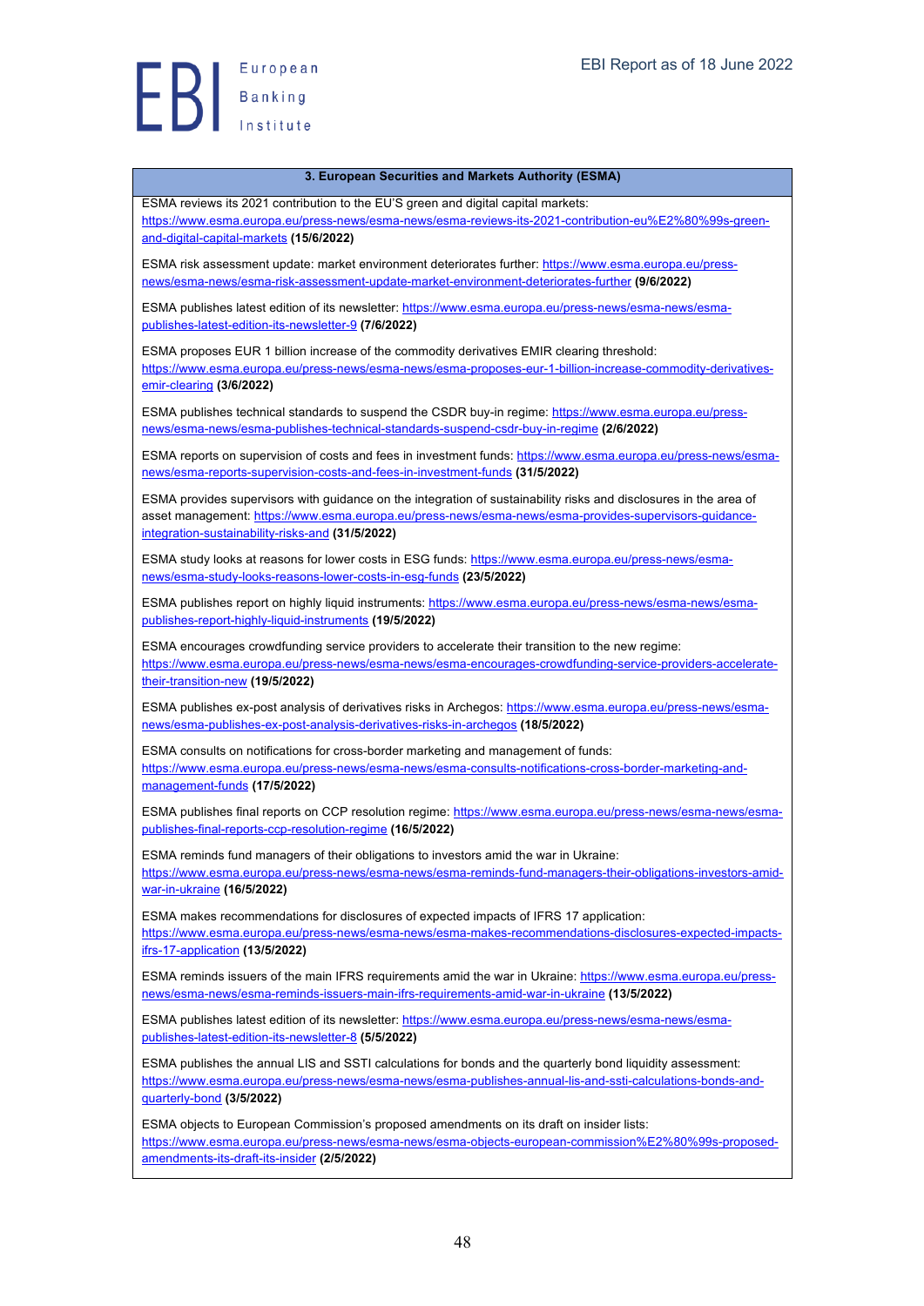| 3. European Securities and Markets Authority (ESMA) |
|---|
| ESMA reviews its 2021 contribution to the EU'S green and digital capital markets: https://www.esma.europa.eu/press-news/esma-news/esma-reviews-its-2021-contribution-eu%E2%80%99s-green-and-digital-capital-markets **(15/6/2022)**<br><br>ESMA risk assessment update: market environment deteriorates further: https://www.esma.europa.eu/press-news/esma-news/esma-risk-assessment-update-market-environment-deteriorates-further **(9/6/2022)**<br><br>ESMA publishes latest edition of its newsletter: https://www.esma.europa.eu/press-news/esma-news/esma-publishes-latest-edition-its-newsletter-9 **(7/6/2022)**<br><br>ESMA proposes EUR 1 billion increase of the commodity derivatives EMIR clearing threshold: https://www.esma.europa.eu/press-news/esma-news/esma-proposes-eur-1-billion-increase-commodity-derivatives-emir-clearing **(3/6/2022)**<br><br>ESMA publishes technical standards to suspend the CSDR buy-in regime: https://www.esma.europa.eu/press-news/esma-news/esma-publishes-technical-standards-suspend-csdr-buy-in-regime **(2/6/2022)**<br><br>ESMA reports on supervision of costs and fees in investment funds: https://www.esma.europa.eu/press-news/esma-news/esma-reports-supervision-costs-and-fees-in-investment-funds **(31/5/2022)**<br><br>ESMA provides supervisors with guidance on the integration of sustainability risks and disclosures in the area of asset management: https://www.esma.europa.eu/press-news/esma-news/esma-provides-supervisors-guidance-integration-sustainability-risks-and **(31/5/2022)**<br><br>ESMA study looks at reasons for lower costs in ESG funds: https://www.esma.europa.eu/press-news/esma-news/esma-study-looks-reasons-lower-costs-in-esg-funds **(23/5/2022)**<br><br>ESMA publishes report on highly liquid instruments: https://www.esma.europa.eu/press-news/esma-news/esma-publishes-report-highly-liquid-instruments **(19/5/2022)**<br><br>ESMA encourages crowdfunding service providers to accelerate their transition to the new regime: https://www.esma.europa.eu/press-news/esma-news/esma-encourages-crowdfunding-service-providers-accelerate-their-transition-new **(19/5/2022)**<br><br>ESMA publishes ex-post analysis of derivatives risks in Archegos: https://www.esma.europa.eu/press-news/esma-news/esma-publishes-ex-post-analysis-derivatives-risks-in-archegos **(18/5/2022)**<br><br>ESMA consults on notifications for cross-border marketing and management of funds: https://www.esma.europa.eu/press-news/esma-news/esma-consults-notifications-cross-border-marketing-and-management-funds **(17/5/2022)**<br><br>ESMA publishes final reports on CCP resolution regime: https://www.esma.europa.eu/press-news/esma-news/esma-publishes-final-reports-ccp-resolution-regime **(16/5/2022)**<br><br>ESMA reminds fund managers of their obligations to investors amid the war in Ukraine: https://www.esma.europa.eu/press-news/esma-news/esma-reminds-fund-managers-their-obligations-investors-amid-war-in-ukraine **(16/5/2022)**<br><br>ESMA makes recommendations for disclosures of expected impacts of IFRS 17 application: https://www.esma.europa.eu/press-news/esma-news/esma-makes-recommendations-disclosures-expected-impacts-ifrs-17-application **(13/5/2022)**<br><br>ESMA reminds issuers of the main IFRS requirements amid the war in Ukraine: https://www.esma.europa.eu/press-news/esma-news/esma-reminds-issuers-main-ifrs-requirements-amid-war-in-ukraine **(13/5/2022)**<br><br>ESMA publishes latest edition of its newsletter: https://www.esma.europa.eu/press-news/esma-news/esma-publishes-latest-edition-its-newsletter-8 **(5/5/2022)**<br><br>ESMA publishes the annual LIS and SSTI calculations for bonds and the quarterly bond liquidity assessment: https://www.esma.europa.eu/press-news/esma-news/esma-publishes-annual-lis-and-ssti-calculations-bonds-and-quarterly-bond **(3/5/2022)**<br><br>ESMA objects to European Commission's proposed amendments on its draft on insider lists: https://www.esma.europa.eu/press-news/esma-news/esma-objects-european-commission%E2%80%99s-proposed-amendments-its-draft-its-insider **(2/5/2022)** |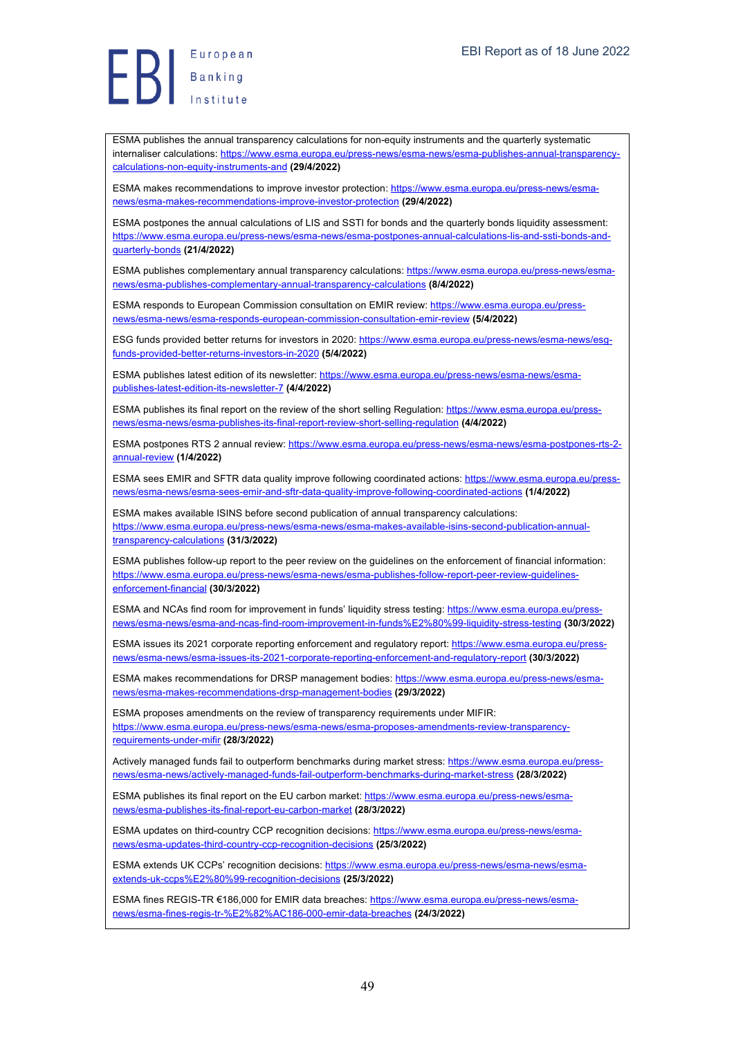ESMA publishes the annual transparency calculations for non-equity instruments and the quarterly systematic internaliser calculations: https://www.esma.europa.eu/press-news/esma-news/esma-publishes-annual-transparency-calculations-non-equity-instruments-and **(29/4/2022)**

ESMA makes recommendations to improve investor protection: https://www.esma.europa.eu/press-news/esma-news/esma-makes-recommendations-improve-investor-protection **(29/4/2022)**

ESMA postpones the annual calculations of LIS and SSTI for bonds and the quarterly bonds liquidity assessment: https://www.esma.europa.eu/press-news/esma-news/esma-postpones-annual-calculations-lis-and-ssti-bonds-and-quarterly-bonds **(21/4/2022)**

ESMA publishes complementary annual transparency calculations: https://www.esma.europa.eu/press-news/esma-news/esma-publishes-complementary-annual-transparency-calculations **(8/4/2022)**

ESMA responds to European Commission consultation on EMIR review: https://www.esma.europa.eu/press-news/esma-news/esma-responds-european-commission-consultation-emir-review **(5/4/2022)**

ESG funds provided better returns for investors in 2020: https://www.esma.europa.eu/press-news/esma-news/esg-funds-provided-better-returns-investors-in-2020 **(5/4/2022)**

ESMA publishes latest edition of its newsletter: https://www.esma.europa.eu/press-news/esma-news/esma-publishes-latest-edition-its-newsletter-7 **(4/4/2022)**

ESMA publishes its final report on the review of the short selling Regulation: https://www.esma.europa.eu/press-news/esma-news/esma-publishes-its-final-report-review-short-selling-regulation **(4/4/2022)**

ESMA postpones RTS 2 annual review: https://www.esma.europa.eu/press-news/esma-news/esma-postpones-rts-2-annual-review **(1/4/2022)**

ESMA sees EMIR and SFTR data quality improve following coordinated actions: https://www.esma.europa.eu/press-news/esma-news/esma-sees-emir-and-sftr-data-quality-improve-following-coordinated-actions **(1/4/2022)**

ESMA makes available ISINS before second publication of annual transparency calculations: https://www.esma.europa.eu/press-news/esma-news/esma-makes-available-isins-second-publication-annual-transparency-calculations **(31/3/2022)**

ESMA publishes follow-up report to the peer review on the guidelines on the enforcement of financial information: https://www.esma.europa.eu/press-news/esma-news/esma-publishes-follow-report-peer-review-guidelines-enforcement-financial **(30/3/2022)**

ESMA and NCAs find room for improvement in funds' liquidity stress testing: https://www.esma.europa.eu/press-news/esma-news/esma-and-ncas-find-room-improvement-in-funds%E2%80%99-liquidity-stress-testing **(30/3/2022)**

ESMA issues its 2021 corporate reporting enforcement and regulatory report: https://www.esma.europa.eu/press-news/esma-news/esma-issues-its-2021-corporate-reporting-enforcement-and-regulatory-report **(30/3/2022)**

ESMA makes recommendations for DRSP management bodies: https://www.esma.europa.eu/press-news/esma-news/esma-makes-recommendations-drsp-management-bodies **(29/3/2022)**

ESMA proposes amendments on the review of transparency requirements under MIFIR: https://www.esma.europa.eu/press-news/esma-news/esma-proposes-amendments-review-transparency-requirements-under-mifir **(28/3/2022)**

Actively managed funds fail to outperform benchmarks during market stress: https://www.esma.europa.eu/press-news/esma-news/actively-managed-funds-fail-outperform-benchmarks-during-market-stress **(28/3/2022)**

ESMA publishes its final report on the EU carbon market: https://www.esma.europa.eu/press-news/esma-news/esma-publishes-its-final-report-eu-carbon-market **(28/3/2022)**

ESMA updates on third-country CCP recognition decisions: https://www.esma.europa.eu/press-news/esma-news/esma-updates-third-country-ccp-recognition-decisions **(25/3/2022)**

ESMA extends UK CCPs' recognition decisions: https://www.esma.europa.eu/press-news/esma-news/esma-extends-uk-ccps%E2%80%99-recognition-decisions **(25/3/2022)**

ESMA fines REGIS-TR €186,000 for EMIR data breaches: https://www.esma.europa.eu/press-news/esma-news/esma-fines-regis-tr-%E2%82%AC186-000-emir-data-breaches **(24/3/2022)**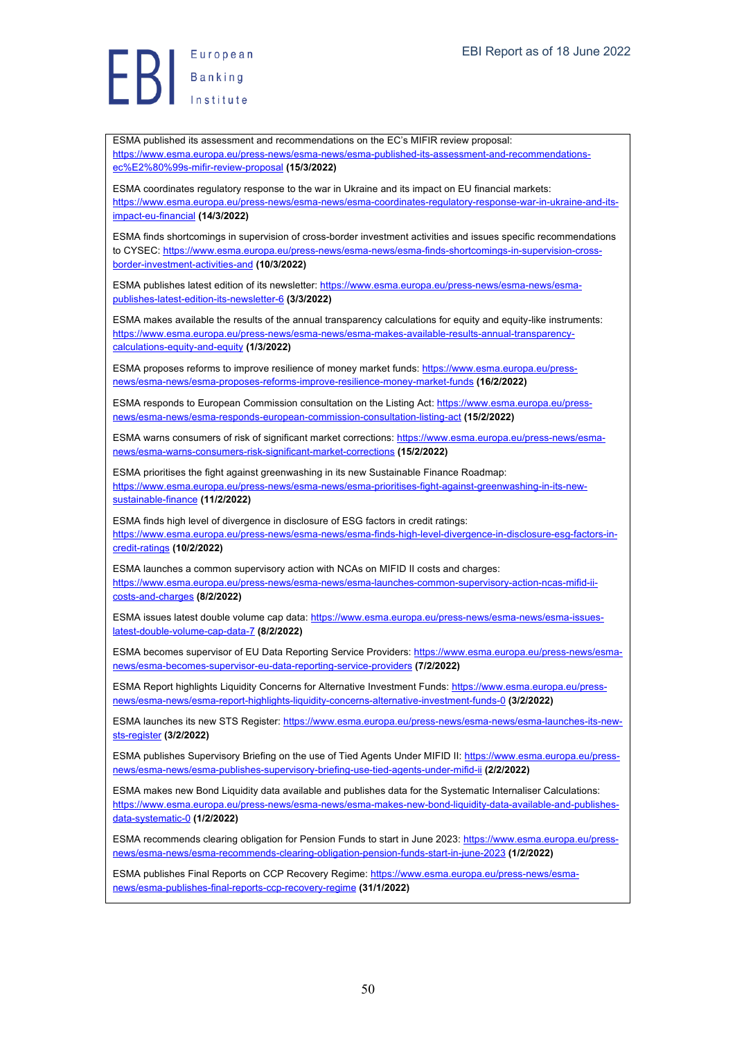ESMA published its assessment and recommendations on the EC's MIFIR review proposal: https://www.esma.europa.eu/press-news/esma-news/esma-published-its-assessment-and-recommendations-ec%E2%80%99s-mifir-review-proposal **(15/3/2022)**

ESMA coordinates regulatory response to the war in Ukraine and its impact on EU financial markets: https://www.esma.europa.eu/press-news/esma-news/esma-coordinates-regulatory-response-war-in-ukraine-and-its-impact-eu-financial **(14/3/2022)**

ESMA finds shortcomings in supervision of cross-border investment activities and issues specific recommendations to CYSEC: https://www.esma.europa.eu/press-news/esma-news/esma-finds-shortcomings-in-supervision-cross-border-investment-activities-and **(10/3/2022)**

ESMA publishes latest edition of its newsletter: https://www.esma.europa.eu/press-news/esma-news/esma-publishes-latest-edition-its-newsletter-6 **(3/3/2022)**

ESMA makes available the results of the annual transparency calculations for equity and equity-like instruments: https://www.esma.europa.eu/press-news/esma-news/esma-makes-available-results-annual-transparency-calculations-equity-and-equity **(1/3/2022)**

ESMA proposes reforms to improve resilience of money market funds: https://www.esma.europa.eu/press-news/esma-news/esma-proposes-reforms-improve-resilience-money-market-funds **(16/2/2022)**

ESMA responds to European Commission consultation on the Listing Act: https://www.esma.europa.eu/press-news/esma-news/esma-responds-european-commission-consultation-listing-act **(15/2/2022)**

ESMA warns consumers of risk of significant market corrections: https://www.esma.europa.eu/press-news/esma-news/esma-warns-consumers-risk-significant-market-corrections **(15/2/2022)**

ESMA prioritises the fight against greenwashing in its new Sustainable Finance Roadmap: https://www.esma.europa.eu/press-news/esma-news/esma-prioritises-fight-against-greenwashing-in-its-new-sustainable-finance **(11/2/2022)**

ESMA finds high level of divergence in disclosure of ESG factors in credit ratings: https://www.esma.europa.eu/press-news/esma-news/esma-finds-high-level-divergence-in-disclosure-esg-factors-in-credit-ratings **(10/2/2022)**

ESMA launches a common supervisory action with NCAs on MIFID II costs and charges: https://www.esma.europa.eu/press-news/esma-news/esma-launches-common-supervisory-action-ncas-mifid-ii-costs-and-charges **(8/2/2022)**

ESMA issues latest double volume cap data: https://www.esma.europa.eu/press-news/esma-news/esma-issues-latest-double-volume-cap-data-7 **(8/2/2022)**

ESMA becomes supervisor of EU Data Reporting Service Providers: https://www.esma.europa.eu/press-news/esma-news/esma-becomes-supervisor-eu-data-reporting-service-providers **(7/2/2022)**

ESMA Report highlights Liquidity Concerns for Alternative Investment Funds: https://www.esma.europa.eu/press-news/esma-news/esma-report-highlights-liquidity-concerns-alternative-investment-funds-0 **(3/2/2022)**

ESMA launches its new STS Register: https://www.esma.europa.eu/press-news/esma-news/esma-launches-its-new-sts-register **(3/2/2022)**

ESMA publishes Supervisory Briefing on the use of Tied Agents Under MIFID II: https://www.esma.europa.eu/press-news/esma-news/esma-publishes-supervisory-briefing-use-tied-agents-under-mifid-ii **(2/2/2022)**

ESMA makes new Bond Liquidity data available and publishes data for the Systematic Internaliser Calculations: https://www.esma.europa.eu/press-news/esma-news/esma-makes-new-bond-liquidity-data-available-and-publishes-data-systematic-0 **(1/2/2022)**

ESMA recommends clearing obligation for Pension Funds to start in June 2023: https://www.esma.europa.eu/press-news/esma-news/esma-recommends-clearing-obligation-pension-funds-start-in-june-2023 **(1/2/2022)**

ESMA publishes Final Reports on CCP Recovery Regime: https://www.esma.europa.eu/press-news/esma-news/esma-publishes-final-reports-ccp-recovery-regime **(31/1/2022)**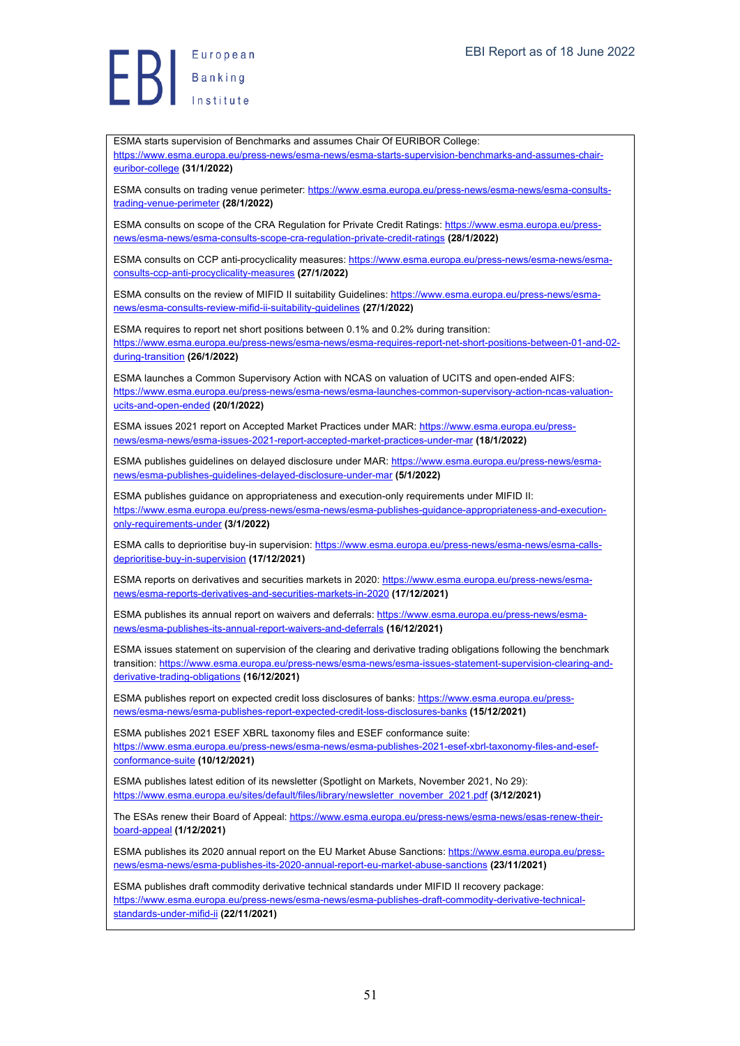ESMA starts supervision of Benchmarks and assumes Chair Of EURIBOR College: https://www.esma.europa.eu/press-news/esma-news/esma-starts-supervision-benchmarks-and-assumes-chair-euribor-college **(31/1/2022)**

ESMA consults on trading venue perimeter: https://www.esma.europa.eu/press-news/esma-news/esma-consults-trading-venue-perimeter **(28/1/2022)**

ESMA consults on scope of the CRA Regulation for Private Credit Ratings: https://www.esma.europa.eu/press-news/esma-news/esma-consults-scope-cra-regulation-private-credit-ratings **(28/1/2022)**

ESMA consults on CCP anti-procyclicality measures: https://www.esma.europa.eu/press-news/esma-news/esma-consults-ccp-anti-procyclicality-measures **(27/1/2022)**

ESMA consults on the review of MIFID II suitability Guidelines: https://www.esma.europa.eu/press-news/esma-news/esma-consults-review-mifid-ii-suitability-guidelines **(27/1/2022)**

ESMA requires to report net short positions between 0.1% and 0.2% during transition: https://www.esma.europa.eu/press-news/esma-news/esma-requires-report-net-short-positions-between-01-and-02-during-transition **(26/1/2022)**

ESMA launches a Common Supervisory Action with NCAS on valuation of UCITS and open-ended AIFS: https://www.esma.europa.eu/press-news/esma-news/esma-launches-common-supervisory-action-ncas-valuation-ucits-and-open-ended **(20/1/2022)**

ESMA issues 2021 report on Accepted Market Practices under MAR: https://www.esma.europa.eu/press-news/esma-news/esma-issues-2021-report-accepted-market-practices-under-mar **(18/1/2022)**

ESMA publishes guidelines on delayed disclosure under MAR: https://www.esma.europa.eu/press-news/esma-news/esma-publishes-guidelines-delayed-disclosure-under-mar **(5/1/2022)**

ESMA publishes guidance on appropriateness and execution-only requirements under MIFID II: https://www.esma.europa.eu/press-news/esma-news/esma-publishes-guidance-appropriateness-and-execution-only-requirements-under **(3/1/2022)**

ESMA calls to deprioritise buy-in supervision: https://www.esma.europa.eu/press-news/esma-news/esma-calls-deprioritise-buy-in-supervision **(17/12/2021)**

ESMA reports on derivatives and securities markets in 2020: https://www.esma.europa.eu/press-news/esma-news/esma-reports-derivatives-and-securities-markets-in-2020 **(17/12/2021)**

ESMA publishes its annual report on waivers and deferrals: https://www.esma.europa.eu/press-news/esma-news/esma-publishes-its-annual-report-waivers-and-deferrals **(16/12/2021)**

ESMA issues statement on supervision of the clearing and derivative trading obligations following the benchmark transition: https://www.esma.europa.eu/press-news/esma-news/esma-issues-statement-supervision-clearing-and-derivative-trading-obligations **(16/12/2021)**

ESMA publishes report on expected credit loss disclosures of banks: https://www.esma.europa.eu/press-news/esma-news/esma-publishes-report-expected-credit-loss-disclosures-banks **(15/12/2021)**

ESMA publishes 2021 ESEF XBRL taxonomy files and ESEF conformance suite: https://www.esma.europa.eu/press-news/esma-news/esma-publishes-2021-esef-xbrl-taxonomy-files-and-esef-conformance-suite **(10/12/2021)**

ESMA publishes latest edition of its newsletter (Spotlight on Markets, November 2021, No 29): https://www.esma.europa.eu/sites/default/files/library/newsletter_november_2021.pdf **(3/12/2021)**

The ESAs renew their Board of Appeal: https://www.esma.europa.eu/press-news/esma-news/esas-renew-their-board-appeal **(1/12/2021)**

ESMA publishes its 2020 annual report on the EU Market Abuse Sanctions: https://www.esma.europa.eu/press-news/esma-news/esma-publishes-its-2020-annual-report-eu-market-abuse-sanctions **(23/11/2021)**

ESMA publishes draft commodity derivative technical standards under MIFID II recovery package: https://www.esma.europa.eu/press-news/esma-news/esma-publishes-draft-commodity-derivative-technical-standards-under-mifid-ii **(22/11/2021)**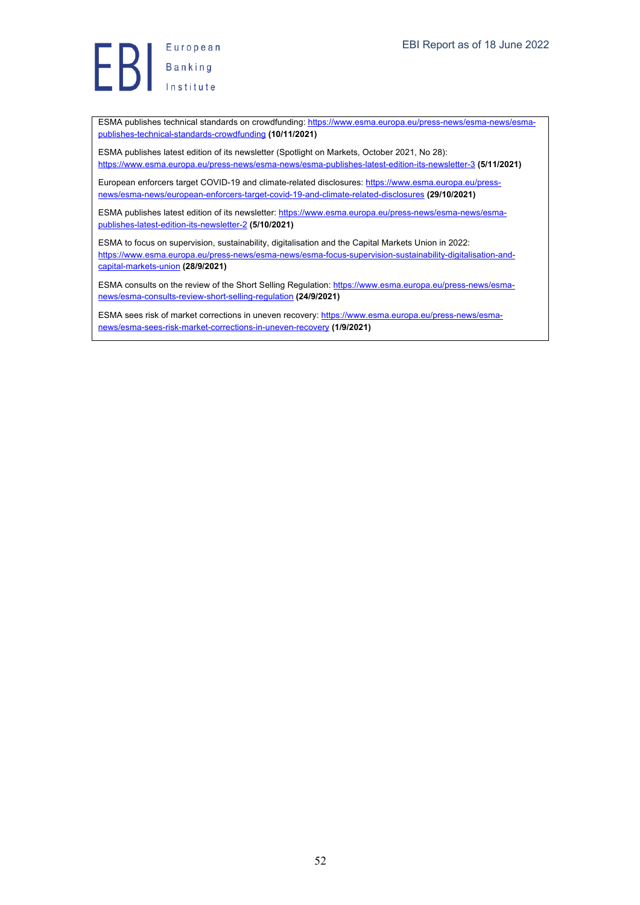ESMA publishes technical standards on crowdfunding: https://www.esma.europa.eu/press-news/esma-news/esma-publishes-technical-standards-crowdfunding **(10/11/2021)**

ESMA publishes latest edition of its newsletter (Spotlight on Markets, October 2021, No 28): https://www.esma.europa.eu/press-news/esma-news/esma-publishes-latest-edition-its-newsletter-3 **(5/11/2021)**

European enforcers target COVID-19 and climate-related disclosures: https://www.esma.europa.eu/press-news/esma-news/european-enforcers-target-covid-19-and-climate-related-disclosures **(29/10/2021)**

ESMA publishes latest edition of its newsletter: https://www.esma.europa.eu/press-news/esma-news/esma-publishes-latest-edition-its-newsletter-2 **(5/10/2021)**

ESMA to focus on supervision, sustainability, digitalisation and the Capital Markets Union in 2022: https://www.esma.europa.eu/press-news/esma-news/esma-focus-supervision-sustainability-digitalisation-and-capital-markets-union **(28/9/2021)**

ESMA consults on the review of the Short Selling Regulation: https://www.esma.europa.eu/press-news/esma-news/esma-consults-review-short-selling-regulation **(24/9/2021)**

ESMA sees risk of market corrections in uneven recovery: https://www.esma.europa.eu/press-news/esma-news/esma-sees-risk-market-corrections-in-uneven-recovery **(1/9/2021)**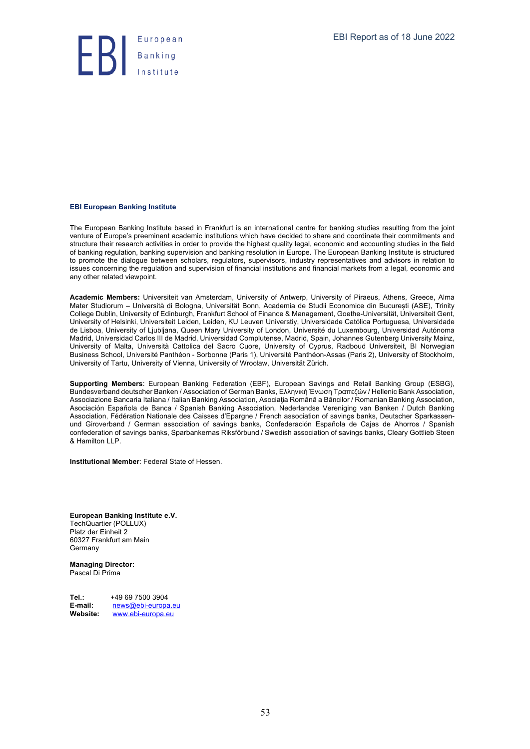**EBI European Banking Institute**

The European Banking Institute based in Frankfurt is an international centre for banking studies resulting from the joint venture of Europe's preeminent academic institutions which have decided to share and coordinate their commitments and structure their research activities in order to provide the highest quality legal, economic and accounting studies in the field of banking regulation, banking supervision and banking resolution in Europe. The European Banking Institute is structured to promote the dialogue between scholars, regulators, supervisors, industry representatives and advisors in relation to issues concerning the regulation and supervision of financial institutions and financial markets from a legal, economic and any other related viewpoint.

**Academic Members:** Universiteit van Amsterdam, University of Antwerp, University of Piraeus, Athens, Greece, Alma Mater Studiorum – Università di Bologna, Universität Bonn, Academia de Studii Economice din București (ASE), Trinity College Dublin, University of Edinburgh, Frankfurt School of Finance & Management, Goethe-Universität, Universiteit Gent, University of Helsinki, Universiteit Leiden, Leiden, KU Leuven Universtiy, Universidade Católica Portuguesa, Universidade de Lisboa, University of Ljubljana, Queen Mary University of London, Université du Luxembourg, Universidad Autónoma Madrid, Universidad Carlos III de Madrid, Universidad Complutense, Madrid, Spain, Johannes Gutenberg University Mainz, University of Malta, Università Cattolica del Sacro Cuore, University of Cyprus, Radboud Universiteit, BI Norwegian Business School, Université Panthéon - Sorbonne (Paris 1), Université Panthéon-Assas (Paris 2), University of Stockholm, University of Tartu, University of Vienna, University of Wrocław, Universität Zürich.

**Supporting Members**: European Banking Federation (EBF), European Savings and Retail Banking Group (ESBG), Bundesverband deutscher Banken / Association of German Banks, Ελληνική Ένωση Τραπεζών / Hellenic Bank Association, Associazione Bancaria Italiana / Italian Banking Association, Asociaţia Română a Băncilor / Romanian Banking Association, Asociación Española de Banca / Spanish Banking Association, Nederlandse Vereniging van Banken / Dutch Banking Association, Fédération Nationale des Caisses d'Epargne / French association of savings banks, Deutscher Sparkassen- und Giroverband / German association of savings banks, Confederación Española de Cajas de Ahorros / Spanish confederation of savings banks, Sparbankernas Riksförbund / Swedish association of savings banks, Cleary Gottlieb Steen & Hamilton LLP.

**Institutional Member**: Federal State of Hessen.

**European Banking Institute e.V.**
TechQuartier (POLLUX)
Platz der Einheit 2
60327 Frankfurt am Main
Germany

**Managing Director:**
Pascal Di Prima

**Tel.:** +49 69 7500 3904
**E-mail:** news@ebi-europa.eu
**Website:** www.ebi-europa.eu